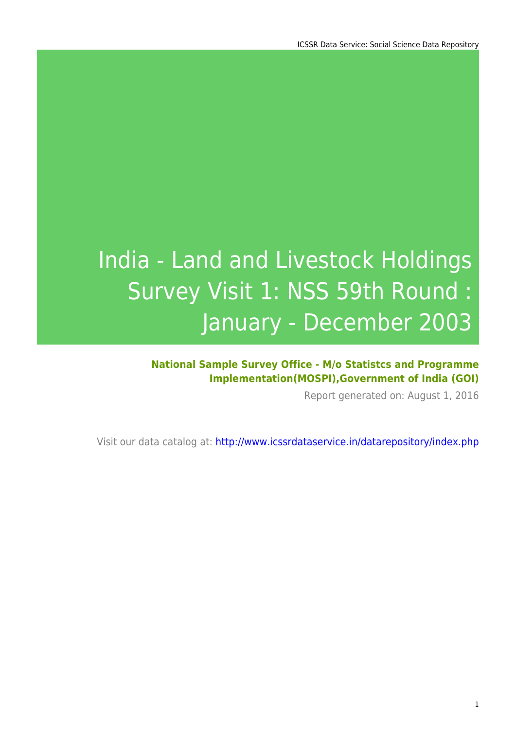# India - Land and Livestock Holdings Survey Visit 1: NSS 59th Round : January - December 2003

**National Sample Survey Office - M/o Statistcs and Programme Implementation(MOSPI),Government of India (GOI)**

Report generated on: August 1, 2016

Visit our data catalog at: http://www.icssrdataservice.in/datarepository/index.php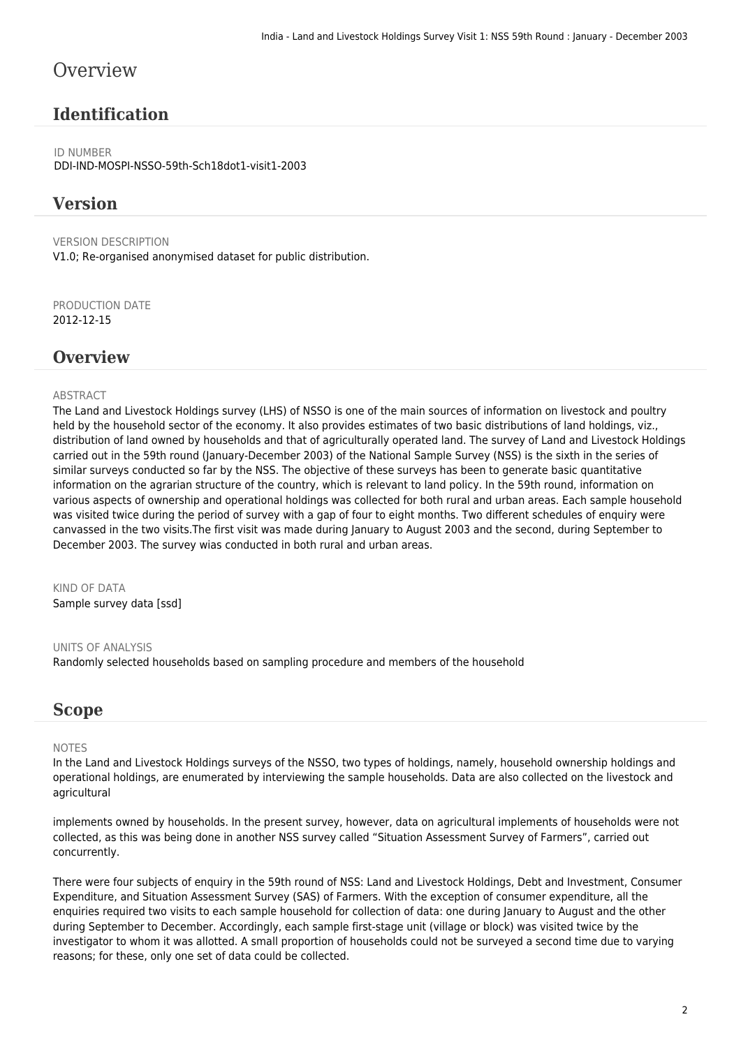# Overview

## Identification

ID NUMBER
DDI-IND-MOSPI-NSSO-59th-Sch18dot1-visit1-2003

## Version

VERSION DESCRIPTION
V1.0; Re-organised anonymised dataset for public distribution.

PRODUCTION DATE
2012-12-15

## Overview

ABSTRACT
The Land and Livestock Holdings survey (LHS) of NSSO is one of the main sources of information on livestock and poultry held by the household sector of the economy. It also provides estimates of two basic distributions of land holdings, viz., distribution of land owned by households and that of agriculturally operated land. The survey of Land and Livestock Holdings carried out in the 59th round (January-December 2003) of the National Sample Survey (NSS) is the sixth in the series of similar surveys conducted so far by the NSS. The objective of these surveys has been to generate basic quantitative information on the agrarian structure of the country, which is relevant to land policy. In the 59th round, information on various aspects of ownership and operational holdings was collected for both rural and urban areas. Each sample household was visited twice during the period of survey with a gap of four to eight months. Two different schedules of enquiry were canvassed in the two visits.The first visit was made during January to August 2003 and the second, during September to December 2003. The survey wias conducted in both rural and urban areas.

KIND OF DATA
Sample survey data [ssd]

UNITS OF ANALYSIS
Randomly selected households based on sampling procedure and members of the household

## Scope

NOTES
In the Land and Livestock Holdings surveys of the NSSO, two types of holdings, namely, household ownership holdings and operational holdings, are enumerated by interviewing the sample households. Data are also collected on the livestock and agricultural

implements owned by households. In the present survey, however, data on agricultural implements of households were not collected, as this was being done in another NSS survey called "Situation Assessment Survey of Farmers", carried out concurrently.

There were four subjects of enquiry in the 59th round of NSS: Land and Livestock Holdings, Debt and Investment, Consumer Expenditure, and Situation Assessment Survey (SAS) of Farmers. With the exception of consumer expenditure, all the enquiries required two visits to each sample household for collection of data: one during January to August and the other during September to December. Accordingly, each sample first-stage unit (village or block) was visited twice by the investigator to whom it was allotted. A small proportion of households could not be surveyed a second time due to varying reasons; for these, only one set of data could be collected.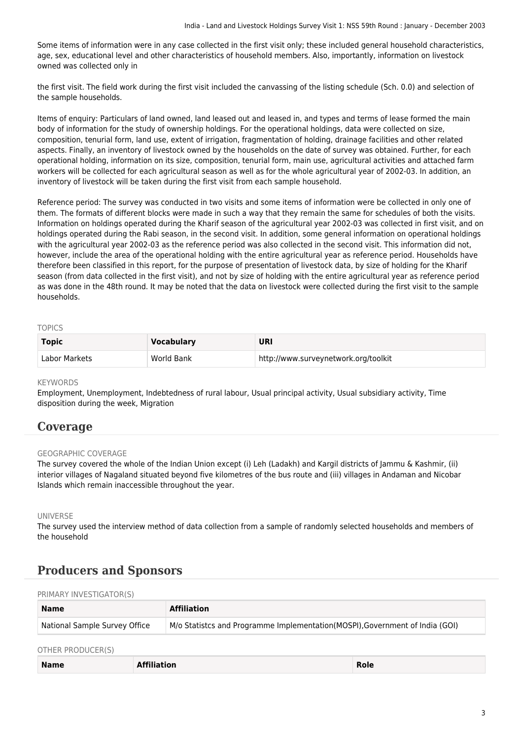Some items of information were in any case collected in the first visit only; these included general household characteristics, age, sex, educational level and other characteristics of household members. Also, importantly, information on livestock owned was collected only in

the first visit. The field work during the first visit included the canvassing of the listing schedule (Sch. 0.0) and selection of the sample households.

Items of enquiry: Particulars of land owned, land leased out and leased in, and types and terms of lease formed the main body of information for the study of ownership holdings. For the operational holdings, data were collected on size, composition, tenurial form, land use, extent of irrigation, fragmentation of holding, drainage facilities and other related aspects. Finally, an inventory of livestock owned by the households on the date of survey was obtained. Further, for each operational holding, information on its size, composition, tenurial form, main use, agricultural activities and attached farm workers will be collected for each agricultural season as well as for the whole agricultural year of 2002-03. In addition, an inventory of livestock will be taken during the first visit from each sample household.

Reference period: The survey was conducted in two visits and some items of information were be collected in only one of them. The formats of different blocks were made in such a way that they remain the same for schedules of both the visits. Information on holdings operated during the Kharif season of the agricultural year 2002-03 was collected in first visit, and on holdings operated during the Rabi season, in the second visit. In addition, some general information on operational holdings with the agricultural year 2002-03 as the reference period was also collected in the second visit. This information did not, however, include the area of the operational holding with the entire agricultural year as reference period. Households have therefore been classified in this report, for the purpose of presentation of livestock data, by size of holding for the Kharif season (from data collected in the first visit), and not by size of holding with the entire agricultural year as reference period as was done in the 48th round. It may be noted that the data on livestock were collected during the first visit to the sample households.

TOPICS

| Topic | Vocabulary | URI |
|---|---|---|
| Labor Markets | World Bank | http://www.surveynetwork.org/toolkit |

KEYWORDS

Employment, Unemployment, Indebtedness of rural labour, Usual principal activity, Usual subsidiary activity, Time disposition during the week, Migration

## Coverage

GEOGRAPHIC COVERAGE

The survey covered the whole of the Indian Union except (i) Leh (Ladakh) and Kargil districts of Jammu & Kashmir, (ii) interior villages of Nagaland situated beyond five kilometres of the bus route and (iii) villages in Andaman and Nicobar Islands which remain inaccessible throughout the year.

UNIVERSE

The survey used the interview method of data collection from a sample of randomly selected households and members of the household

## Producers and Sponsors

PRIMARY INVESTIGATOR(S)

| Name | Affiliation |
|---|---|
| National Sample Survey Office | M/o Statistcs and Programme Implementation(MOSPI),Government of India (GOI) |

OTHER PRODUCER(S)

| Name | Affiliation | Role |
|---|---|---|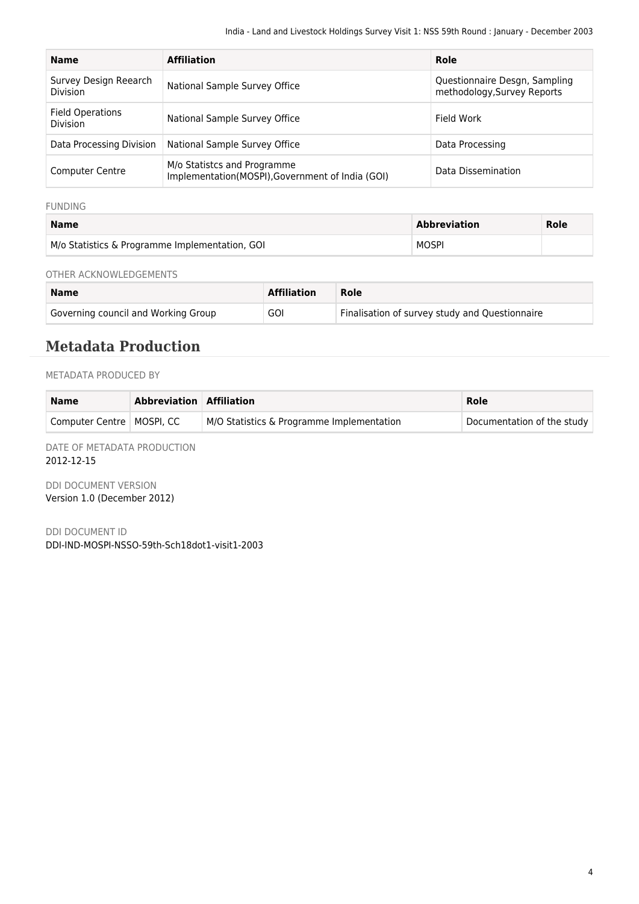| Name | Affiliation | Role |
|---|---|---|
| Survey Design Reearch Division | National Sample Survey Office | Questionnaire Desgn, Sampling methodology,Survey Reports |
| Field Operations Division | National Sample Survey Office | Field Work |
| Data Processing Division | National Sample Survey Office | Data Processing |
| Computer Centre | M/o Statistcs and Programme Implementation(MOSPI),Government of India (GOI) | Data Dissemination |

FUNDING

| Name | Abbreviation | Role |
|---|---|---|
| M/o Statistics & Programme Implementation, GOI | MOSPI | |

OTHER ACKNOWLEDGEMENTS

| Name | Affiliation | Role |
|---|---|---|
| Governing council and Working Group | GOI | Finalisation of survey study and Questionnaire |

## Metadata Production

METADATA PRODUCED BY

| Name | Abbreviation | Affiliation | Role |
|---|---|---|---|
| Computer Centre | MOSPI, CC | M/O Statistics & Programme Implementation | Documentation of the study |

DATE OF METADATA PRODUCTION
2012-12-15

DDI DOCUMENT VERSION
Version 1.0 (December 2012)

DDI DOCUMENT ID
DDI-IND-MOSPI-NSSO-59th-Sch18dot1-visit1-2003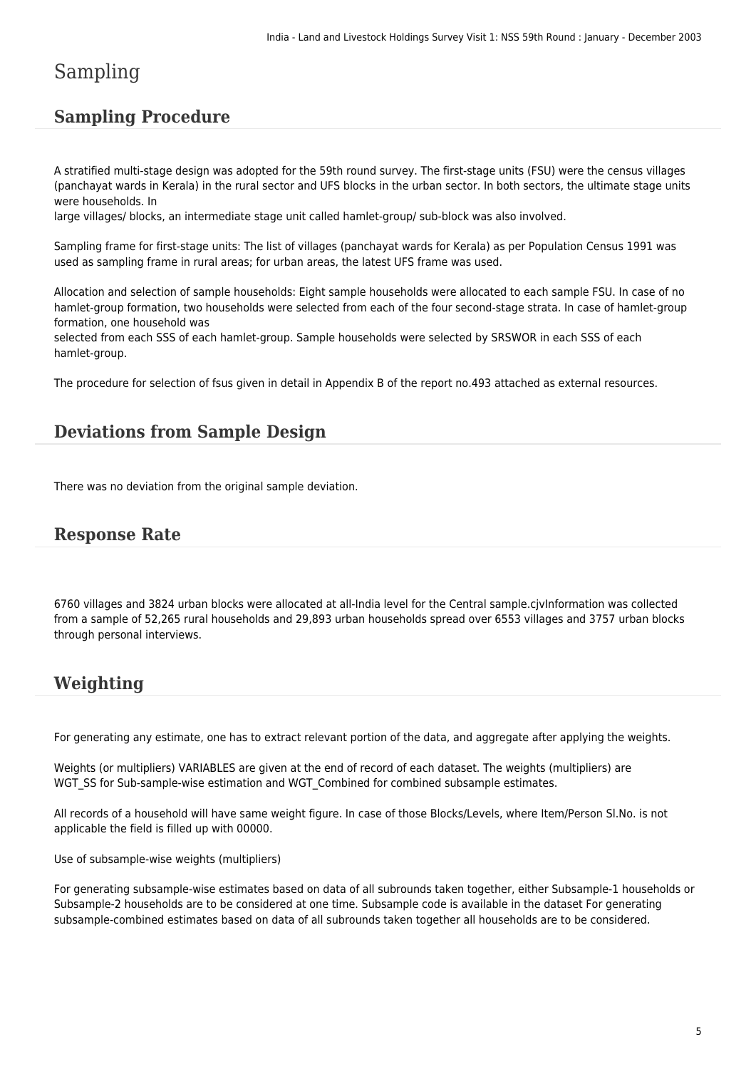# Sampling

## Sampling Procedure

A stratified multi-stage design was adopted for the 59th round survey. The first-stage units (FSU) were the census villages (panchayat wards in Kerala) in the rural sector and UFS blocks in the urban sector. In both sectors, the ultimate stage units were households. In
large villages/ blocks, an intermediate stage unit called hamlet-group/ sub-block was also involved.

Sampling frame for first-stage units: The list of villages (panchayat wards for Kerala) as per Population Census 1991 was used as sampling frame in rural areas; for urban areas, the latest UFS frame was used.

Allocation and selection of sample households: Eight sample households were allocated to each sample FSU. In case of no hamlet-group formation, two households were selected from each of the four second-stage strata. In case of hamlet-group formation, one household was
selected from each SSS of each hamlet-group. Sample households were selected by SRSWOR in each SSS of each hamlet-group.

The procedure for selection of fsus given in detail in Appendix B of the report no.493 attached as external resources.

## Deviations from Sample Design

There was no deviation from the original sample deviation.

## Response Rate

6760 villages and 3824 urban blocks were allocated at all-India level for the Central sample.cjvInformation was collected from a sample of 52,265 rural households and 29,893 urban households spread over 6553 villages and 3757 urban blocks through personal interviews.

## Weighting

For generating any estimate, one has to extract relevant portion of the data, and aggregate after applying the weights.

Weights (or multipliers) VARIABLES are given at the end of record of each dataset. The weights (multipliers) are WGT_SS for Sub-sample-wise estimation and WGT_Combined for combined subsample estimates.

All records of a household will have same weight figure. In case of those Blocks/Levels, where Item/Person Sl.No. is not applicable the field is filled up with 00000.

Use of subsample-wise weights (multipliers)

For generating subsample-wise estimates based on data of all subrounds taken together, either Subsample-1 households or Subsample-2 households are to be considered at one time. Subsample code is available in the dataset For generating subsample-combined estimates based on data of all subrounds taken together all households are to be considered.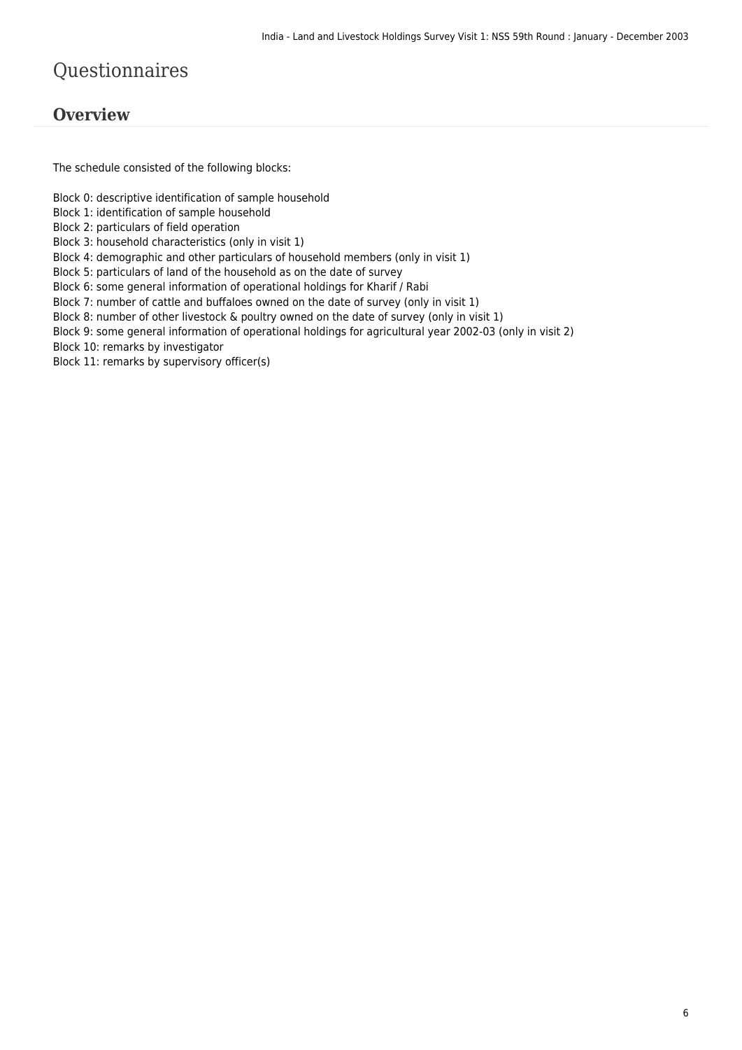# Questionnaires

## Overview

The schedule consisted of the following blocks:

Block 0: descriptive identification of sample household
Block 1: identification of sample household
Block 2: particulars of field operation
Block 3: household characteristics (only in visit 1)
Block 4: demographic and other particulars of household members (only in visit 1)
Block 5: particulars of land of the household as on the date of survey
Block 6: some general information of operational holdings for Kharif / Rabi
Block 7: number of cattle and buffaloes owned on the date of survey (only in visit 1)
Block 8: number of other livestock & poultry owned on the date of survey (only in visit 1)
Block 9: some general information of operational holdings for agricultural year 2002-03 (only in visit 2)
Block 10: remarks by investigator
Block 11: remarks by supervisory officer(s)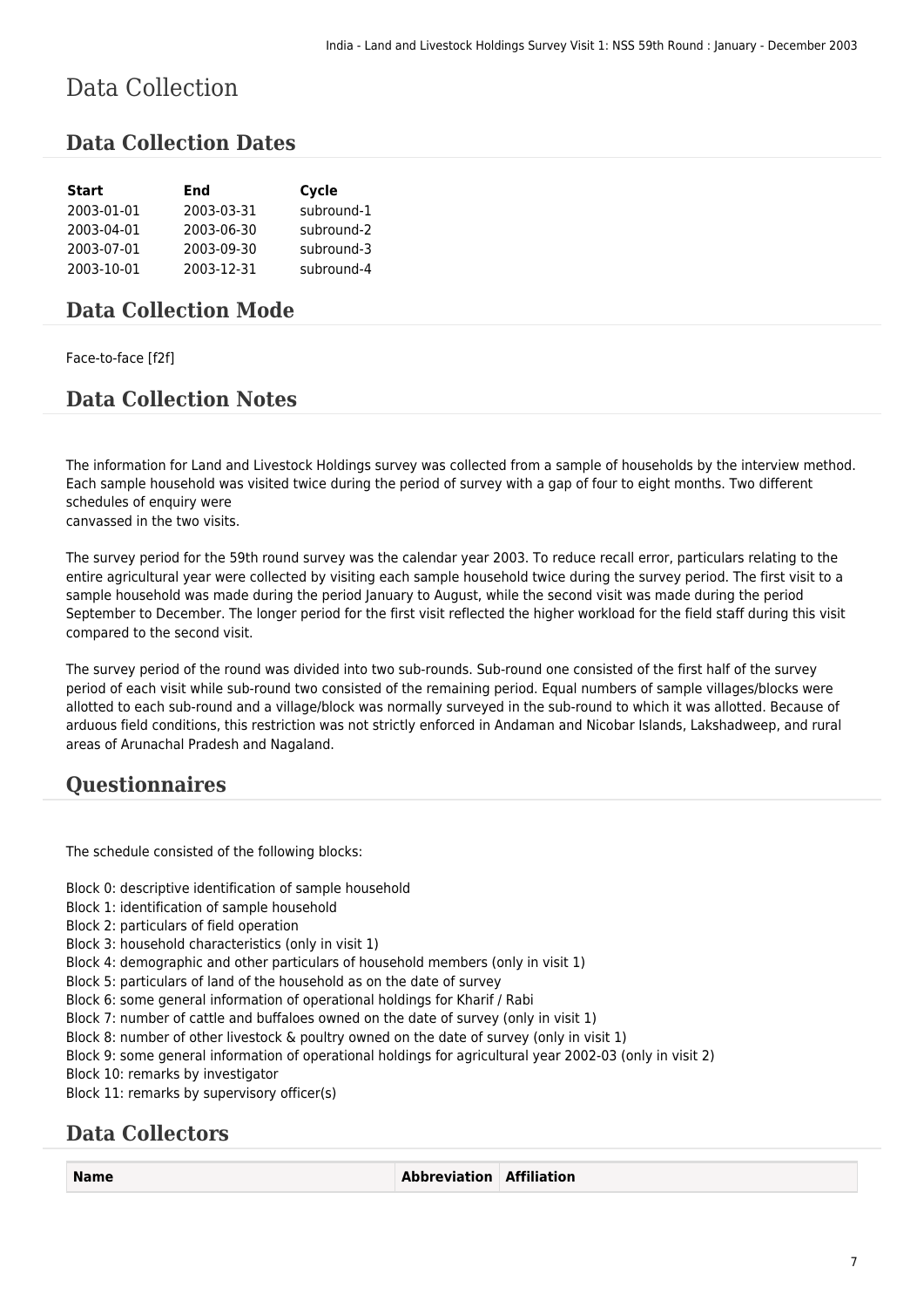# Data Collection

## Data Collection Dates

| Start | End | Cycle |
|---|---|---|
| 2003-01-01 | 2003-03-31 | subround-1 |
| 2003-04-01 | 2003-06-30 | subround-2 |
| 2003-07-01 | 2003-09-30 | subround-3 |
| 2003-10-01 | 2003-12-31 | subround-4 |

## Data Collection Mode

Face-to-face [f2f]

## Data Collection Notes

The information for Land and Livestock Holdings survey was collected from a sample of households by the interview method. Each sample household was visited twice during the period of survey with a gap of four to eight months. Two different schedules of enquiry were
canvassed in the two visits.

The survey period for the 59th round survey was the calendar year 2003. To reduce recall error, particulars relating to the entire agricultural year were collected by visiting each sample household twice during the survey period. The first visit to a sample household was made during the period January to August, while the second visit was made during the period September to December. The longer period for the first visit reflected the higher workload for the field staff during this visit compared to the second visit.

The survey period of the round was divided into two sub-rounds. Sub-round one consisted of the first half of the survey period of each visit while sub-round two consisted of the remaining period. Equal numbers of sample villages/blocks were allotted to each sub-round and a village/block was normally surveyed in the sub-round to which it was allotted. Because of arduous field conditions, this restriction was not strictly enforced in Andaman and Nicobar Islands, Lakshadweep, and rural areas of Arunachal Pradesh and Nagaland.

## Questionnaires

The schedule consisted of the following blocks:

Block 0: descriptive identification of sample household
Block 1: identification of sample household
Block 2: particulars of field operation
Block 3: household characteristics (only in visit 1)
Block 4: demographic and other particulars of household members (only in visit 1)
Block 5: particulars of land of the household as on the date of survey
Block 6: some general information of operational holdings for Kharif / Rabi
Block 7: number of cattle and buffaloes owned on the date of survey (only in visit 1)
Block 8: number of other livestock & poultry owned on the date of survey (only in visit 1)
Block 9: some general information of operational holdings for agricultural year 2002-03 (only in visit 2)
Block 10: remarks by investigator
Block 11: remarks by supervisory officer(s)

## Data Collectors

| Name | Abbreviation | Affiliation |
|---|---|---|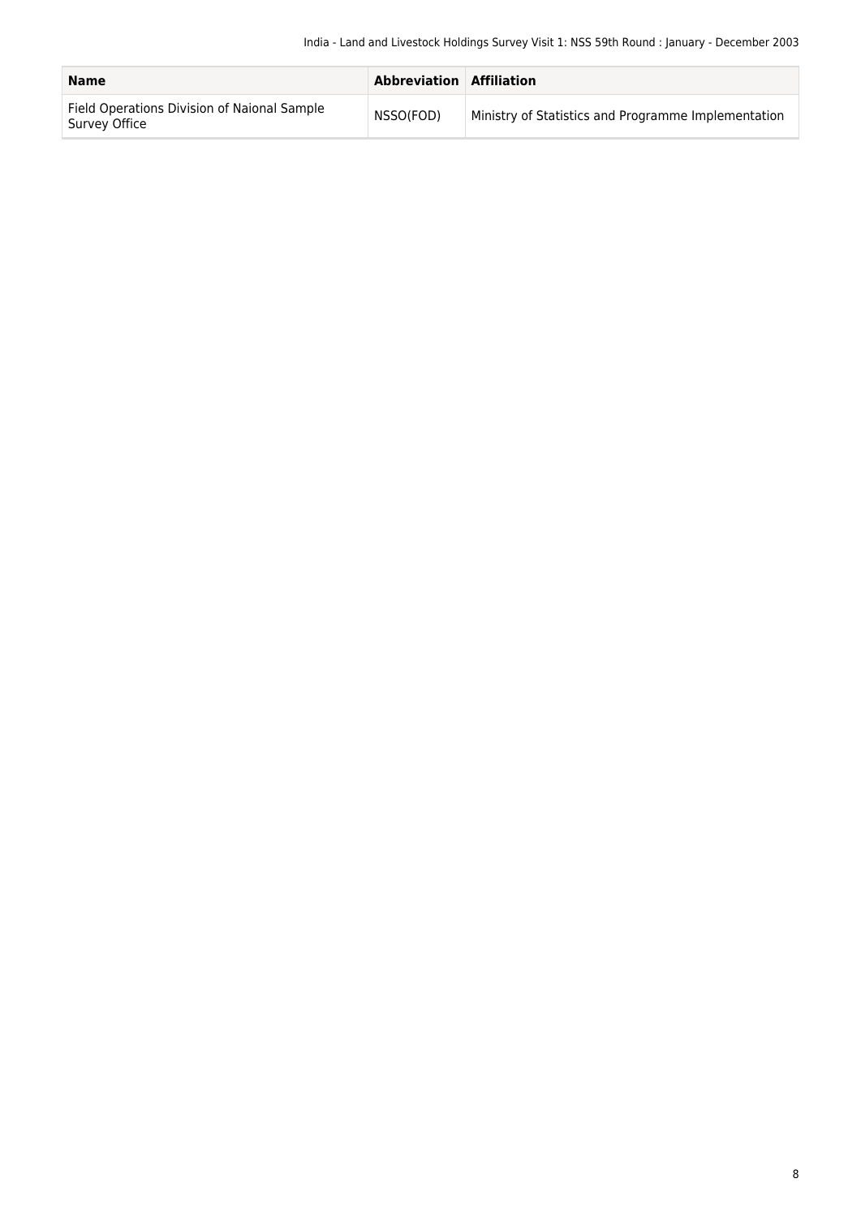| Name | Abbreviation | Affiliation |
|---|---|---|
| Field Operations Division of Naional Sample Survey Office | NSSO(FOD) | Ministry of Statistics and Programme Implementation |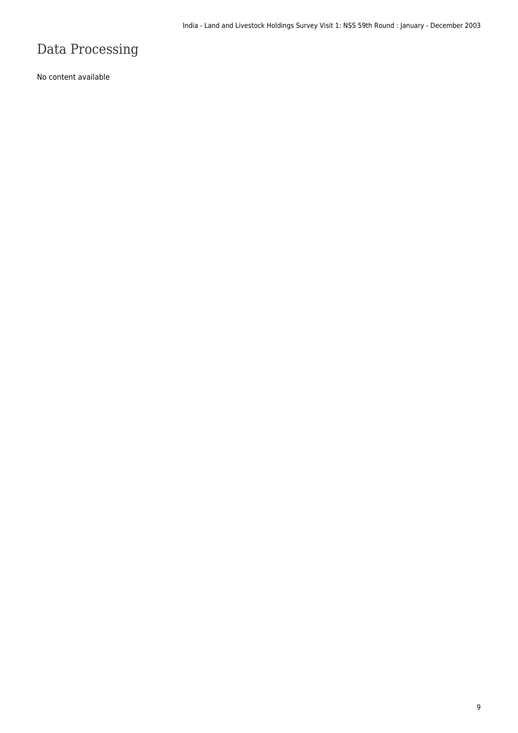# Data Processing

No content available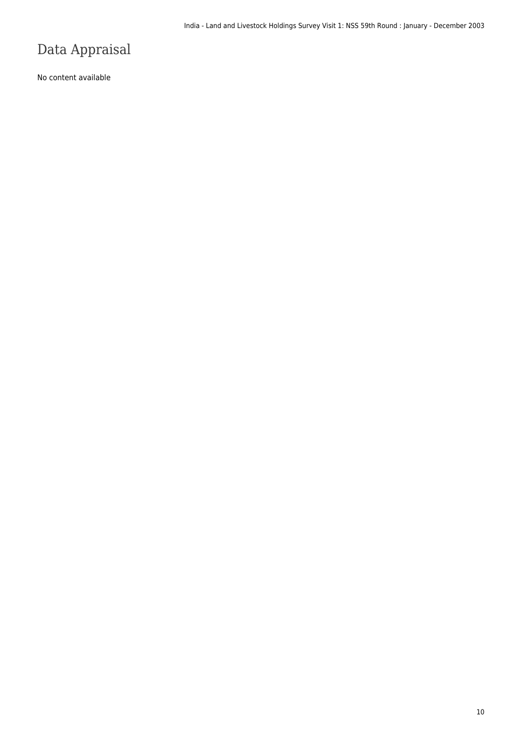# Data Appraisal

No content available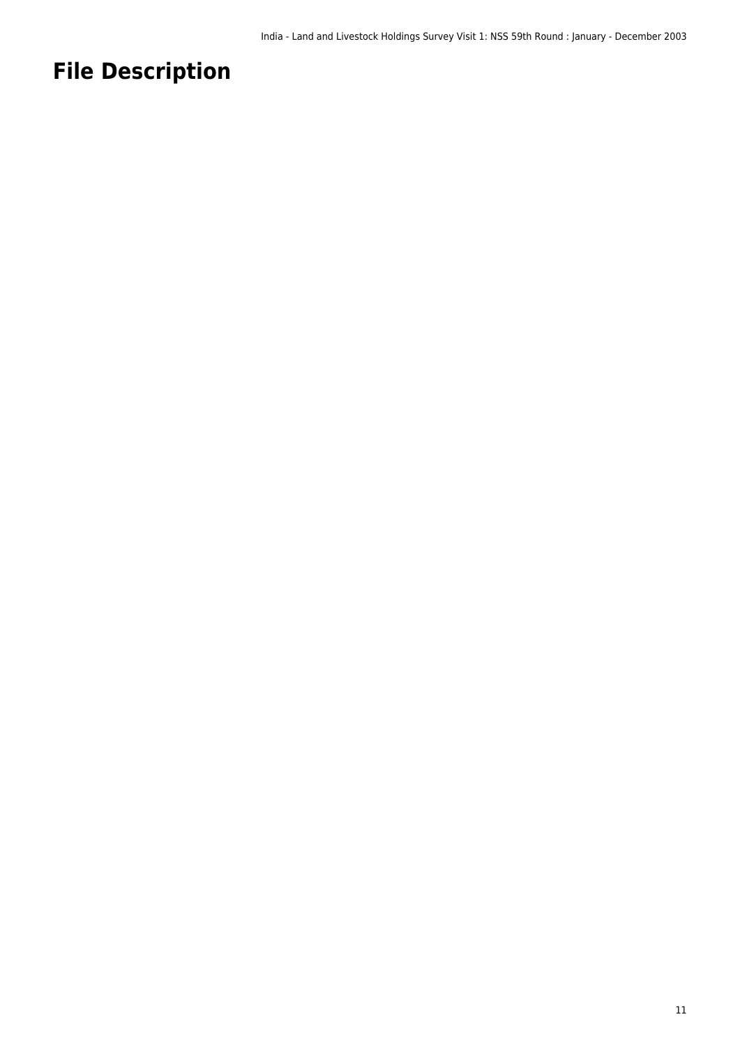# File Description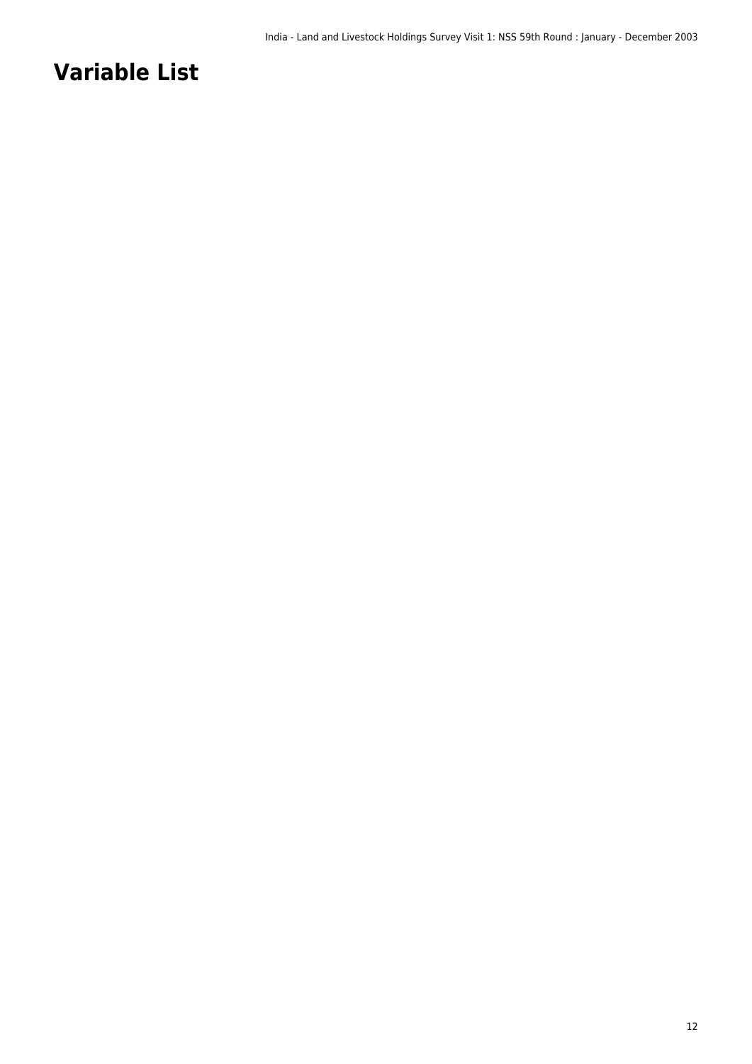# Variable List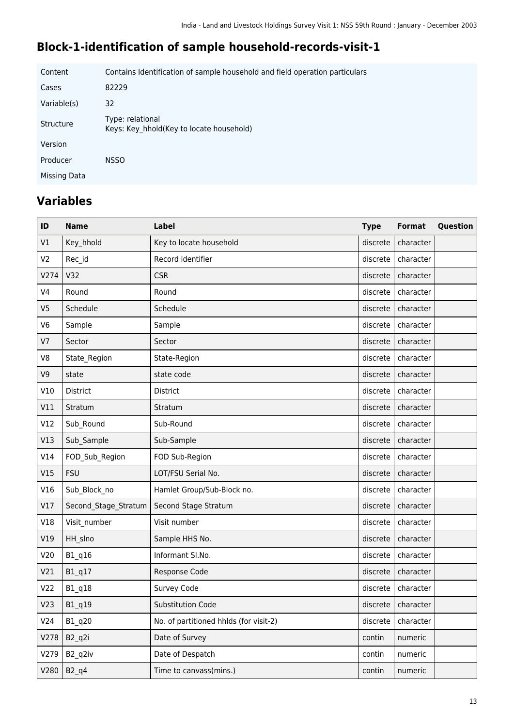## Block-1-identification of sample household-records-visit-1

| | |
|---|---|
| Content | Contains Identification of sample household and field operation particulars |
| Cases | 82229 |
| Variable(s) | 32 |
| Structure | Type: relational<br>Keys: Key_hhold(Key to locate household) |
| Version | |
| Producer | NSSO |
| Missing Data | |

## Variables

| ID | Name | Label | Type | Format | Question |
|---|---|---|---|---|---|
| V1 | Key_hhold | Key to locate household | discrete | character | |
| V2 | Rec_id | Record identifier | discrete | character | |
| V274 | V32 | CSR | discrete | character | |
| V4 | Round | Round | discrete | character | |
| V5 | Schedule | Schedule | discrete | character | |
| V6 | Sample | Sample | discrete | character | |
| V7 | Sector | Sector | discrete | character | |
| V8 | State_Region | State-Region | discrete | character | |
| V9 | state | state code | discrete | character | |
| V10 | District | District | discrete | character | |
| V11 | Stratum | Stratum | discrete | character | |
| V12 | Sub_Round | Sub-Round | discrete | character | |
| V13 | Sub_Sample | Sub-Sample | discrete | character | |
| V14 | FOD_Sub_Region | FOD Sub-Region | discrete | character | |
| V15 | FSU | LOT/FSU Serial No. | discrete | character | |
| V16 | Sub_Block_no | Hamlet Group/Sub-Block no. | discrete | character | |
| V17 | Second_Stage_Stratum | Second Stage Stratum | discrete | character | |
| V18 | Visit_number | Visit number | discrete | character | |
| V19 | HH_slno | Sample HHS No. | discrete | character | |
| V20 | B1_q16 | Informant Sl.No. | discrete | character | |
| V21 | B1_q17 | Response Code | discrete | character | |
| V22 | B1_q18 | Survey Code | discrete | character | |
| V23 | B1_q19 | Substitution Code | discrete | character | |
| V24 | B1_q20 | No. of partitioned hhlds (for visit-2) | discrete | character | |
| V278 | B2_q2i | Date of Survey | contin | numeric | |
| V279 | B2_q2iv | Date of Despatch | contin | numeric | |
| V280 | B2_q4 | Time to canvass(mins.) | contin | numeric | |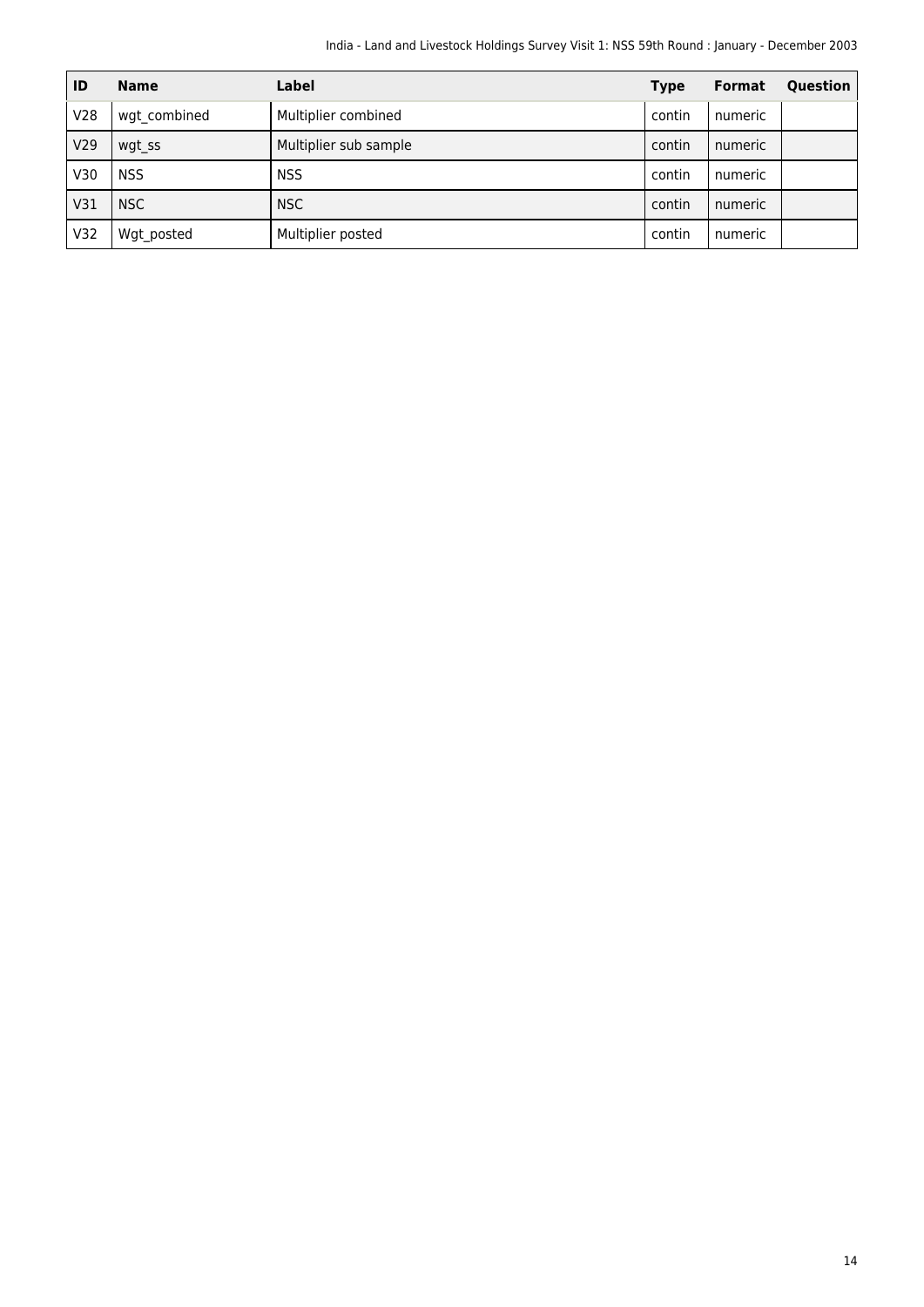| ID | Name | Label | Type | Format | Question |
| --- | --- | --- | --- | --- | --- |
| V28 | wgt_combined | Multiplier combined | contin | numeric | |
| V29 | wgt_ss | Multiplier sub sample | contin | numeric | |
| V30 | NSS | NSS | contin | numeric | |
| V31 | NSC | NSC | contin | numeric | |
| V32 | Wgt_posted | Multiplier posted | contin | numeric | |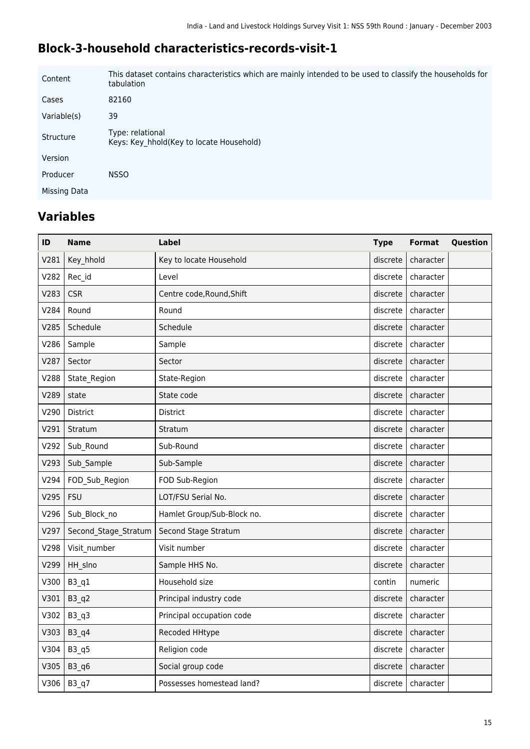## Block-3-household characteristics-records-visit-1

| | |
|---|---|
| Content | This dataset contains characteristics which are mainly intended to be used to classify the households for tabulation |
| Cases | 82160 |
| Variable(s) | 39 |
| Structure | Type: relational<br>Keys: Key_hhold(Key to locate Household) |
| Version | |
| Producer | NSSO |
| Missing Data | |

## Variables

| ID | Name | Label | Type | Format | Question |
|---|---|---|---|---|---|
| V281 | Key_hhold | Key to locate Household | discrete | character | |
| V282 | Rec_id | Level | discrete | character | |
| V283 | CSR | Centre code,Round,Shift | discrete | character | |
| V284 | Round | Round | discrete | character | |
| V285 | Schedule | Schedule | discrete | character | |
| V286 | Sample | Sample | discrete | character | |
| V287 | Sector | Sector | discrete | character | |
| V288 | State_Region | State-Region | discrete | character | |
| V289 | state | State code | discrete | character | |
| V290 | District | District | discrete | character | |
| V291 | Stratum | Stratum | discrete | character | |
| V292 | Sub_Round | Sub-Round | discrete | character | |
| V293 | Sub_Sample | Sub-Sample | discrete | character | |
| V294 | FOD_Sub_Region | FOD Sub-Region | discrete | character | |
| V295 | FSU | LOT/FSU Serial No. | discrete | character | |
| V296 | Sub_Block_no | Hamlet Group/Sub-Block no. | discrete | character | |
| V297 | Second_Stage_Stratum | Second Stage Stratum | discrete | character | |
| V298 | Visit_number | Visit number | discrete | character | |
| V299 | HH_slno | Sample HHS No. | discrete | character | |
| V300 | B3_q1 | Household size | contin | numeric | |
| V301 | B3_q2 | Principal industry code | discrete | character | |
| V302 | B3_q3 | Principal occupation code | discrete | character | |
| V303 | B3_q4 | Recoded HHtype | discrete | character | |
| V304 | B3_q5 | Religion code | discrete | character | |
| V305 | B3_q6 | Social group code | discrete | character | |
| V306 | B3_q7 | Possesses homestead land? | discrete | character | |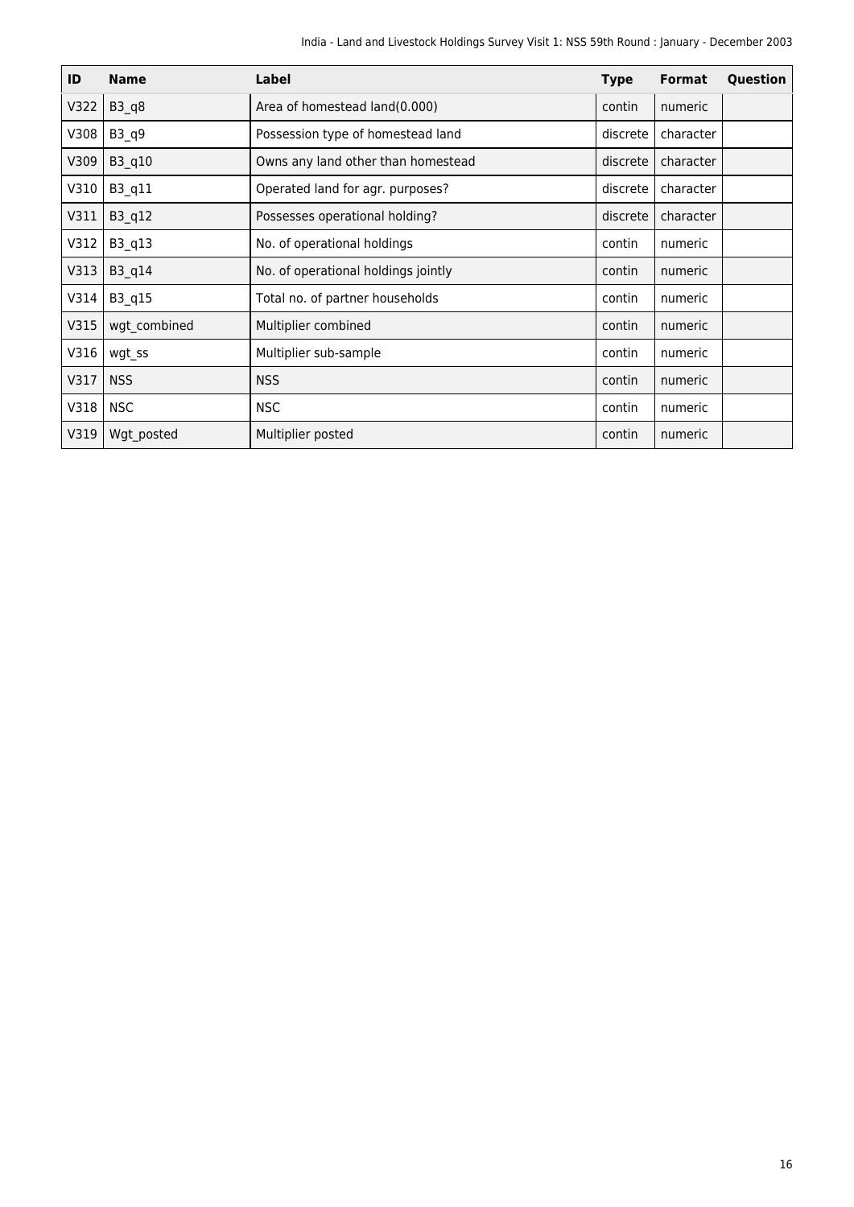| ID | Name | Label | Type | Format | Question |
|---|---|---|---|---|---|
| V322 | B3_q8 | Area of homestead land(0.000) | contin | numeric | |
| V308 | B3_q9 | Possession type of homestead land | discrete | character | |
| V309 | B3_q10 | Owns any land other than homestead | discrete | character | |
| V310 | B3_q11 | Operated land for agr. purposes? | discrete | character | |
| V311 | B3_q12 | Possesses operational holding? | discrete | character | |
| V312 | B3_q13 | No. of operational holdings | contin | numeric | |
| V313 | B3_q14 | No. of operational holdings jointly | contin | numeric | |
| V314 | B3_q15 | Total no. of partner households | contin | numeric | |
| V315 | wgt_combined | Multiplier combined | contin | numeric | |
| V316 | wgt_ss | Multiplier sub-sample | contin | numeric | |
| V317 | NSS | NSS | contin | numeric | |
| V318 | NSC | NSC | contin | numeric | |
| V319 | Wgt_posted | Multiplier posted | contin | numeric | |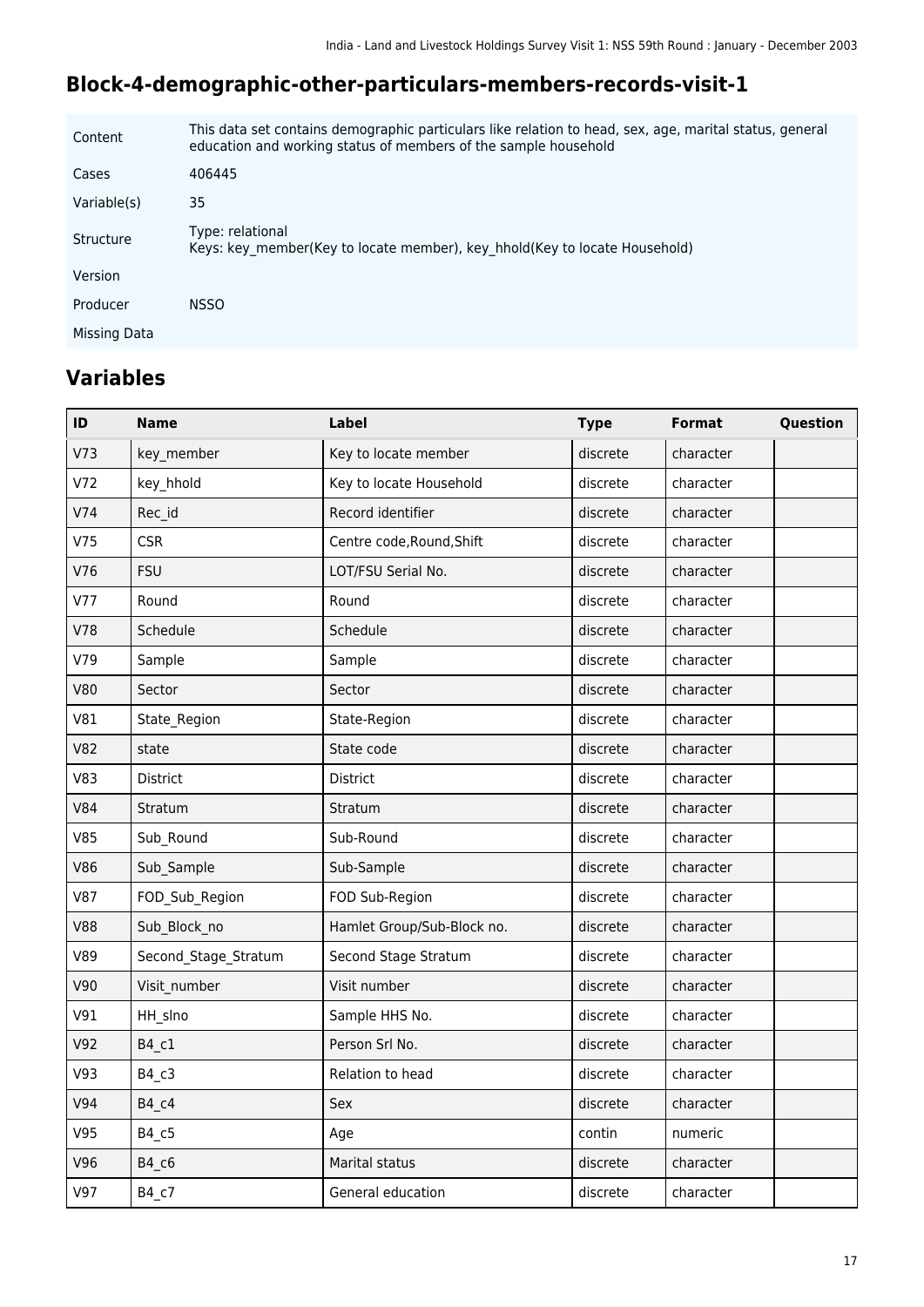## Block-4-demographic-other-particulars-members-records-visit-1

| | |
|---|---|
| Content | This data set contains demographic particulars like relation to head, sex, age, marital status, general education and working status of members of the sample household |
| Cases | 406445 |
| Variable(s) | 35 |
| Structure | Type: relational<br>Keys: key_member(Key to locate member), key_hhold(Key to locate Household) |
| Version | |
| Producer | NSSO |
| Missing Data | |

## Variables

| ID | Name | Label | Type | Format | Question |
|---|---|---|---|---|---|
| V73 | key_member | Key to locate member | discrete | character | |
| V72 | key_hhold | Key to locate Household | discrete | character | |
| V74 | Rec_id | Record identifier | discrete | character | |
| V75 | CSR | Centre code,Round,Shift | discrete | character | |
| V76 | FSU | LOT/FSU Serial No. | discrete | character | |
| V77 | Round | Round | discrete | character | |
| V78 | Schedule | Schedule | discrete | character | |
| V79 | Sample | Sample | discrete | character | |
| V80 | Sector | Sector | discrete | character | |
| V81 | State_Region | State-Region | discrete | character | |
| V82 | state | State code | discrete | character | |
| V83 | District | District | discrete | character | |
| V84 | Stratum | Stratum | discrete | character | |
| V85 | Sub_Round | Sub-Round | discrete | character | |
| V86 | Sub_Sample | Sub-Sample | discrete | character | |
| V87 | FOD_Sub_Region | FOD Sub-Region | discrete | character | |
| V88 | Sub_Block_no | Hamlet Group/Sub-Block no. | discrete | character | |
| V89 | Second_Stage_Stratum | Second Stage Stratum | discrete | character | |
| V90 | Visit_number | Visit number | discrete | character | |
| V91 | HH_slno | Sample HHS No. | discrete | character | |
| V92 | B4_c1 | Person Srl No. | discrete | character | |
| V93 | B4_c3 | Relation to head | discrete | character | |
| V94 | B4_c4 | Sex | discrete | character | |
| V95 | B4_c5 | Age | contin | numeric | |
| V96 | B4_c6 | Marital status | discrete | character | |
| V97 | B4_c7 | General education | discrete | character | |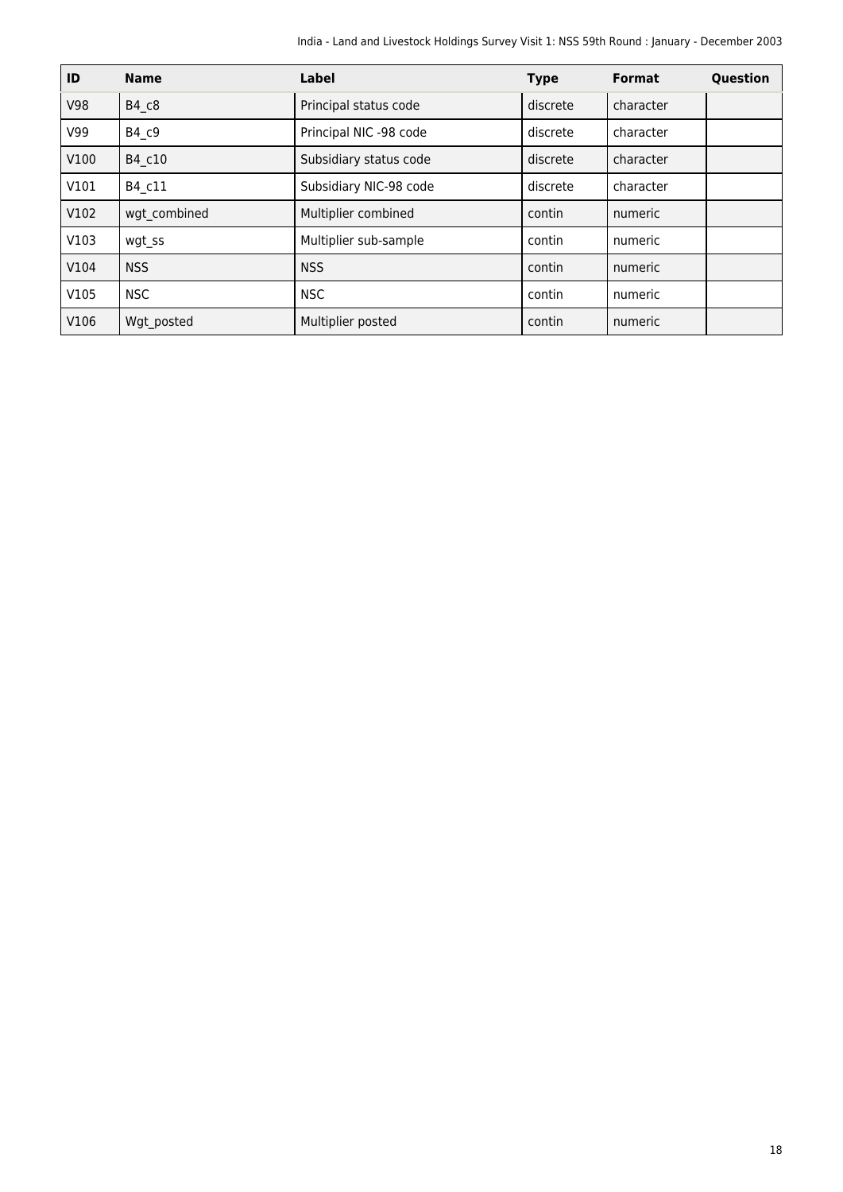| ID | Name | Label | Type | Format | Question |
|---|---|---|---|---|---|
| V98 | B4_c8 | Principal status code | discrete | character | |
| V99 | B4_c9 | Principal NIC -98 code | discrete | character | |
| V100 | B4_c10 | Subsidiary status code | discrete | character | |
| V101 | B4_c11 | Subsidiary NIC-98 code | discrete | character | |
| V102 | wgt_combined | Multiplier combined | contin | numeric | |
| V103 | wgt_ss | Multiplier sub-sample | contin | numeric | |
| V104 | NSS | NSS | contin | numeric | |
| V105 | NSC | NSC | contin | numeric | |
| V106 | Wgt_posted | Multiplier posted | contin | numeric | |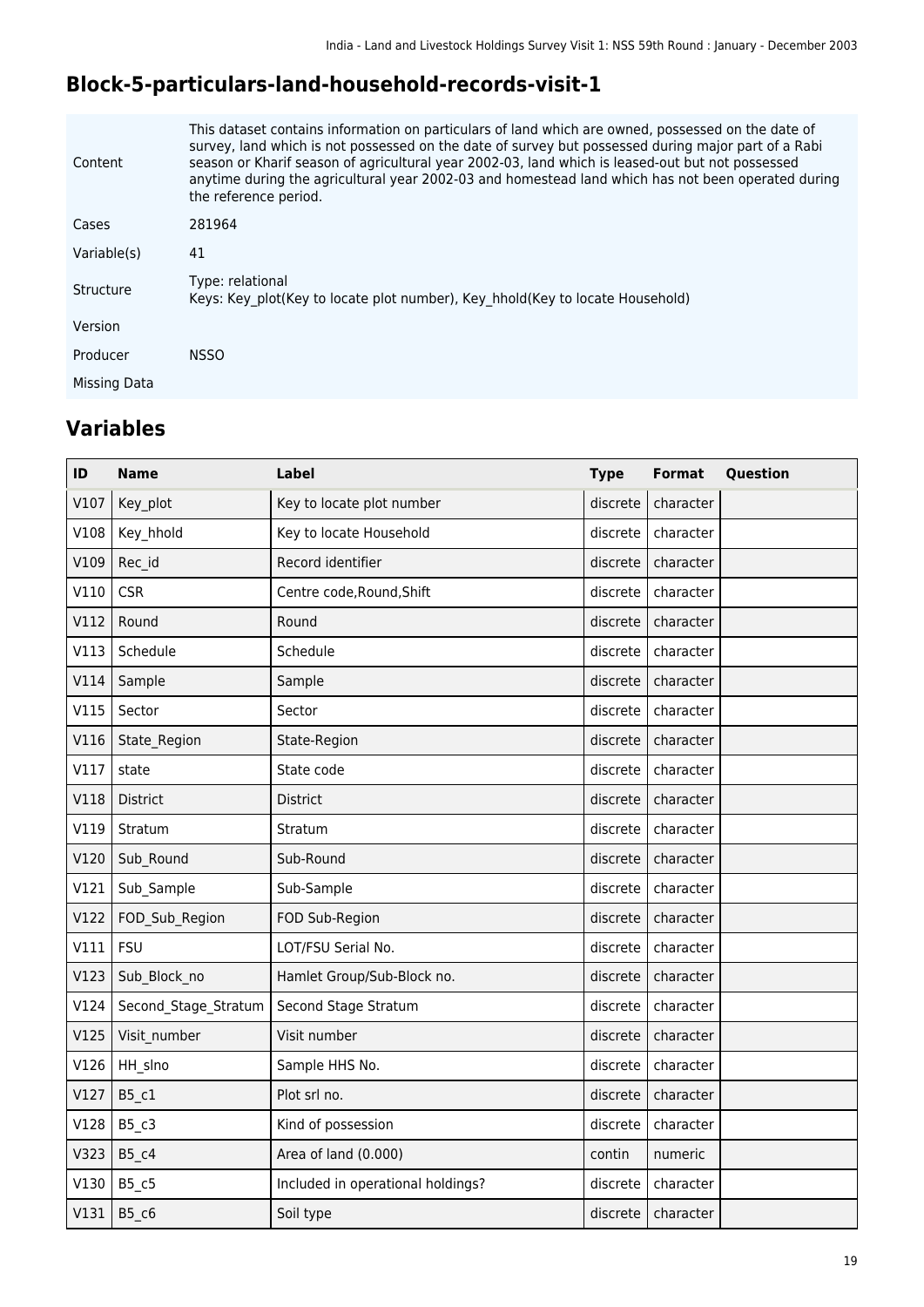## Block-5-particulars-land-household-records-visit-1

| | |
|---|---|
| Content | This dataset contains information on particulars of land which are owned, possessed on the date of survey, land which is not possessed on the date of survey but possessed during major part of a Rabi season or Kharif season of agricultural year 2002-03, land which is leased-out but not possessed anytime during the agricultural year 2002-03 and homestead land which has not been operated during the reference period. |
| Cases | 281964 |
| Variable(s) | 41 |
| Structure | Type: relational<br>Keys: Key_plot(Key to locate plot number), Key_hhold(Key to locate Household) |
| Version | |
| Producer | NSSO |
| Missing Data | |

## Variables

| ID | Name | Label | Type | Format | Question |
|---|---|---|---|---|---|
| V107 | Key_plot | Key to locate plot number | discrete | character | |
| V108 | Key_hhold | Key to locate Household | discrete | character | |
| V109 | Rec_id | Record identifier | discrete | character | |
| V110 | CSR | Centre code,Round,Shift | discrete | character | |
| V112 | Round | Round | discrete | character | |
| V113 | Schedule | Schedule | discrete | character | |
| V114 | Sample | Sample | discrete | character | |
| V115 | Sector | Sector | discrete | character | |
| V116 | State_Region | State-Region | discrete | character | |
| V117 | state | State code | discrete | character | |
| V118 | District | District | discrete | character | |
| V119 | Stratum | Stratum | discrete | character | |
| V120 | Sub_Round | Sub-Round | discrete | character | |
| V121 | Sub_Sample | Sub-Sample | discrete | character | |
| V122 | FOD_Sub_Region | FOD Sub-Region | discrete | character | |
| V111 | FSU | LOT/FSU Serial No. | discrete | character | |
| V123 | Sub_Block_no | Hamlet Group/Sub-Block no. | discrete | character | |
| V124 | Second_Stage_Stratum | Second Stage Stratum | discrete | character | |
| V125 | Visit_number | Visit number | discrete | character | |
| V126 | HH_slno | Sample HHS No. | discrete | character | |
| V127 | B5_c1 | Plot srl no. | discrete | character | |
| V128 | B5_c3 | Kind of possession | discrete | character | |
| V323 | B5_c4 | Area of land (0.000) | contin | numeric | |
| V130 | B5_c5 | Included in operational holdings? | discrete | character | |
| V131 | B5_c6 | Soil type | discrete | character | |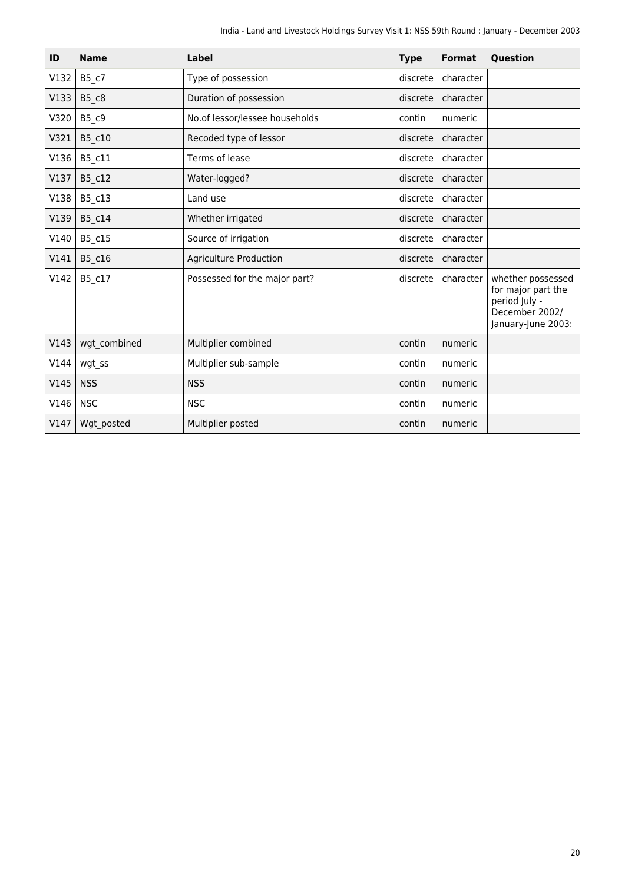| ID | Name | Label | Type | Format | Question |
| --- | --- | --- | --- | --- | --- |
| V132 | B5_c7 | Type of possession | discrete | character | |
| V133 | B5_c8 | Duration of possession | discrete | character | |
| V320 | B5_c9 | No.of lessor/lessee households | contin | numeric | |
| V321 | B5_c10 | Recoded type of lessor | discrete | character | |
| V136 | B5_c11 | Terms of lease | discrete | character | |
| V137 | B5_c12 | Water-logged? | discrete | character | |
| V138 | B5_c13 | Land use | discrete | character | |
| V139 | B5_c14 | Whether irrigated | discrete | character | |
| V140 | B5_c15 | Source of irrigation | discrete | character | |
| V141 | B5_c16 | Agriculture Production | discrete | character | |
| V142 | B5_c17 | Possessed for the major part? | discrete | character | whether possessed for major part the period July - December 2002/ January-June 2003: |
| V143 | wgt_combined | Multiplier combined | contin | numeric | |
| V144 | wgt_ss | Multiplier sub-sample | contin | numeric | |
| V145 | NSS | NSS | contin | numeric | |
| V146 | NSC | NSC | contin | numeric | |
| V147 | Wgt_posted | Multiplier posted | contin | numeric | |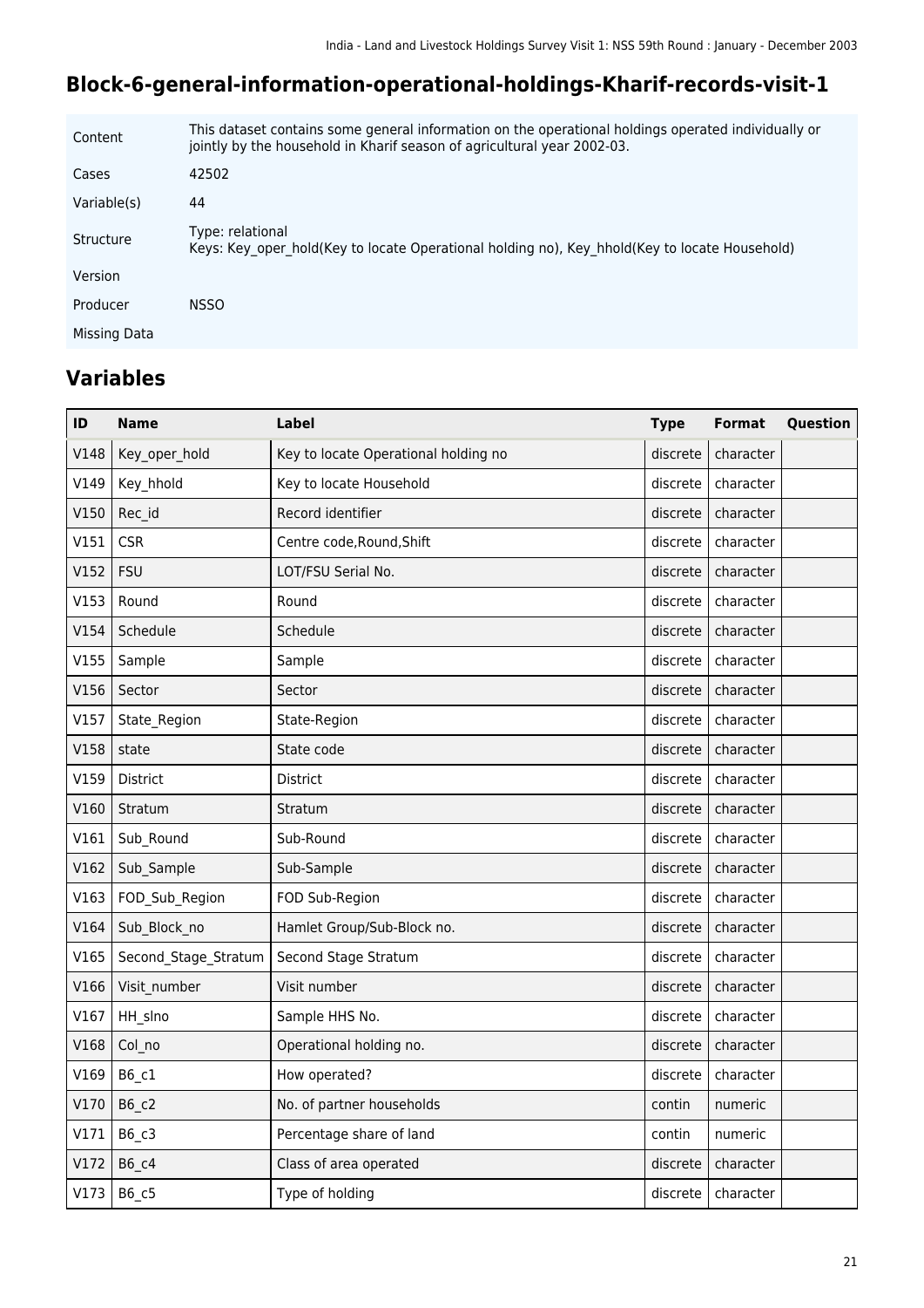## Block-6-general-information-operational-holdings-Kharif-records-visit-1

| | |
|---|---|
| Content | This dataset contains some general information on the operational holdings operated individually or jointly by the household in Kharif season of agricultural year 2002-03. |
| Cases | 42502 |
| Variable(s) | 44 |
| Structure | Type: relational<br>Keys: Key_oper_hold(Key to locate Operational holding no), Key_hhold(Key to locate Household) |
| Version | |
| Producer | NSSO |
| Missing Data | |

## Variables

| ID | Name | Label | Type | Format | Question |
|---|---|---|---|---|---|
| V148 | Key_oper_hold | Key to locate Operational holding no | discrete | character | |
| V149 | Key_hhold | Key to locate Household | discrete | character | |
| V150 | Rec_id | Record identifier | discrete | character | |
| V151 | CSR | Centre code,Round,Shift | discrete | character | |
| V152 | FSU | LOT/FSU Serial No. | discrete | character | |
| V153 | Round | Round | discrete | character | |
| V154 | Schedule | Schedule | discrete | character | |
| V155 | Sample | Sample | discrete | character | |
| V156 | Sector | Sector | discrete | character | |
| V157 | State_Region | State-Region | discrete | character | |
| V158 | state | State code | discrete | character | |
| V159 | District | District | discrete | character | |
| V160 | Stratum | Stratum | discrete | character | |
| V161 | Sub_Round | Sub-Round | discrete | character | |
| V162 | Sub_Sample | Sub-Sample | discrete | character | |
| V163 | FOD_Sub_Region | FOD Sub-Region | discrete | character | |
| V164 | Sub_Block_no | Hamlet Group/Sub-Block no. | discrete | character | |
| V165 | Second_Stage_Stratum | Second Stage Stratum | discrete | character | |
| V166 | Visit_number | Visit number | discrete | character | |
| V167 | HH_slno | Sample HHS No. | discrete | character | |
| V168 | Col_no | Operational holding no. | discrete | character | |
| V169 | B6_c1 | How operated? | discrete | character | |
| V170 | B6_c2 | No. of partner households | contin | numeric | |
| V171 | B6_c3 | Percentage share of land | contin | numeric | |
| V172 | B6_c4 | Class of area operated | discrete | character | |
| V173 | B6_c5 | Type of holding | discrete | character | |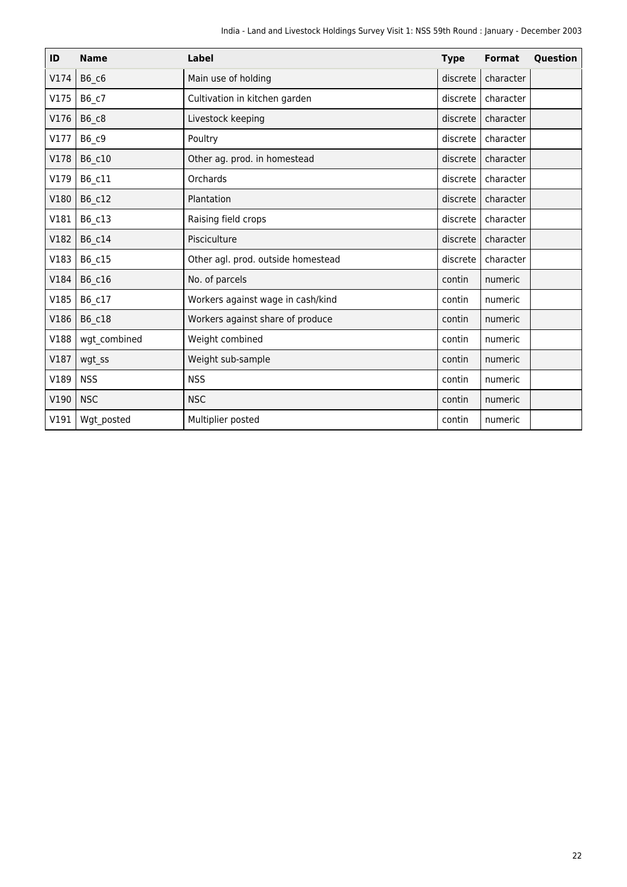| ID | Name | Label | Type | Format | Question |
|---|---|---|---|---|---|
| V174 | B6_c6 | Main use of holding | discrete | character | |
| V175 | B6_c7 | Cultivation in kitchen garden | discrete | character | |
| V176 | B6_c8 | Livestock keeping | discrete | character | |
| V177 | B6_c9 | Poultry | discrete | character | |
| V178 | B6_c10 | Other ag. prod. in homestead | discrete | character | |
| V179 | B6_c11 | Orchards | discrete | character | |
| V180 | B6_c12 | Plantation | discrete | character | |
| V181 | B6_c13 | Raising field crops | discrete | character | |
| V182 | B6_c14 | Pisciculture | discrete | character | |
| V183 | B6_c15 | Other agl. prod. outside homestead | discrete | character | |
| V184 | B6_c16 | No. of parcels | contin | numeric | |
| V185 | B6_c17 | Workers against wage in cash/kind | contin | numeric | |
| V186 | B6_c18 | Workers against share of produce | contin | numeric | |
| V188 | wgt_combined | Weight combined | contin | numeric | |
| V187 | wgt_ss | Weight sub-sample | contin | numeric | |
| V189 | NSS | NSS | contin | numeric | |
| V190 | NSC | NSC | contin | numeric | |
| V191 | Wgt_posted | Multiplier posted | contin | numeric | |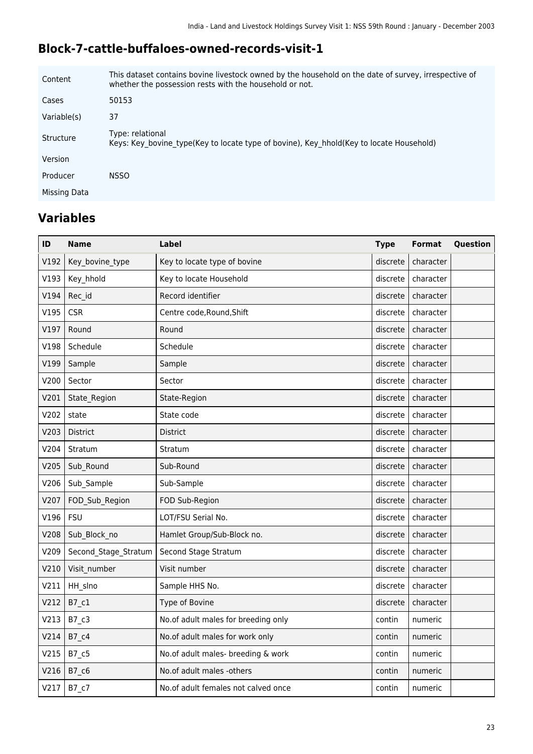## Block-7-cattle-buffaloes-owned-records-visit-1

| | |
|---|---|
| Content | This dataset contains bovine livestock owned by the household on the date of survey, irrespective of whether the possession rests with the household or not. |
| Cases | 50153 |
| Variable(s) | 37 |
| Structure | Type: relational<br>Keys: Key_bovine_type(Key to locate type of bovine), Key_hhold(Key to locate Household) |
| Version | |
| Producer | NSSO |
| Missing Data | |

## Variables

| ID | Name | Label | Type | Format | Question |
|---|---|---|---|---|---|
| V192 | Key_bovine_type | Key to locate type of bovine | discrete | character | |
| V193 | Key_hhold | Key to locate Household | discrete | character | |
| V194 | Rec_id | Record identifier | discrete | character | |
| V195 | CSR | Centre code,Round,Shift | discrete | character | |
| V197 | Round | Round | discrete | character | |
| V198 | Schedule | Schedule | discrete | character | |
| V199 | Sample | Sample | discrete | character | |
| V200 | Sector | Sector | discrete | character | |
| V201 | State_Region | State-Region | discrete | character | |
| V202 | state | State code | discrete | character | |
| V203 | District | District | discrete | character | |
| V204 | Stratum | Stratum | discrete | character | |
| V205 | Sub_Round | Sub-Round | discrete | character | |
| V206 | Sub_Sample | Sub-Sample | discrete | character | |
| V207 | FOD_Sub_Region | FOD Sub-Region | discrete | character | |
| V196 | FSU | LOT/FSU Serial No. | discrete | character | |
| V208 | Sub_Block_no | Hamlet Group/Sub-Block no. | discrete | character | |
| V209 | Second_Stage_Stratum | Second Stage Stratum | discrete | character | |
| V210 | Visit_number | Visit number | discrete | character | |
| V211 | HH_slno | Sample HHS No. | discrete | character | |
| V212 | B7_c1 | Type of Bovine | discrete | character | |
| V213 | B7_c3 | No.of adult males for breeding only | contin | numeric | |
| V214 | B7_c4 | No.of adult males for work only | contin | numeric | |
| V215 | B7_c5 | No.of adult males- breeding & work | contin | numeric | |
| V216 | B7_c6 | No.of adult males -others | contin | numeric | |
| V217 | B7_c7 | No.of adult females not calved once | contin | numeric | |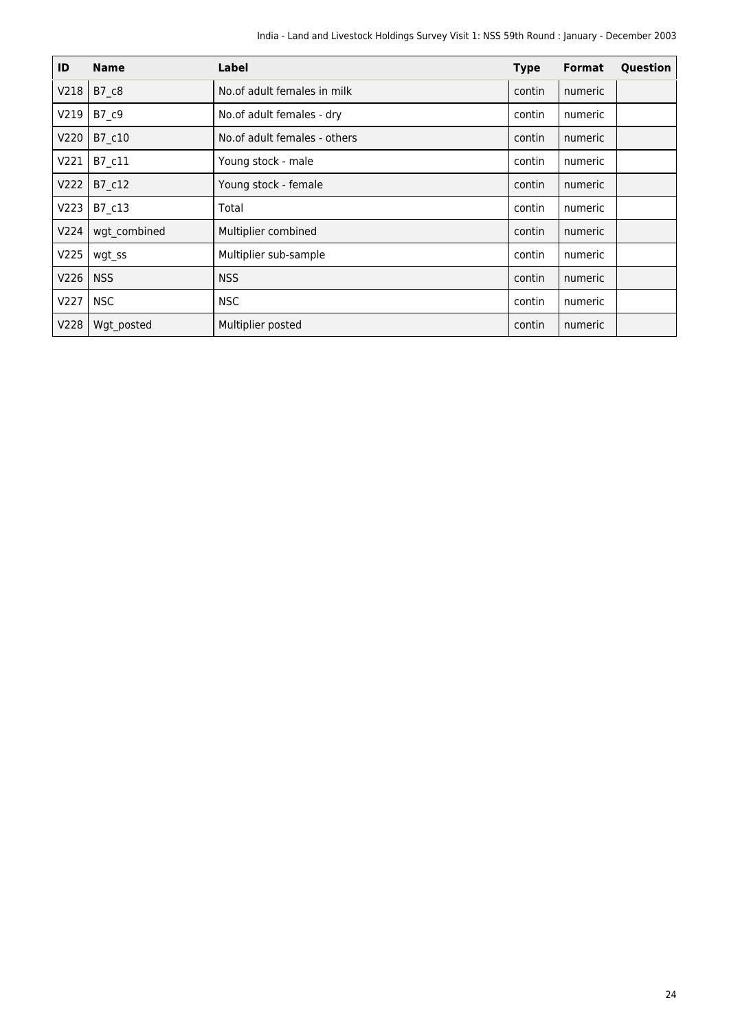| ID | Name | Label | Type | Format | Question |
|---|---|---|---|---|---|
| V218 | B7_c8 | No.of adult females in milk | contin | numeric | |
| V219 | B7_c9 | No.of adult females - dry | contin | numeric | |
| V220 | B7_c10 | No.of adult females - others | contin | numeric | |
| V221 | B7_c11 | Young stock - male | contin | numeric | |
| V222 | B7_c12 | Young stock - female | contin | numeric | |
| V223 | B7_c13 | Total | contin | numeric | |
| V224 | wgt_combined | Multiplier combined | contin | numeric | |
| V225 | wgt_ss | Multiplier sub-sample | contin | numeric | |
| V226 | NSS | NSS | contin | numeric | |
| V227 | NSC | NSC | contin | numeric | |
| V228 | Wgt_posted | Multiplier posted | contin | numeric | |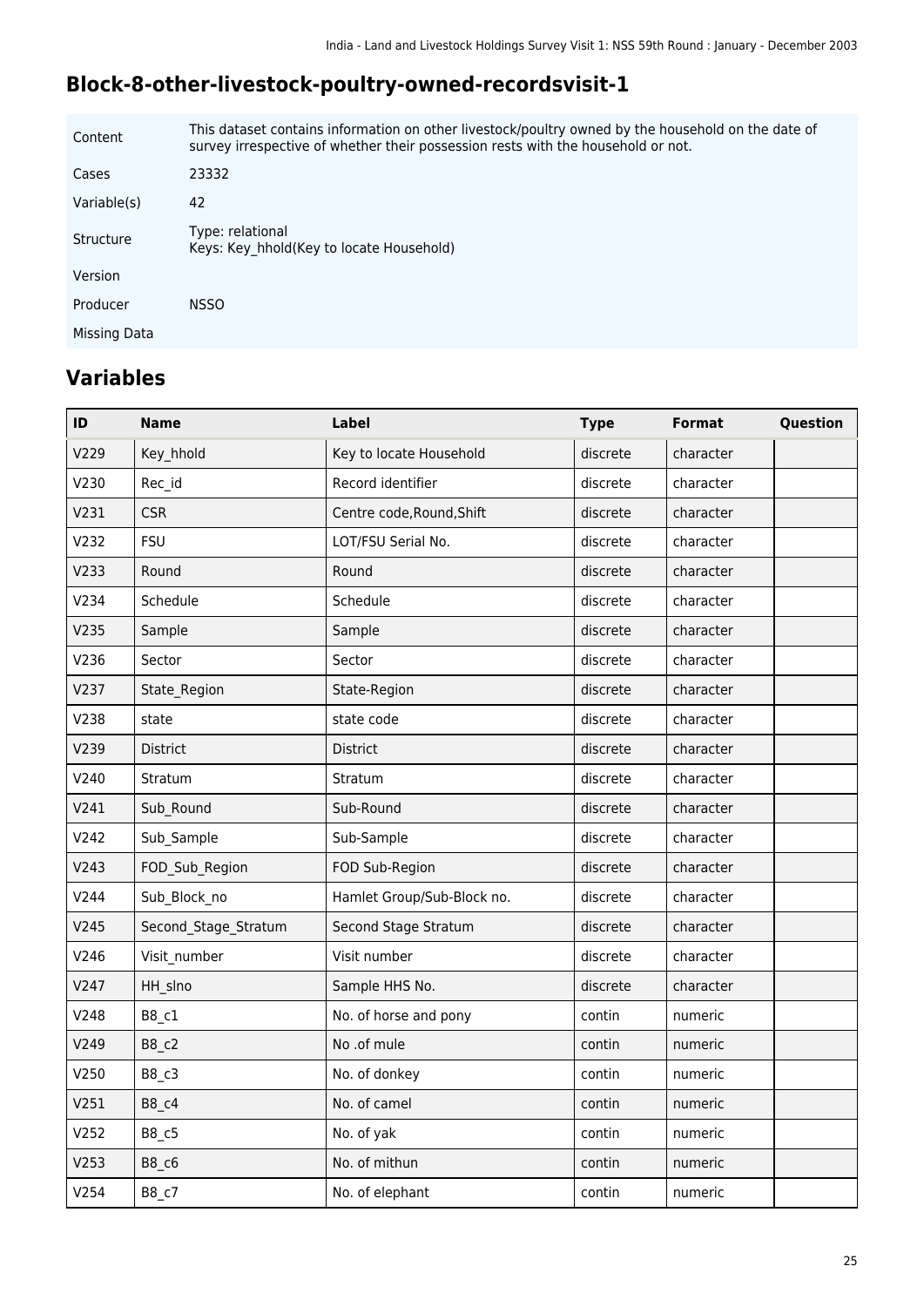## Block-8-other-livestock-poultry-owned-recordsvisit-1

| | |
|---|---|
| Content | This dataset contains information on other livestock/poultry owned by the household on the date of survey irrespective of whether their possession rests with the household or not. |
| Cases | 23332 |
| Variable(s) | 42 |
| Structure | Type: relational<br>Keys: Key_hhold(Key to locate Household) |
| Version | |
| Producer | NSSO |
| Missing Data | |

## Variables

| ID | Name | Label | Type | Format | Question |
|---|---|---|---|---|---|
| V229 | Key_hhold | Key to locate Household | discrete | character | |
| V230 | Rec_id | Record identifier | discrete | character | |
| V231 | CSR | Centre code,Round,Shift | discrete | character | |
| V232 | FSU | LOT/FSU Serial No. | discrete | character | |
| V233 | Round | Round | discrete | character | |
| V234 | Schedule | Schedule | discrete | character | |
| V235 | Sample | Sample | discrete | character | |
| V236 | Sector | Sector | discrete | character | |
| V237 | State_Region | State-Region | discrete | character | |
| V238 | state | state code | discrete | character | |
| V239 | District | District | discrete | character | |
| V240 | Stratum | Stratum | discrete | character | |
| V241 | Sub_Round | Sub-Round | discrete | character | |
| V242 | Sub_Sample | Sub-Sample | discrete | character | |
| V243 | FOD_Sub_Region | FOD Sub-Region | discrete | character | |
| V244 | Sub_Block_no | Hamlet Group/Sub-Block no. | discrete | character | |
| V245 | Second_Stage_Stratum | Second Stage Stratum | discrete | character | |
| V246 | Visit_number | Visit number | discrete | character | |
| V247 | HH_slno | Sample HHS No. | discrete | character | |
| V248 | B8_c1 | No. of horse and pony | contin | numeric | |
| V249 | B8_c2 | No .of mule | contin | numeric | |
| V250 | B8_c3 | No. of donkey | contin | numeric | |
| V251 | B8_c4 | No. of camel | contin | numeric | |
| V252 | B8_c5 | No. of yak | contin | numeric | |
| V253 | B8_c6 | No. of mithun | contin | numeric | |
| V254 | B8_c7 | No. of elephant | contin | numeric | |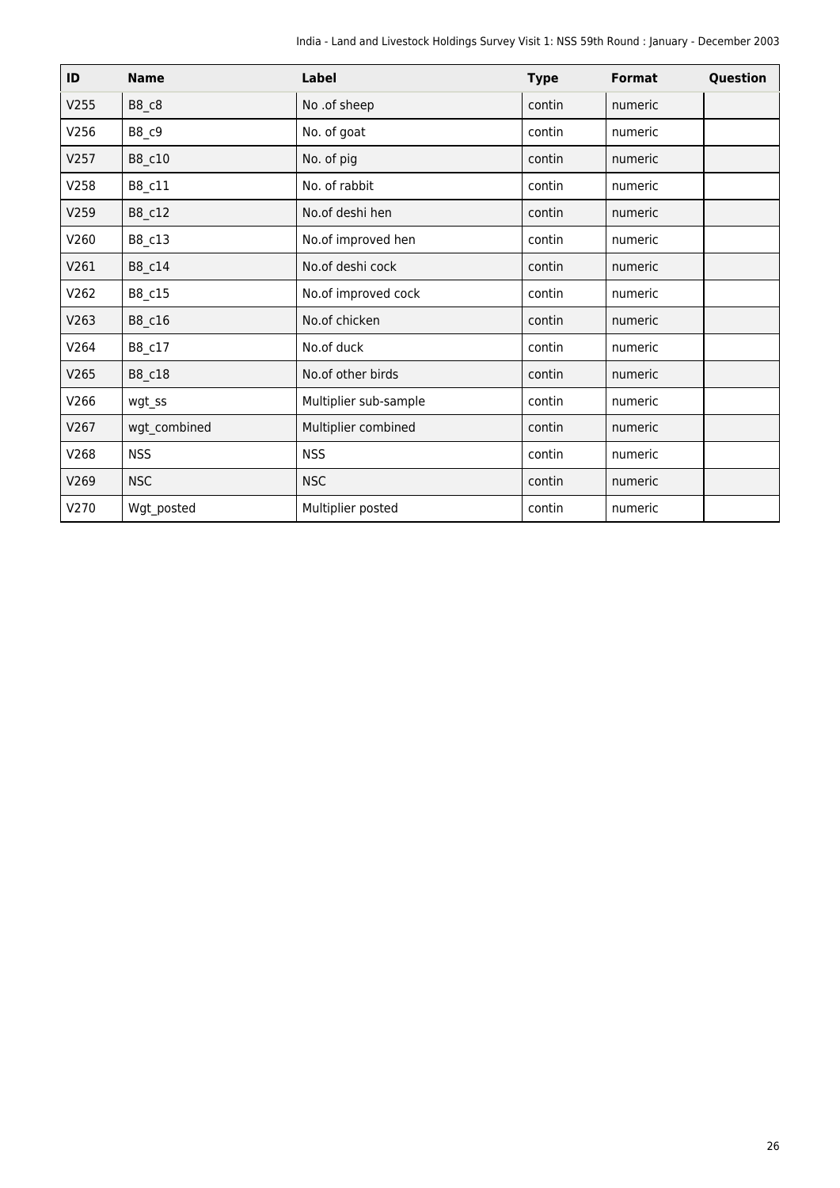| ID | Name | Label | Type | Format | Question |
|---|---|---|---|---|---|
| V255 | B8_c8 | No .of sheep | contin | numeric | |
| V256 | B8_c9 | No. of goat | contin | numeric | |
| V257 | B8_c10 | No. of pig | contin | numeric | |
| V258 | B8_c11 | No. of rabbit | contin | numeric | |
| V259 | B8_c12 | No.of deshi hen | contin | numeric | |
| V260 | B8_c13 | No.of improved hen | contin | numeric | |
| V261 | B8_c14 | No.of deshi cock | contin | numeric | |
| V262 | B8_c15 | No.of improved cock | contin | numeric | |
| V263 | B8_c16 | No.of chicken | contin | numeric | |
| V264 | B8_c17 | No.of duck | contin | numeric | |
| V265 | B8_c18 | No.of other birds | contin | numeric | |
| V266 | wgt_ss | Multiplier sub-sample | contin | numeric | |
| V267 | wgt_combined | Multiplier combined | contin | numeric | |
| V268 | NSS | NSS | contin | numeric | |
| V269 | NSC | NSC | contin | numeric | |
| V270 | Wgt_posted | Multiplier posted | contin | numeric | |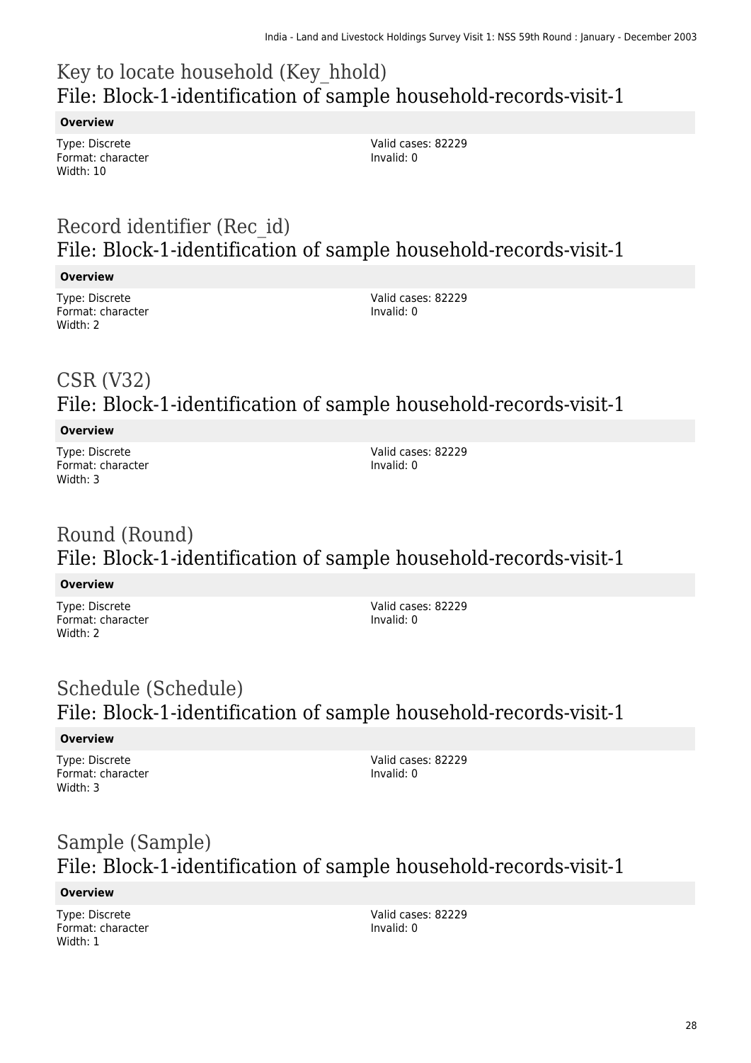## Key to locate household (Key_hhold)
## File: Block-1-identification of sample household-records-visit-1

**Overview**

Type: Discrete
Format: character
Width: 10

Valid cases: 82229
Invalid: 0

## Record identifier (Rec_id)
## File: Block-1-identification of sample household-records-visit-1

**Overview**

Type: Discrete
Format: character
Width: 2

Valid cases: 82229
Invalid: 0

## CSR (V32)
## File: Block-1-identification of sample household-records-visit-1

**Overview**

Type: Discrete
Format: character
Width: 3

Valid cases: 82229
Invalid: 0

## Round (Round)
## File: Block-1-identification of sample household-records-visit-1

**Overview**

Type: Discrete
Format: character
Width: 2

Valid cases: 82229
Invalid: 0

## Schedule (Schedule)
## File: Block-1-identification of sample household-records-visit-1

**Overview**

Type: Discrete
Format: character
Width: 3

Valid cases: 82229
Invalid: 0

## Sample (Sample)
## File: Block-1-identification of sample household-records-visit-1

**Overview**

Type: Discrete
Format: character
Width: 1

Valid cases: 82229
Invalid: 0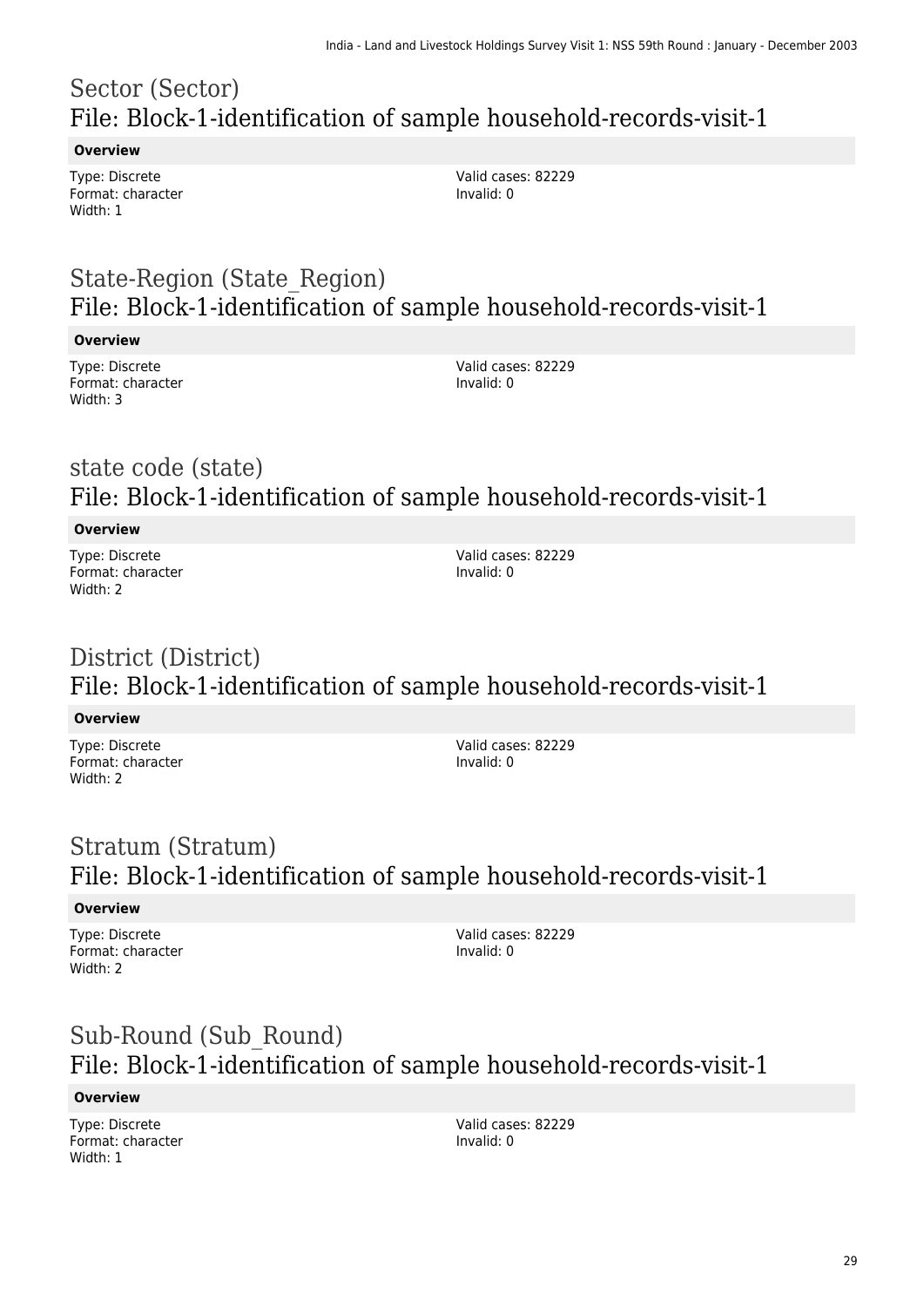## Sector (Sector)
## File: Block-1-identification of sample household-records-visit-1

**Overview**

Type: Discrete
Format: character
Width: 1

Valid cases: 82229
Invalid: 0

## State-Region (State_Region)
## File: Block-1-identification of sample household-records-visit-1

**Overview**

Type: Discrete
Format: character
Width: 3

Valid cases: 82229
Invalid: 0

## state code (state)
## File: Block-1-identification of sample household-records-visit-1

**Overview**

Type: Discrete
Format: character
Width: 2

Valid cases: 82229
Invalid: 0

## District (District)
## File: Block-1-identification of sample household-records-visit-1

**Overview**

Type: Discrete
Format: character
Width: 2

Valid cases: 82229
Invalid: 0

## Stratum (Stratum)
## File: Block-1-identification of sample household-records-visit-1

**Overview**

Type: Discrete
Format: character
Width: 2

Valid cases: 82229
Invalid: 0

## Sub-Round (Sub_Round)
## File: Block-1-identification of sample household-records-visit-1

**Overview**

Type: Discrete
Format: character
Width: 1

Valid cases: 82229
Invalid: 0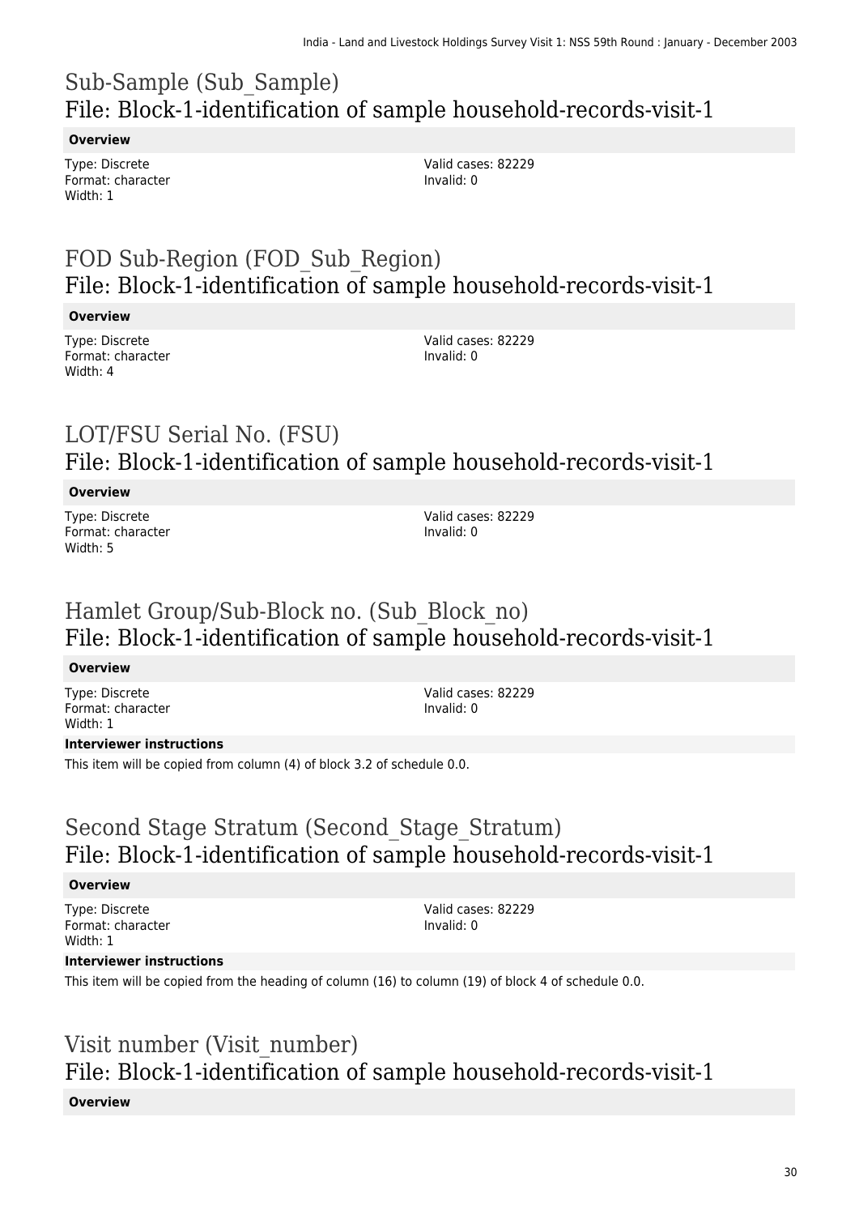# Sub-Sample (Sub_Sample)
## File: Block-1-identification of sample household-records-visit-1

**Overview**

Type: Discrete
Format: character
Width: 1

Valid cases: 82229
Invalid: 0

# FOD Sub-Region (FOD_Sub_Region)
## File: Block-1-identification of sample household-records-visit-1

**Overview**

Type: Discrete
Format: character
Width: 4

Valid cases: 82229
Invalid: 0

# LOT/FSU Serial No. (FSU)
## File: Block-1-identification of sample household-records-visit-1

**Overview**

Type: Discrete
Format: character
Width: 5

Valid cases: 82229
Invalid: 0

# Hamlet Group/Sub-Block no. (Sub_Block_no)
## File: Block-1-identification of sample household-records-visit-1

**Overview**

Type: Discrete
Format: character
Width: 1

Valid cases: 82229
Invalid: 0

**Interviewer instructions**

This item will be copied from column (4) of block 3.2 of schedule 0.0.

# Second Stage Stratum (Second_Stage_Stratum)
## File: Block-1-identification of sample household-records-visit-1

**Overview**

Type: Discrete
Format: character
Width: 1

Valid cases: 82229
Invalid: 0

**Interviewer instructions**

This item will be copied from the heading of column (16) to column (19) of block 4 of schedule 0.0.

# Visit number (Visit_number)
## File: Block-1-identification of sample household-records-visit-1

**Overview**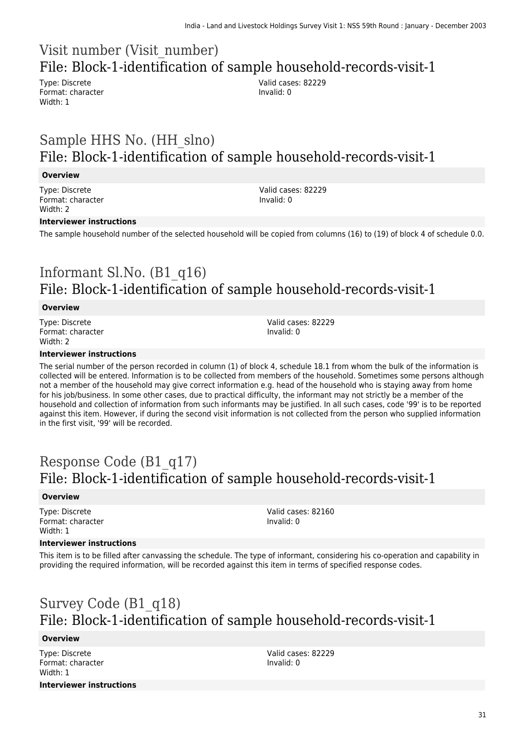## Visit number (Visit_number)
## File: Block-1-identification of sample household-records-visit-1

Type: Discrete
Format: character
Width: 1

Valid cases: 82229
Invalid: 0

## Sample HHS No. (HH_slno)
## File: Block-1-identification of sample household-records-visit-1

**Overview**

Type: Discrete
Format: character
Width: 2

Valid cases: 82229
Invalid: 0

**Interviewer instructions**

The sample household number of the selected household will be copied from columns (16) to (19) of block 4 of schedule 0.0.

## Informant Sl.No. (B1_q16)
## File: Block-1-identification of sample household-records-visit-1

**Overview**

Type: Discrete
Format: character
Width: 2

Valid cases: 82229
Invalid: 0

**Interviewer instructions**

The serial number of the person recorded in column (1) of block 4, schedule 18.1 from whom the bulk of the information is collected will be entered. Information is to be collected from members of the household. Sometimes some persons although not a member of the household may give correct information e.g. head of the household who is staying away from home for his job/business. In some other cases, due to practical difficulty, the informant may not strictly be a member of the household and collection of information from such informants may be justified. In all such cases, code '99' is to be reported against this item. However, if during the second visit information is not collected from the person who supplied information in the first visit, '99' will be recorded.

## Response Code (B1_q17)
## File: Block-1-identification of sample household-records-visit-1

**Overview**

Type: Discrete
Format: character
Width: 1

Valid cases: 82160
Invalid: 0

**Interviewer instructions**

This item is to be filled after canvassing the schedule. The type of informant, considering his co-operation and capability in providing the required information, will be recorded against this item in terms of specified response codes.

## Survey Code (B1_q18)
## File: Block-1-identification of sample household-records-visit-1

**Overview**

Type: Discrete
Format: character
Width: 1

Valid cases: 82229
Invalid: 0

**Interviewer instructions**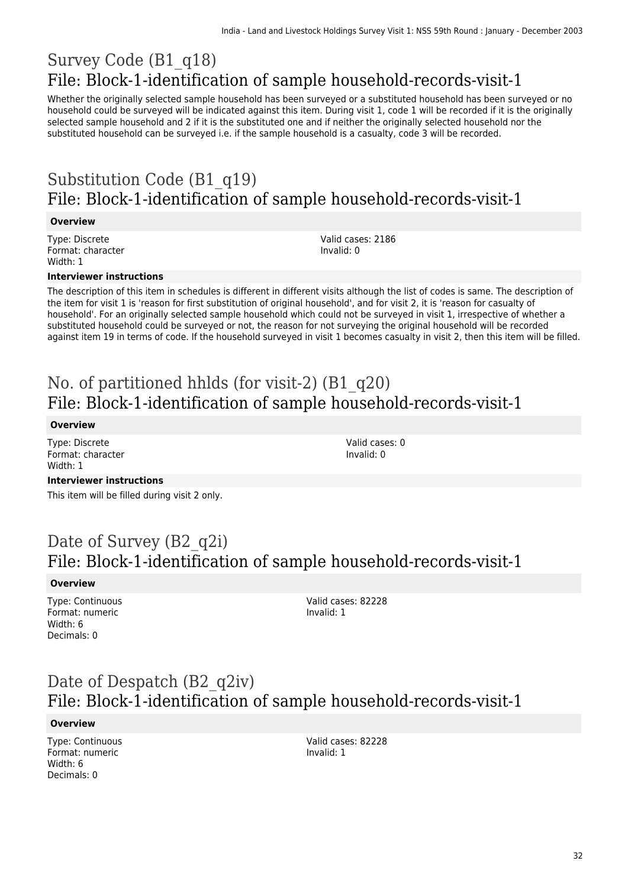# Survey Code (B1_q18)

## File: Block-1-identification of sample household-records-visit-1

Whether the originally selected sample household has been surveyed or a substituted household has been surveyed or no household could be surveyed will be indicated against this item. During visit 1, code 1 will be recorded if it is the originally selected sample household and 2 if it is the substituted one and if neither the originally selected household nor the substituted household can be surveyed i.e. if the sample household is a casualty, code 3 will be recorded.

# Substitution Code (B1_q19)

## File: Block-1-identification of sample household-records-visit-1

**Overview**

Type: Discrete
Format: character
Width: 1

Valid cases: 2186
Invalid: 0

**Interviewer instructions**

The description of this item in schedules is different in different visits although the list of codes is same. The description of the item for visit 1 is 'reason for first substitution of original household', and for visit 2, it is 'reason for casualty of household'. For an originally selected sample household which could not be surveyed in visit 1, irrespective of whether a substituted household could be surveyed or not, the reason for not surveying the original household will be recorded against item 19 in terms of code. If the household surveyed in visit 1 becomes casualty in visit 2, then this item will be filled.

# No. of partitioned hhlds (for visit-2) (B1_q20)

## File: Block-1-identification of sample household-records-visit-1

**Overview**

Type: Discrete
Format: character
Width: 1

Valid cases: 0
Invalid: 0

**Interviewer instructions**

This item will be filled during visit 2 only.

# Date of Survey (B2_q2i)

## File: Block-1-identification of sample household-records-visit-1

**Overview**

Type: Continuous
Format: numeric
Width: 6
Decimals: 0

Valid cases: 82228
Invalid: 1

# Date of Despatch (B2_q2iv)

## File: Block-1-identification of sample household-records-visit-1

**Overview**

Type: Continuous
Format: numeric
Width: 6
Decimals: 0

Valid cases: 82228
Invalid: 1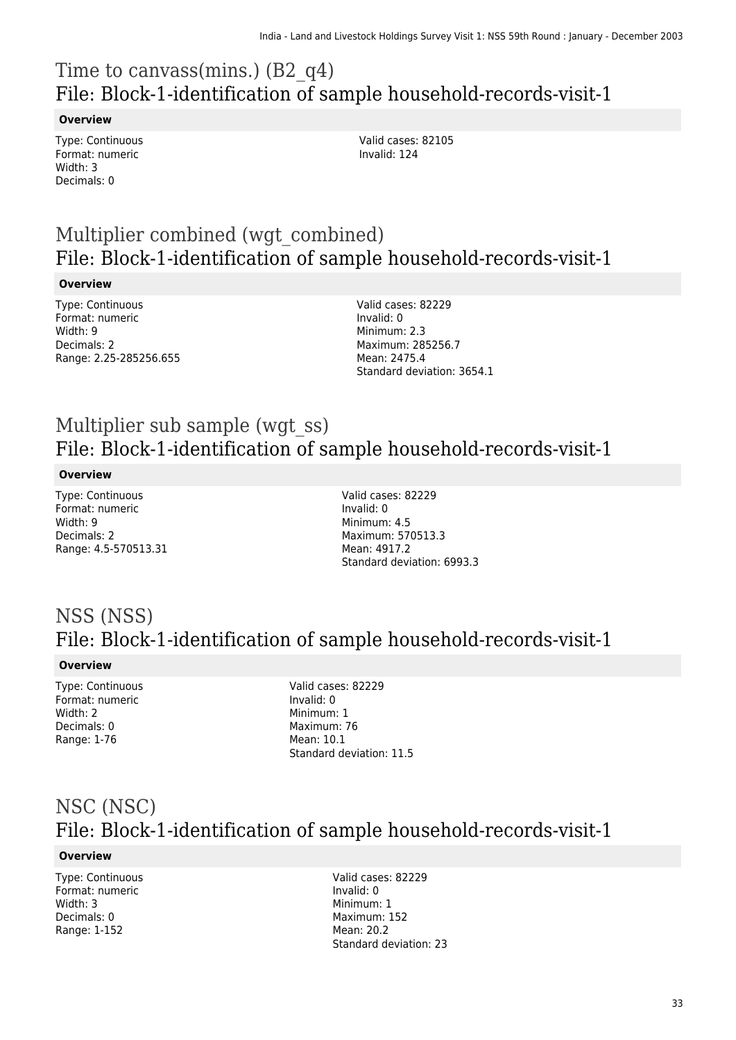# Time to canvass(mins.) (B2_q4)
## File: Block-1-identification of sample household-records-visit-1

**Overview**

Type: Continuous
Format: numeric
Width: 3
Decimals: 0

Valid cases: 82105
Invalid: 124

# Multiplier combined (wgt_combined)
## File: Block-1-identification of sample household-records-visit-1

**Overview**

Type: Continuous
Format: numeric
Width: 9
Decimals: 2
Range: 2.25-285256.655

Valid cases: 82229
Invalid: 0
Minimum: 2.3
Maximum: 285256.7
Mean: 2475.4
Standard deviation: 3654.1

# Multiplier sub sample (wgt_ss)
## File: Block-1-identification of sample household-records-visit-1

**Overview**

Type: Continuous
Format: numeric
Width: 9
Decimals: 2
Range: 4.5-570513.31

Valid cases: 82229
Invalid: 0
Minimum: 4.5
Maximum: 570513.3
Mean: 4917.2
Standard deviation: 6993.3

# NSS (NSS)
## File: Block-1-identification of sample household-records-visit-1

**Overview**

Type: Continuous
Format: numeric
Width: 2
Decimals: 0
Range: 1-76

Valid cases: 82229
Invalid: 0
Minimum: 1
Maximum: 76
Mean: 10.1
Standard deviation: 11.5

# NSC (NSC)
## File: Block-1-identification of sample household-records-visit-1

**Overview**

Type: Continuous
Format: numeric
Width: 3
Decimals: 0
Range: 1-152

Valid cases: 82229
Invalid: 0
Minimum: 1
Maximum: 152
Mean: 20.2
Standard deviation: 23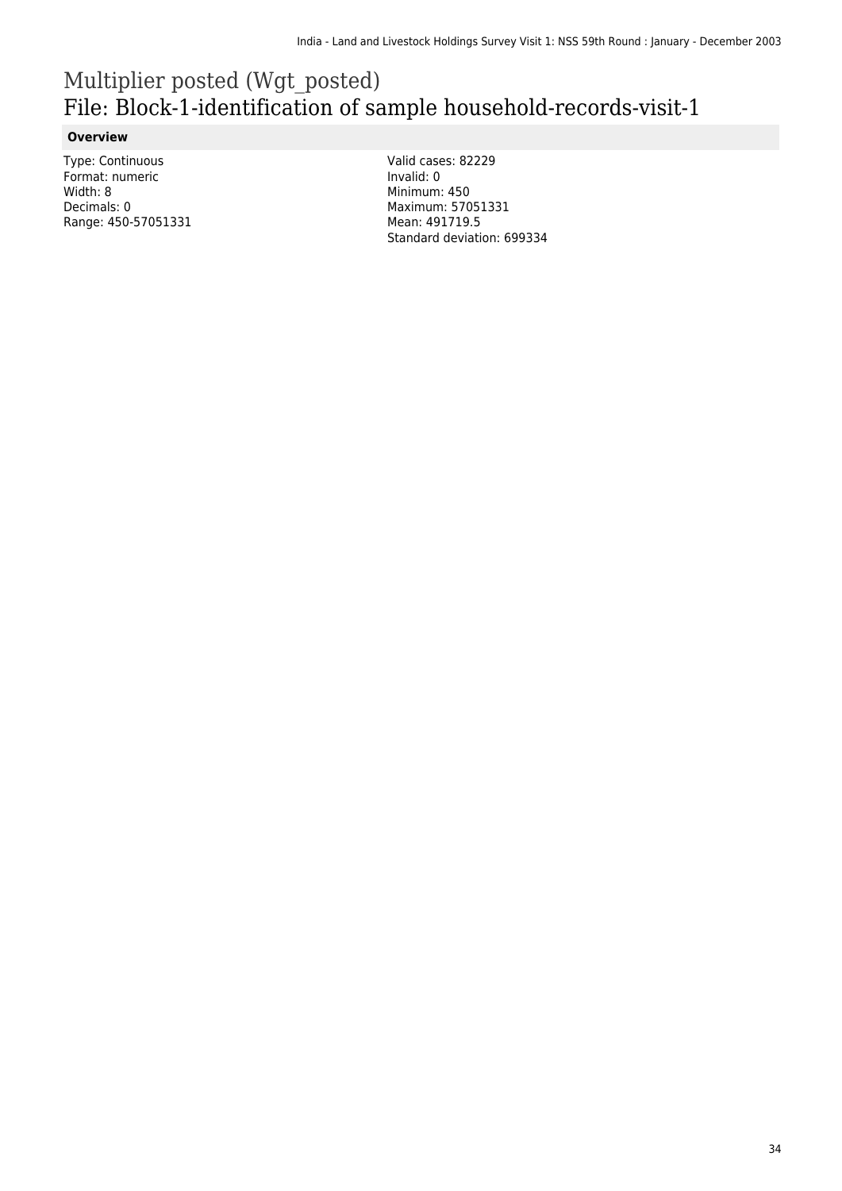# Multiplier posted (Wgt_posted)
## File: Block-1-identification of sample household-records-visit-1

### Overview

Type: Continuous
Format: numeric
Width: 8
Decimals: 0
Range: 450-57051331

Valid cases: 82229
Invalid: 0
Minimum: 450
Maximum: 57051331
Mean: 491719.5
Standard deviation: 699334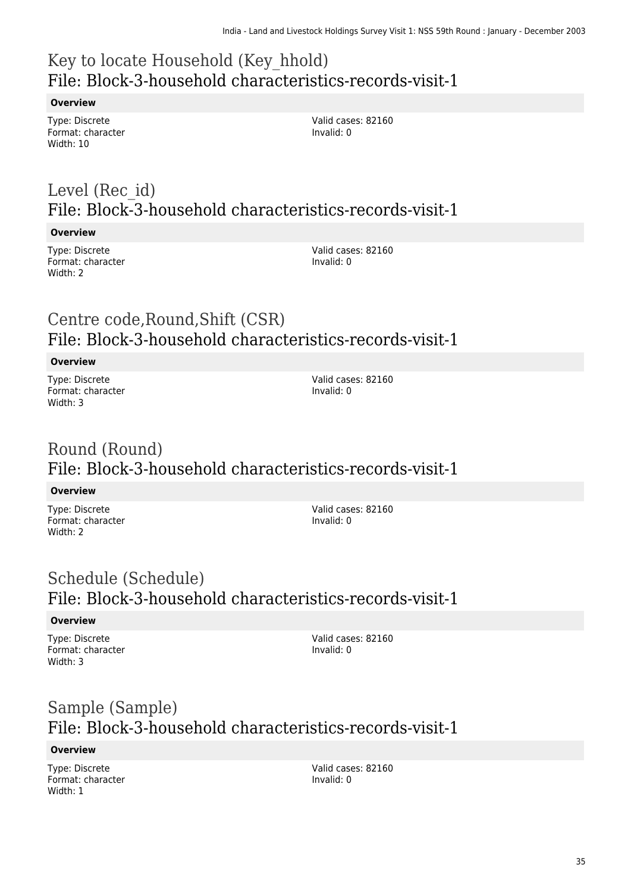## Key to locate Household (Key_hhold)
## File: Block-3-household characteristics-records-visit-1

**Overview**

Type: Discrete
Format: character
Width: 10

Valid cases: 82160
Invalid: 0

## Level (Rec_id)
## File: Block-3-household characteristics-records-visit-1

**Overview**

Type: Discrete
Format: character
Width: 2

Valid cases: 82160
Invalid: 0

## Centre code,Round,Shift (CSR)
## File: Block-3-household characteristics-records-visit-1

**Overview**

Type: Discrete
Format: character
Width: 3

Valid cases: 82160
Invalid: 0

## Round (Round)
## File: Block-3-household characteristics-records-visit-1

**Overview**

Type: Discrete
Format: character
Width: 2

Valid cases: 82160
Invalid: 0

## Schedule (Schedule)
## File: Block-3-household characteristics-records-visit-1

**Overview**

Type: Discrete
Format: character
Width: 3

Valid cases: 82160
Invalid: 0

## Sample (Sample)
## File: Block-3-household characteristics-records-visit-1

**Overview**

Type: Discrete
Format: character
Width: 1

Valid cases: 82160
Invalid: 0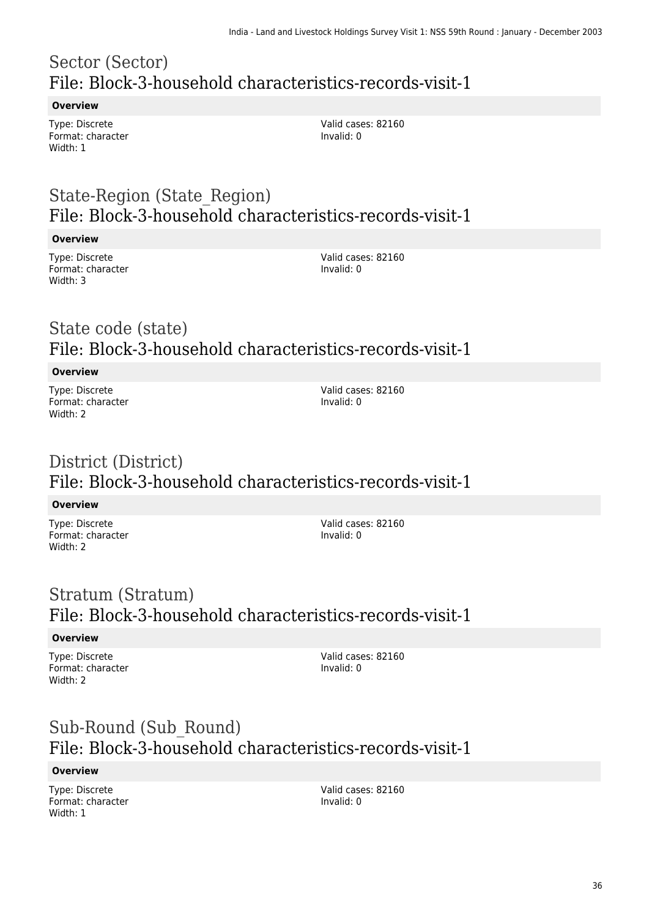## Sector (Sector)
## File: Block-3-household characteristics-records-visit-1

**Overview**

Type: Discrete
Format: character
Width: 1

Valid cases: 82160
Invalid: 0

## State-Region (State_Region)
## File: Block-3-household characteristics-records-visit-1

**Overview**

Type: Discrete
Format: character
Width: 3

Valid cases: 82160
Invalid: 0

## State code (state)
## File: Block-3-household characteristics-records-visit-1

**Overview**

Type: Discrete
Format: character
Width: 2

Valid cases: 82160
Invalid: 0

## District (District)
## File: Block-3-household characteristics-records-visit-1

**Overview**

Type: Discrete
Format: character
Width: 2

Valid cases: 82160
Invalid: 0

## Stratum (Stratum)
## File: Block-3-household characteristics-records-visit-1

**Overview**

Type: Discrete
Format: character
Width: 2

Valid cases: 82160
Invalid: 0

## Sub-Round (Sub_Round)
## File: Block-3-household characteristics-records-visit-1

**Overview**

Type: Discrete
Format: character
Width: 1

Valid cases: 82160
Invalid: 0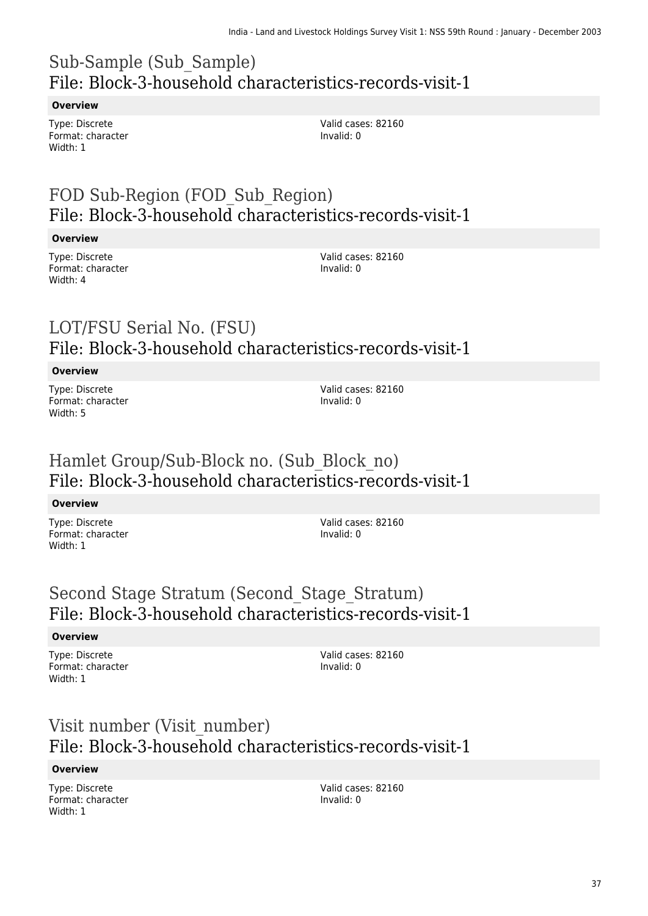## Sub-Sample (Sub_Sample)
## File: Block-3-household characteristics-records-visit-1

**Overview**

Type: Discrete
Format: character
Width: 1

Valid cases: 82160
Invalid: 0

## FOD Sub-Region (FOD_Sub_Region)
## File: Block-3-household characteristics-records-visit-1

**Overview**

Type: Discrete
Format: character
Width: 4

Valid cases: 82160
Invalid: 0

## LOT/FSU Serial No. (FSU)
## File: Block-3-household characteristics-records-visit-1

**Overview**

Type: Discrete
Format: character
Width: 5

Valid cases: 82160
Invalid: 0

## Hamlet Group/Sub-Block no. (Sub_Block_no)
## File: Block-3-household characteristics-records-visit-1

**Overview**

Type: Discrete
Format: character
Width: 1

Valid cases: 82160
Invalid: 0

## Second Stage Stratum (Second_Stage_Stratum)
## File: Block-3-household characteristics-records-visit-1

**Overview**

Type: Discrete
Format: character
Width: 1

Valid cases: 82160
Invalid: 0

## Visit number (Visit_number)
## File: Block-3-household characteristics-records-visit-1

**Overview**

Type: Discrete
Format: character
Width: 1

Valid cases: 82160
Invalid: 0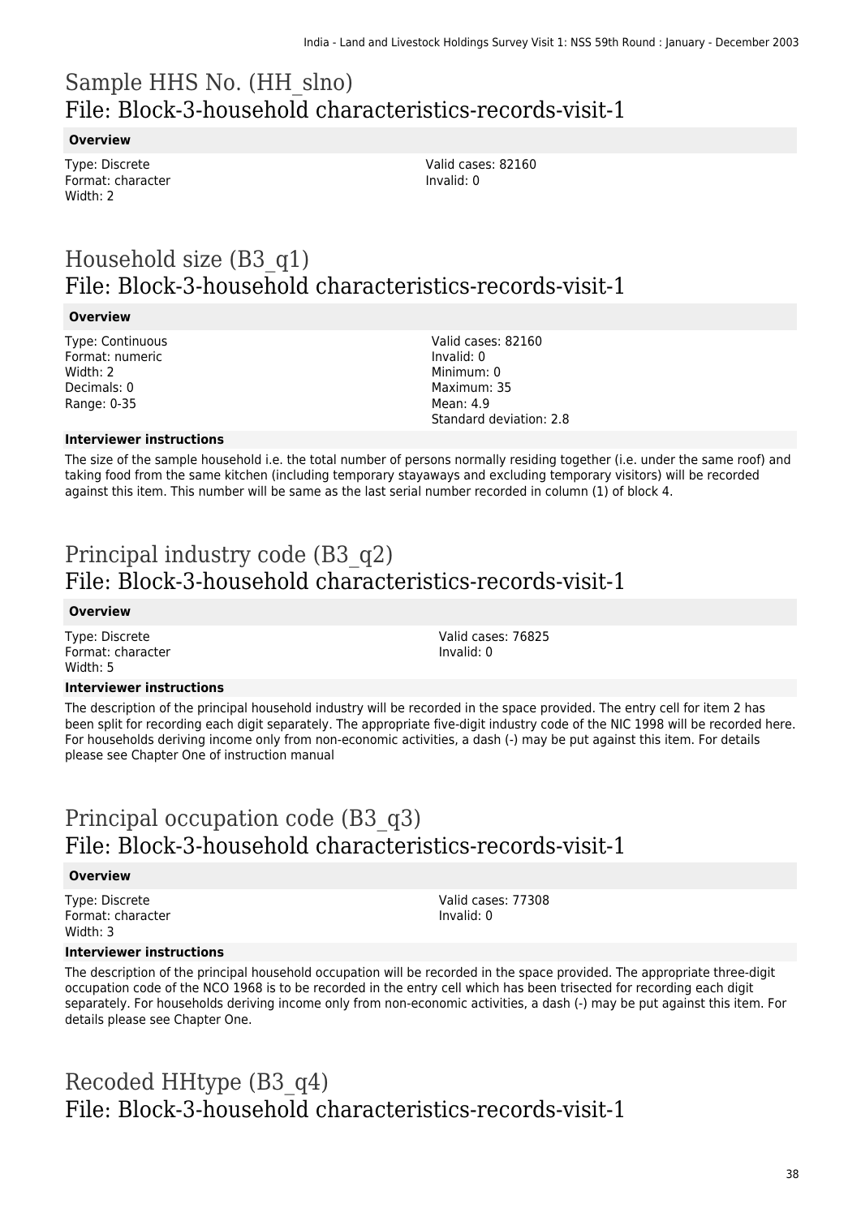# Sample HHS No. (HH_slno)
## File: Block-3-household characteristics-records-visit-1

**Overview**

Type: Discrete
Format: character
Width: 2

Valid cases: 82160
Invalid: 0

# Household size (B3_q1)
## File: Block-3-household characteristics-records-visit-1

**Overview**

Type: Continuous
Format: numeric
Width: 2
Decimals: 0
Range: 0-35

Valid cases: 82160
Invalid: 0
Minimum: 0
Maximum: 35
Mean: 4.9
Standard deviation: 2.8

**Interviewer instructions**

The size of the sample household i.e. the total number of persons normally residing together (i.e. under the same roof) and taking food from the same kitchen (including temporary stayaways and excluding temporary visitors) will be recorded against this item. This number will be same as the last serial number recorded in column (1) of block 4.

# Principal industry code (B3_q2)
## File: Block-3-household characteristics-records-visit-1

**Overview**

Type: Discrete
Format: character
Width: 5

Valid cases: 76825
Invalid: 0

**Interviewer instructions**

The description of the principal household industry will be recorded in the space provided. The entry cell for item 2 has been split for recording each digit separately. The appropriate five-digit industry code of the NIC 1998 will be recorded here. For households deriving income only from non-economic activities, a dash (-) may be put against this item. For details please see Chapter One of instruction manual

# Principal occupation code (B3_q3)
## File: Block-3-household characteristics-records-visit-1

**Overview**

Type: Discrete
Format: character
Width: 3

Valid cases: 77308
Invalid: 0

**Interviewer instructions**

The description of the principal household occupation will be recorded in the space provided. The appropriate three-digit occupation code of the NCO 1968 is to be recorded in the entry cell which has been trisected for recording each digit separately. For households deriving income only from non-economic activities, a dash (-) may be put against this item. For details please see Chapter One.

# Recoded HHtype (B3_q4)
## File: Block-3-household characteristics-records-visit-1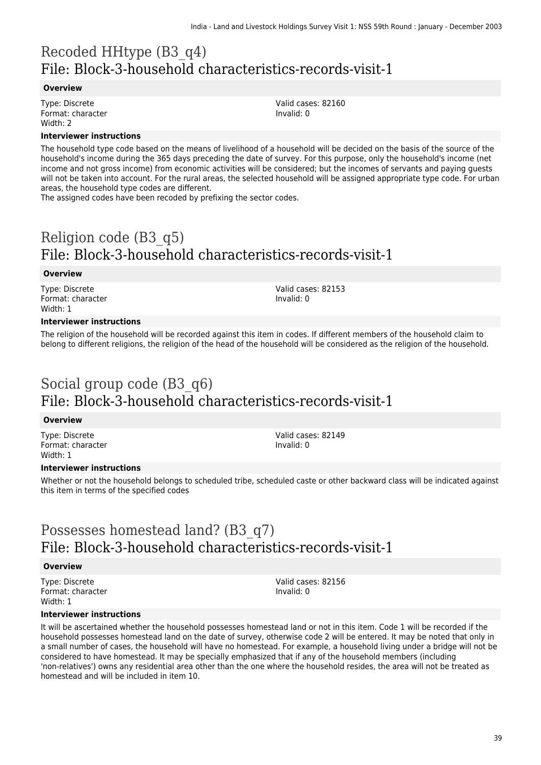# Recoded HHtype (B3_q4)
## File: Block-3-household characteristics-records-visit-1

**Overview**

Type: Discrete
Format: character
Width: 2

Valid cases: 82160
Invalid: 0

**Interviewer instructions**

The household type code based on the means of livelihood of a household will be decided on the basis of the source of the household's income during the 365 days preceding the date of survey. For this purpose, only the household's income (net income and not gross income) from economic activities will be considered; but the incomes of servants and paying guests will not be taken into account. For the rural areas, the selected household will be assigned appropriate type code. For urban areas, the household type codes are different.
The assigned codes have been recoded by prefixing the sector codes.

# Religion code (B3_q5)
## File: Block-3-household characteristics-records-visit-1

**Overview**

Type: Discrete
Format: character
Width: 1

Valid cases: 82153
Invalid: 0

**Interviewer instructions**

The religion of the household will be recorded against this item in codes. If different members of the household claim to belong to different religions, the religion of the head of the household will be considered as the religion of the household.

# Social group code (B3_q6)
## File: Block-3-household characteristics-records-visit-1

**Overview**

Type: Discrete
Format: character
Width: 1

Valid cases: 82149
Invalid: 0

**Interviewer instructions**

Whether or not the household belongs to scheduled tribe, scheduled caste or other backward class will be indicated against this item in terms of the specified codes

# Possesses homestead land? (B3_q7)
## File: Block-3-household characteristics-records-visit-1

**Overview**

Type: Discrete
Format: character
Width: 1

Valid cases: 82156
Invalid: 0

**Interviewer instructions**

It will be ascertained whether the household possesses homestead land or not in this item. Code 1 will be recorded if the household possesses homestead land on the date of survey, otherwise code 2 will be entered. It may be noted that only in a small number of cases, the household will have no homestead. For example, a household living under a bridge will not be considered to have homestead. It may be specially emphasized that if any of the household members (including 'non-relatives') owns any residential area other than the one where the household resides, the area will not be treated as homestead and will be included in item 10.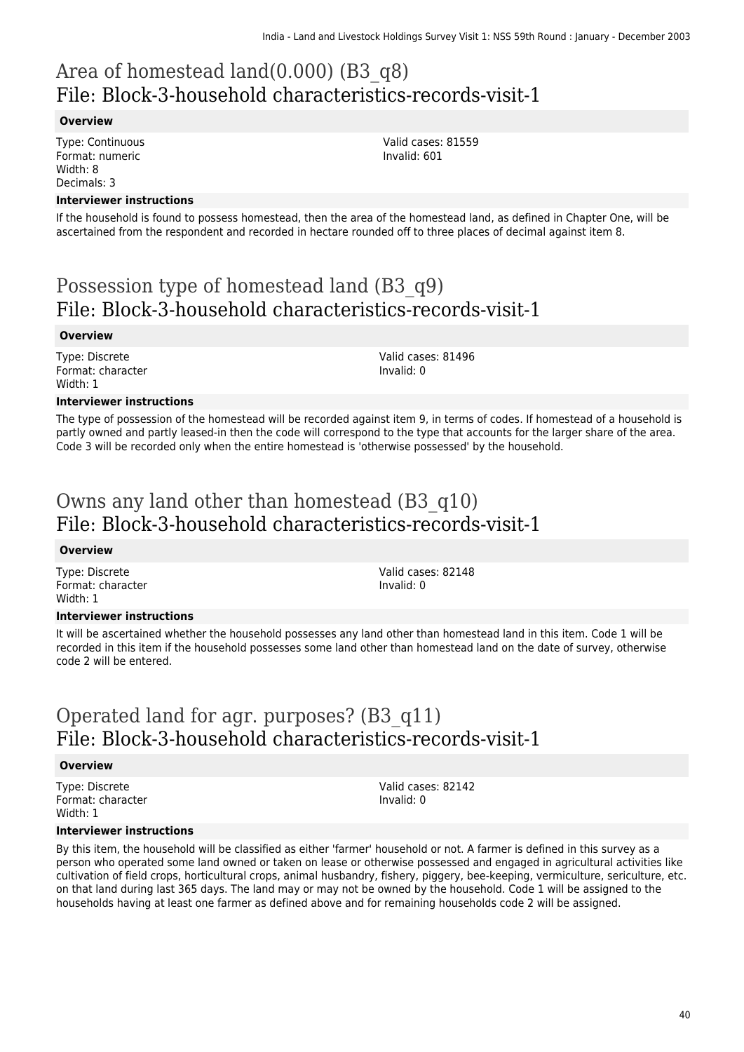# Area of homestead land(0.000) (B3_q8)
# File: Block-3-household characteristics-records-visit-1

**Overview**

Type: Continuous
Format: numeric
Width: 8
Decimals: 3

Valid cases: 81559
Invalid: 601

**Interviewer instructions**

If the household is found to possess homestead, then the area of the homestead land, as defined in Chapter One, will be ascertained from the respondent and recorded in hectare rounded off to three places of decimal against item 8.

# Possession type of homestead land (B3_q9)
# File: Block-3-household characteristics-records-visit-1

**Overview**

Type: Discrete
Format: character
Width: 1

Valid cases: 81496
Invalid: 0

**Interviewer instructions**

The type of possession of the homestead will be recorded against item 9, in terms of codes. If homestead of a household is partly owned and partly leased-in then the code will correspond to the type that accounts for the larger share of the area. Code 3 will be recorded only when the entire homestead is 'otherwise possessed' by the household.

# Owns any land other than homestead (B3_q10)
# File: Block-3-household characteristics-records-visit-1

**Overview**

Type: Discrete
Format: character
Width: 1

Valid cases: 82148
Invalid: 0

**Interviewer instructions**

It will be ascertained whether the household possesses any land other than homestead land in this item. Code 1 will be recorded in this item if the household possesses some land other than homestead land on the date of survey, otherwise code 2 will be entered.

# Operated land for agr. purposes? (B3_q11)
# File: Block-3-household characteristics-records-visit-1

**Overview**

Type: Discrete
Format: character
Width: 1

Valid cases: 82142
Invalid: 0

**Interviewer instructions**

By this item, the household will be classified as either 'farmer' household or not. A farmer is defined in this survey as a person who operated some land owned or taken on lease or otherwise possessed and engaged in agricultural activities like cultivation of field crops, horticultural crops, animal husbandry, fishery, piggery, bee-keeping, vermiculture, sericulture, etc. on that land during last 365 days. The land may or may not be owned by the household. Code 1 will be assigned to the households having at least one farmer as defined above and for remaining households code 2 will be assigned.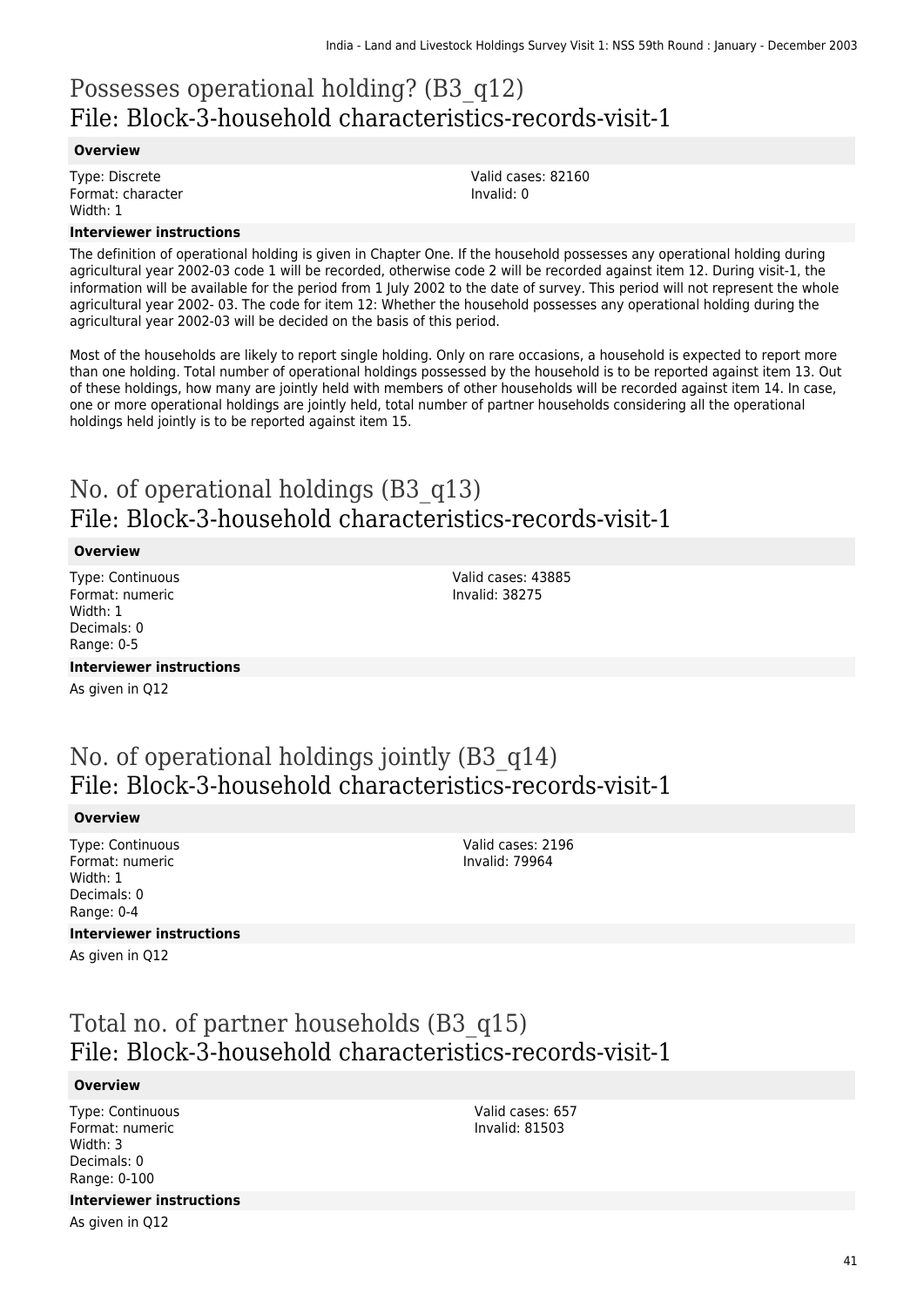# Possesses operational holding? (B3_q12)
# File: Block-3-household characteristics-records-visit-1

**Overview**

Type: Discrete
Format: character
Width: 1

Valid cases: 82160
Invalid: 0

**Interviewer instructions**

The definition of operational holding is given in Chapter One. If the household possesses any operational holding during agricultural year 2002-03 code 1 will be recorded, otherwise code 2 will be recorded against item 12. During visit-1, the information will be available for the period from 1 July 2002 to the date of survey. This period will not represent the whole agricultural year 2002- 03. The code for item 12: Whether the household possesses any operational holding during the agricultural year 2002-03 will be decided on the basis of this period.

Most of the households are likely to report single holding. Only on rare occasions, a household is expected to report more than one holding. Total number of operational holdings possessed by the household is to be reported against item 13. Out of these holdings, how many are jointly held with members of other households will be recorded against item 14. In case, one or more operational holdings are jointly held, total number of partner households considering all the operational holdings held jointly is to be reported against item 15.

# No. of operational holdings (B3_q13)
# File: Block-3-household characteristics-records-visit-1

**Overview**

Type: Continuous
Format: numeric
Width: 1
Decimals: 0
Range: 0-5

Valid cases: 43885
Invalid: 38275

**Interviewer instructions**

As given in Q12

# No. of operational holdings jointly (B3_q14)
# File: Block-3-household characteristics-records-visit-1

**Overview**

Type: Continuous
Format: numeric
Width: 1
Decimals: 0
Range: 0-4

Valid cases: 2196
Invalid: 79964

**Interviewer instructions**

As given in Q12

# Total no. of partner households (B3_q15)
# File: Block-3-household characteristics-records-visit-1

**Overview**

Type: Continuous
Format: numeric
Width: 3
Decimals: 0
Range: 0-100

Valid cases: 657
Invalid: 81503

**Interviewer instructions**

As given in Q12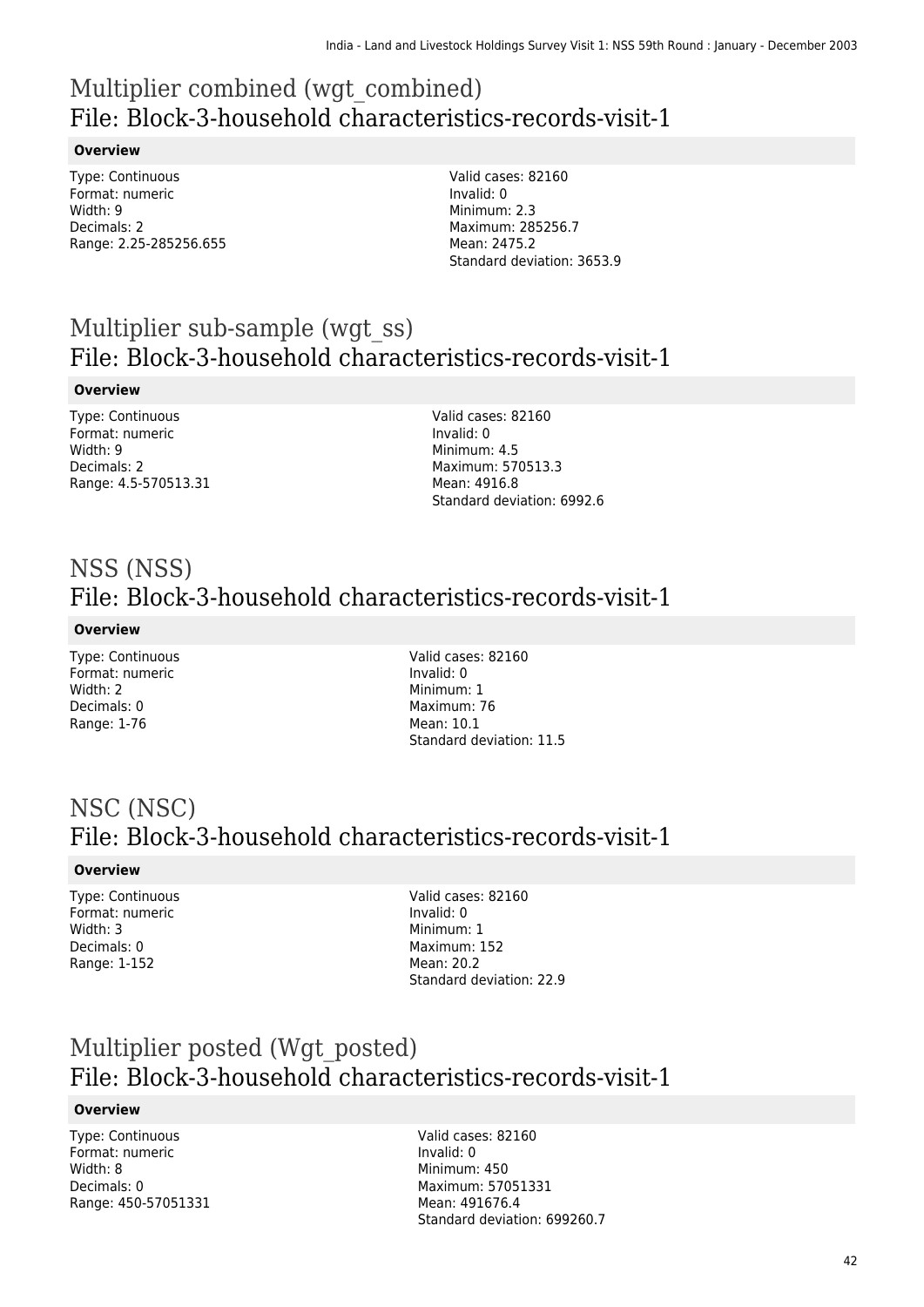# Multiplier combined (wgt_combined)
## File: Block-3-household characteristics-records-visit-1

### Overview

Type: Continuous
Format: numeric
Width: 9
Decimals: 2
Range: 2.25-285256.655

Valid cases: 82160
Invalid: 0
Minimum: 2.3
Maximum: 285256.7
Mean: 2475.2
Standard deviation: 3653.9

# Multiplier sub-sample (wgt_ss)
## File: Block-3-household characteristics-records-visit-1

### Overview

Type: Continuous
Format: numeric
Width: 9
Decimals: 2
Range: 4.5-570513.31

Valid cases: 82160
Invalid: 0
Minimum: 4.5
Maximum: 570513.3
Mean: 4916.8
Standard deviation: 6992.6

# NSS (NSS)
## File: Block-3-household characteristics-records-visit-1

### Overview

Type: Continuous
Format: numeric
Width: 2
Decimals: 0
Range: 1-76

Valid cases: 82160
Invalid: 0
Minimum: 1
Maximum: 76
Mean: 10.1
Standard deviation: 11.5

# NSC (NSC)
## File: Block-3-household characteristics-records-visit-1

### Overview

Type: Continuous
Format: numeric
Width: 3
Decimals: 0
Range: 1-152

Valid cases: 82160
Invalid: 0
Minimum: 1
Maximum: 152
Mean: 20.2
Standard deviation: 22.9

# Multiplier posted (Wgt_posted)
## File: Block-3-household characteristics-records-visit-1

### Overview

Type: Continuous
Format: numeric
Width: 8
Decimals: 0
Range: 450-57051331

Valid cases: 82160
Invalid: 0
Minimum: 450
Maximum: 57051331
Mean: 491676.4
Standard deviation: 699260.7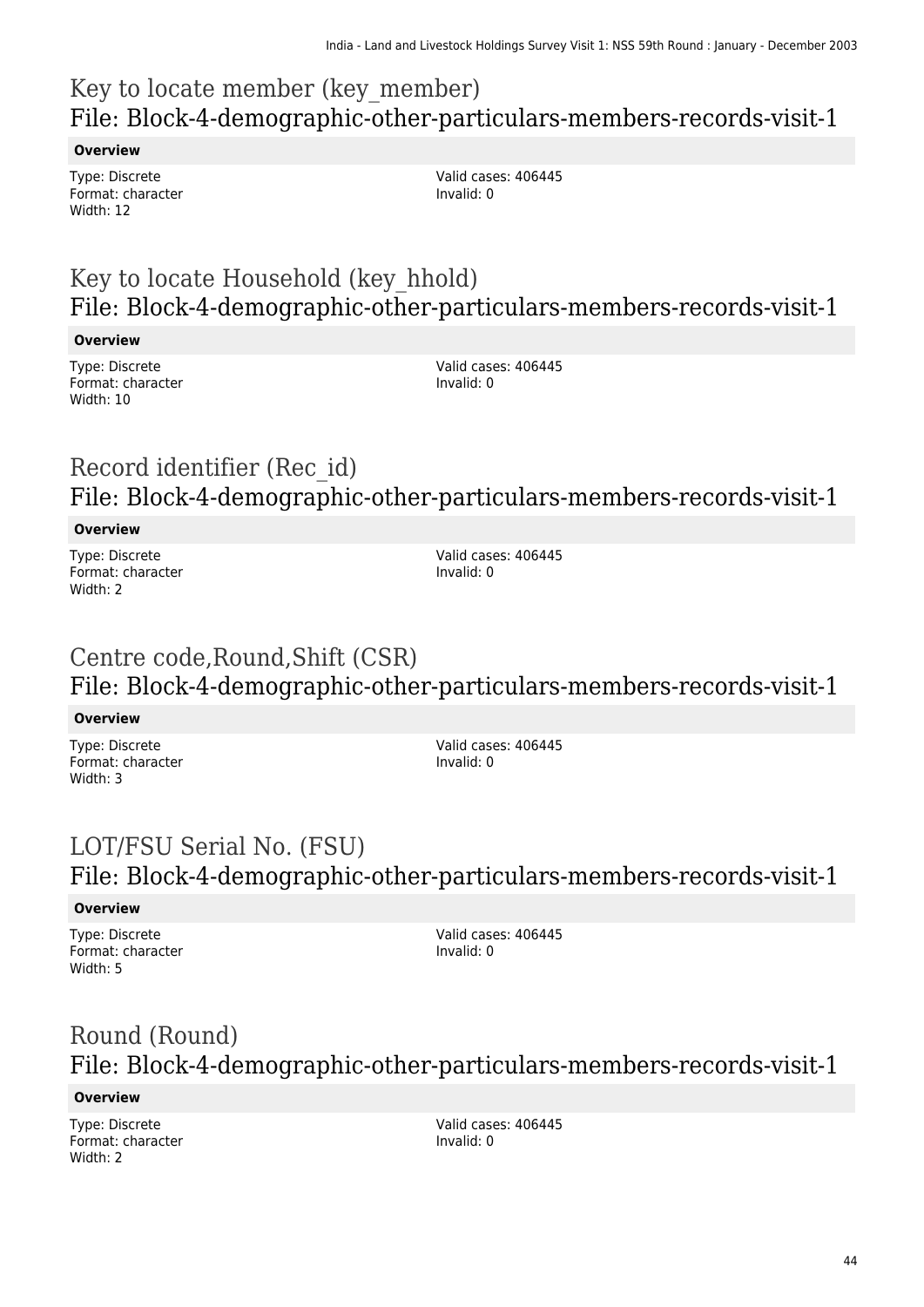## Key to locate member (key_member)
## File: Block-4-demographic-other-particulars-members-records-visit-1

**Overview**

Type: Discrete
Format: character
Width: 12

Valid cases: 406445
Invalid: 0

## Key to locate Household (key_hhold)
## File: Block-4-demographic-other-particulars-members-records-visit-1

**Overview**

Type: Discrete
Format: character
Width: 10

Valid cases: 406445
Invalid: 0

## Record identifier (Rec_id)
## File: Block-4-demographic-other-particulars-members-records-visit-1

**Overview**

Type: Discrete
Format: character
Width: 2

Valid cases: 406445
Invalid: 0

## Centre code,Round,Shift (CSR)
## File: Block-4-demographic-other-particulars-members-records-visit-1

**Overview**

Type: Discrete
Format: character
Width: 3

Valid cases: 406445
Invalid: 0

## LOT/FSU Serial No. (FSU)
## File: Block-4-demographic-other-particulars-members-records-visit-1

**Overview**

Type: Discrete
Format: character
Width: 5

Valid cases: 406445
Invalid: 0

## Round (Round)
## File: Block-4-demographic-other-particulars-members-records-visit-1

**Overview**

Type: Discrete
Format: character
Width: 2

Valid cases: 406445
Invalid: 0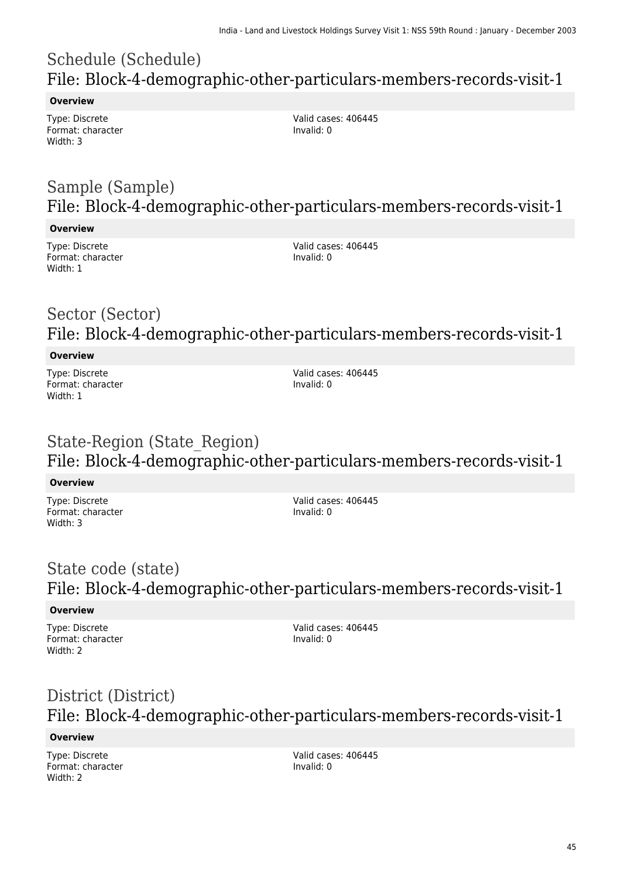# Schedule (Schedule)
## File: Block-4-demographic-other-particulars-members-records-visit-1

**Overview**

Type: Discrete
Format: character
Width: 3

Valid cases: 406445
Invalid: 0

# Sample (Sample)
## File: Block-4-demographic-other-particulars-members-records-visit-1

**Overview**

Type: Discrete
Format: character
Width: 1

Valid cases: 406445
Invalid: 0

# Sector (Sector)
## File: Block-4-demographic-other-particulars-members-records-visit-1

**Overview**

Type: Discrete
Format: character
Width: 1

Valid cases: 406445
Invalid: 0

# State-Region (State_Region)
## File: Block-4-demographic-other-particulars-members-records-visit-1

**Overview**

Type: Discrete
Format: character
Width: 3

Valid cases: 406445
Invalid: 0

# State code (state)
## File: Block-4-demographic-other-particulars-members-records-visit-1

**Overview**

Type: Discrete
Format: character
Width: 2

Valid cases: 406445
Invalid: 0

# District (District)
## File: Block-4-demographic-other-particulars-members-records-visit-1

**Overview**

Type: Discrete
Format: character
Width: 2

Valid cases: 406445
Invalid: 0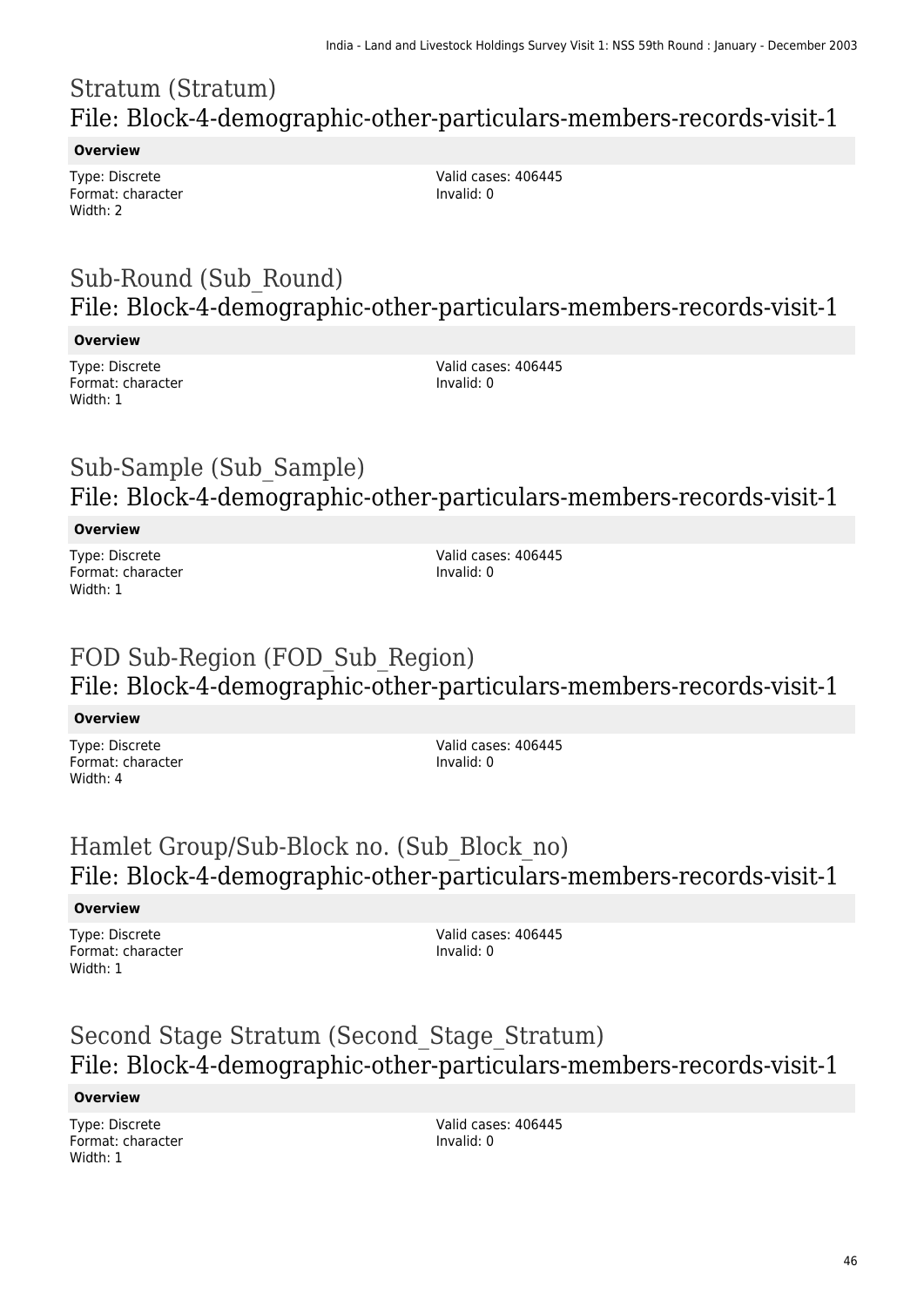# Stratum (Stratum)
## File: Block-4-demographic-other-particulars-members-records-visit-1

**Overview**

Type: Discrete
Format: character
Width: 2

Valid cases: 406445
Invalid: 0

# Sub-Round (Sub_Round)
## File: Block-4-demographic-other-particulars-members-records-visit-1

**Overview**

Type: Discrete
Format: character
Width: 1

Valid cases: 406445
Invalid: 0

# Sub-Sample (Sub_Sample)
## File: Block-4-demographic-other-particulars-members-records-visit-1

**Overview**

Type: Discrete
Format: character
Width: 1

Valid cases: 406445
Invalid: 0

# FOD Sub-Region (FOD_Sub_Region)
## File: Block-4-demographic-other-particulars-members-records-visit-1

**Overview**

Type: Discrete
Format: character
Width: 4

Valid cases: 406445
Invalid: 0

# Hamlet Group/Sub-Block no. (Sub_Block_no)
## File: Block-4-demographic-other-particulars-members-records-visit-1

**Overview**

Type: Discrete
Format: character
Width: 1

Valid cases: 406445
Invalid: 0

# Second Stage Stratum (Second_Stage_Stratum)
## File: Block-4-demographic-other-particulars-members-records-visit-1

**Overview**

Type: Discrete
Format: character
Width: 1

Valid cases: 406445
Invalid: 0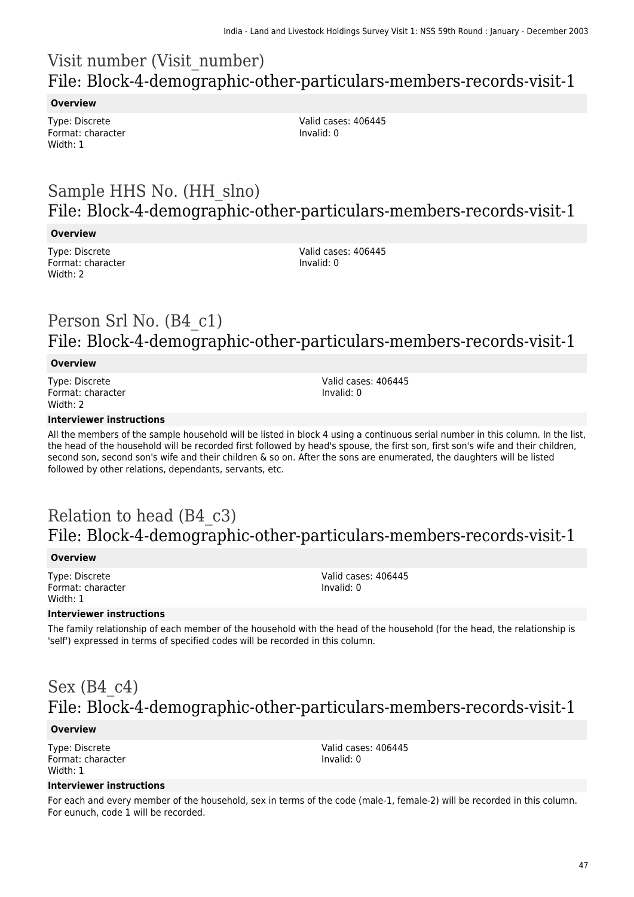## Visit number (Visit_number)
## File: Block-4-demographic-other-particulars-members-records-visit-1

**Overview**

Type: Discrete
Format: character
Width: 1

Valid cases: 406445
Invalid: 0

## Sample HHS No. (HH_slno)
## File: Block-4-demographic-other-particulars-members-records-visit-1

**Overview**

Type: Discrete
Format: character
Width: 2

Valid cases: 406445
Invalid: 0

## Person Srl No. (B4_c1)
## File: Block-4-demographic-other-particulars-members-records-visit-1

**Overview**

Type: Discrete
Format: character
Width: 2

Valid cases: 406445
Invalid: 0

**Interviewer instructions**

All the members of the sample household will be listed in block 4 using a continuous serial number in this column. In the list, the head of the household will be recorded first followed by head's spouse, the first son, first son's wife and their children, second son, second son's wife and their children & so on. After the sons are enumerated, the daughters will be listed followed by other relations, dependants, servants, etc.

## Relation to head (B4_c3)
## File: Block-4-demographic-other-particulars-members-records-visit-1

**Overview**

Type: Discrete
Format: character
Width: 1

Valid cases: 406445
Invalid: 0

**Interviewer instructions**

The family relationship of each member of the household with the head of the household (for the head, the relationship is 'self') expressed in terms of specified codes will be recorded in this column.

## Sex (B4_c4)
## File: Block-4-demographic-other-particulars-members-records-visit-1

**Overview**

Type: Discrete
Format: character
Width: 1

Valid cases: 406445
Invalid: 0

**Interviewer instructions**

For each and every member of the household, sex in terms of the code (male-1, female-2) will be recorded in this column. For eunuch, code 1 will be recorded.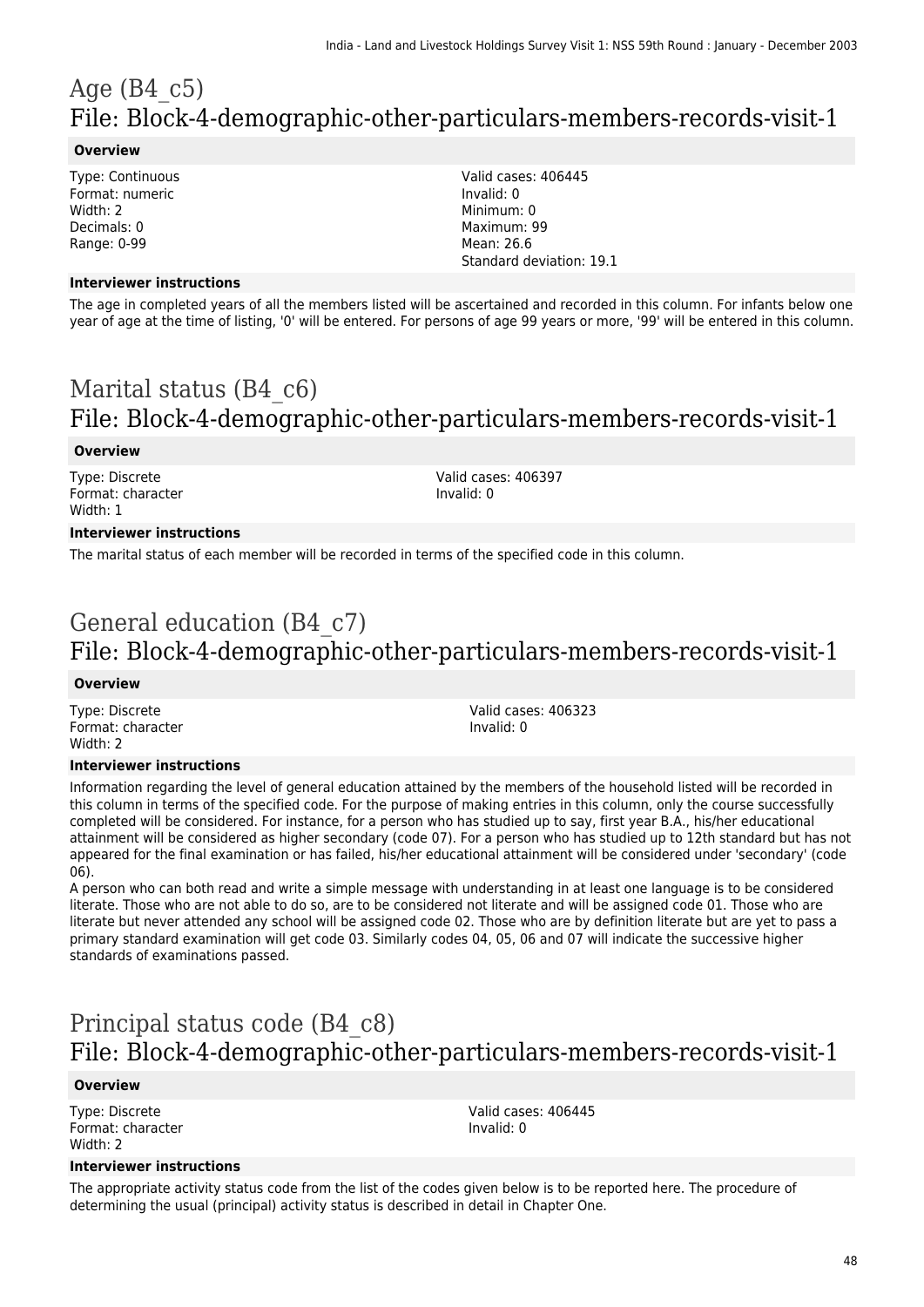# Age (B4_c5)
## File: Block-4-demographic-other-particulars-members-records-visit-1

### Overview

Type: Continuous
Format: numeric
Width: 2
Decimals: 0
Range: 0-99

Valid cases: 406445
Invalid: 0
Minimum: 0
Maximum: 99
Mean: 26.6
Standard deviation: 19.1

### Interviewer instructions

The age in completed years of all the members listed will be ascertained and recorded in this column. For infants below one year of age at the time of listing, '0' will be entered. For persons of age 99 years or more, '99' will be entered in this column.

# Marital status (B4_c6)
## File: Block-4-demographic-other-particulars-members-records-visit-1

### Overview

Type: Discrete
Format: character
Width: 1

Valid cases: 406397
Invalid: 0

### Interviewer instructions

The marital status of each member will be recorded in terms of the specified code in this column.

# General education (B4_c7)
## File: Block-4-demographic-other-particulars-members-records-visit-1

### Overview

Type: Discrete
Format: character
Width: 2

Valid cases: 406323
Invalid: 0

### Interviewer instructions

Information regarding the level of general education attained by the members of the household listed will be recorded in this column in terms of the specified code. For the purpose of making entries in this column, only the course successfully completed will be considered. For instance, for a person who has studied up to say, first year B.A., his/her educational attainment will be considered as higher secondary (code 07). For a person who has studied up to 12th standard but has not appeared for the final examination or has failed, his/her educational attainment will be considered under 'secondary' (code 06).
A person who can both read and write a simple message with understanding in at least one language is to be considered literate. Those who are not able to do so, are to be considered not literate and will be assigned code 01. Those who are literate but never attended any school will be assigned code 02. Those who are by definition literate but are yet to pass a primary standard examination will get code 03. Similarly codes 04, 05, 06 and 07 will indicate the successive higher standards of examinations passed.

# Principal status code (B4_c8)
## File: Block-4-demographic-other-particulars-members-records-visit-1

### Overview

Type: Discrete
Format: character
Width: 2

Valid cases: 406445
Invalid: 0

### Interviewer instructions

The appropriate activity status code from the list of the codes given below is to be reported here. The procedure of determining the usual (principal) activity status is described in detail in Chapter One.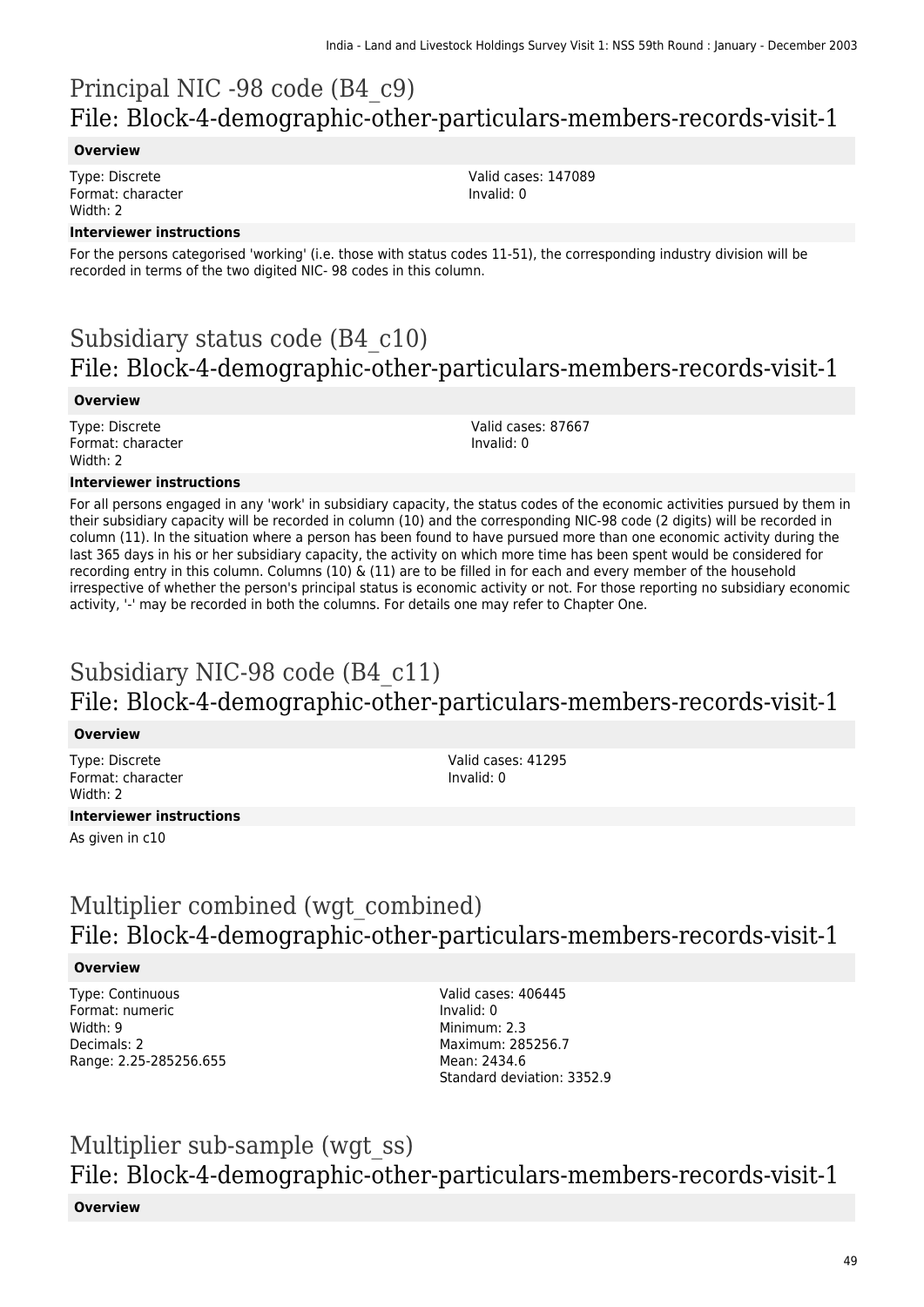# Principal NIC -98 code (B4_c9)
## File: Block-4-demographic-other-particulars-members-records-visit-1

**Overview**

Type: Discrete
Format: character
Width: 2

Valid cases: 147089
Invalid: 0

**Interviewer instructions**

For the persons categorised 'working' (i.e. those with status codes 11-51), the corresponding industry division will be recorded in terms of the two digited NIC- 98 codes in this column.

# Subsidiary status code (B4_c10)
## File: Block-4-demographic-other-particulars-members-records-visit-1

**Overview**

Type: Discrete
Format: character
Width: 2

Valid cases: 87667
Invalid: 0

**Interviewer instructions**

For all persons engaged in any 'work' in subsidiary capacity, the status codes of the economic activities pursued by them in their subsidiary capacity will be recorded in column (10) and the corresponding NIC-98 code (2 digits) will be recorded in column (11). In the situation where a person has been found to have pursued more than one economic activity during the last 365 days in his or her subsidiary capacity, the activity on which more time has been spent would be considered for recording entry in this column. Columns (10) & (11) are to be filled in for each and every member of the household irrespective of whether the person's principal status is economic activity or not. For those reporting no subsidiary economic activity, '-' may be recorded in both the columns. For details one may refer to Chapter One.

# Subsidiary NIC-98 code (B4_c11)
## File: Block-4-demographic-other-particulars-members-records-visit-1

**Overview**

Type: Discrete
Format: character
Width: 2

Valid cases: 41295
Invalid: 0

**Interviewer instructions**

As given in c10

# Multiplier combined (wgt_combined)
## File: Block-4-demographic-other-particulars-members-records-visit-1

**Overview**

Type: Continuous
Format: numeric
Width: 9
Decimals: 2
Range: 2.25-285256.655

Valid cases: 406445
Invalid: 0
Minimum: 2.3
Maximum: 285256.7
Mean: 2434.6
Standard deviation: 3352.9

# Multiplier sub-sample (wgt_ss)
## File: Block-4-demographic-other-particulars-members-records-visit-1

**Overview**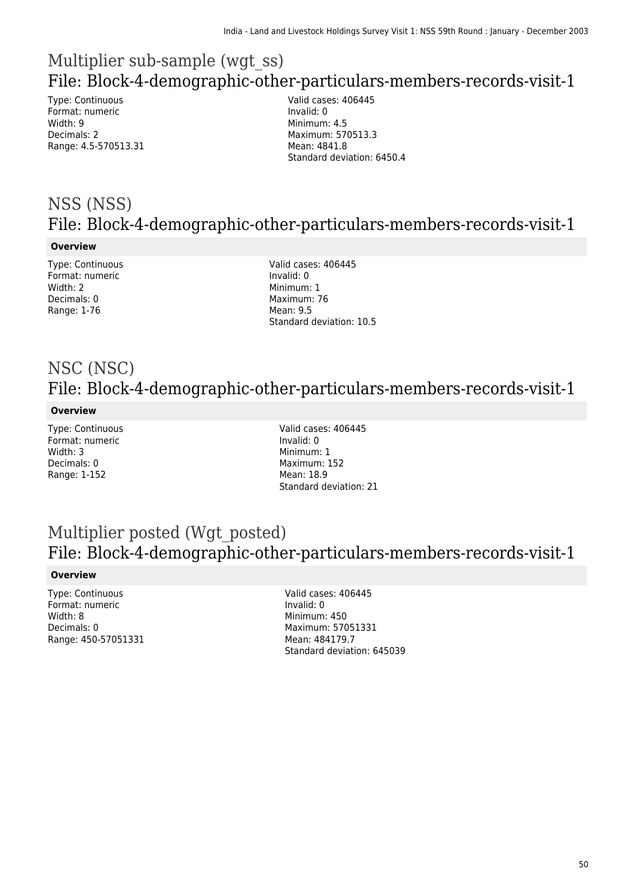## Multiplier sub-sample (wgt_ss)
## File: Block-4-demographic-other-particulars-members-records-visit-1

Type: Continuous
Format: numeric
Width: 9
Decimals: 2
Range: 4.5-570513.31

Valid cases: 406445
Invalid: 0
Minimum: 4.5
Maximum: 570513.3
Mean: 4841.8
Standard deviation: 6450.4

## NSS (NSS)
## File: Block-4-demographic-other-particulars-members-records-visit-1

**Overview**

Type: Continuous
Format: numeric
Width: 2
Decimals: 0
Range: 1-76

Valid cases: 406445
Invalid: 0
Minimum: 1
Maximum: 76
Mean: 9.5
Standard deviation: 10.5

## NSC (NSC)
## File: Block-4-demographic-other-particulars-members-records-visit-1

**Overview**

Type: Continuous
Format: numeric
Width: 3
Decimals: 0
Range: 1-152

Valid cases: 406445
Invalid: 0
Minimum: 1
Maximum: 152
Mean: 18.9
Standard deviation: 21

## Multiplier posted (Wgt_posted)
## File: Block-4-demographic-other-particulars-members-records-visit-1

**Overview**

Type: Continuous
Format: numeric
Width: 8
Decimals: 0
Range: 450-57051331

Valid cases: 406445
Invalid: 0
Minimum: 450
Maximum: 57051331
Mean: 484179.7
Standard deviation: 645039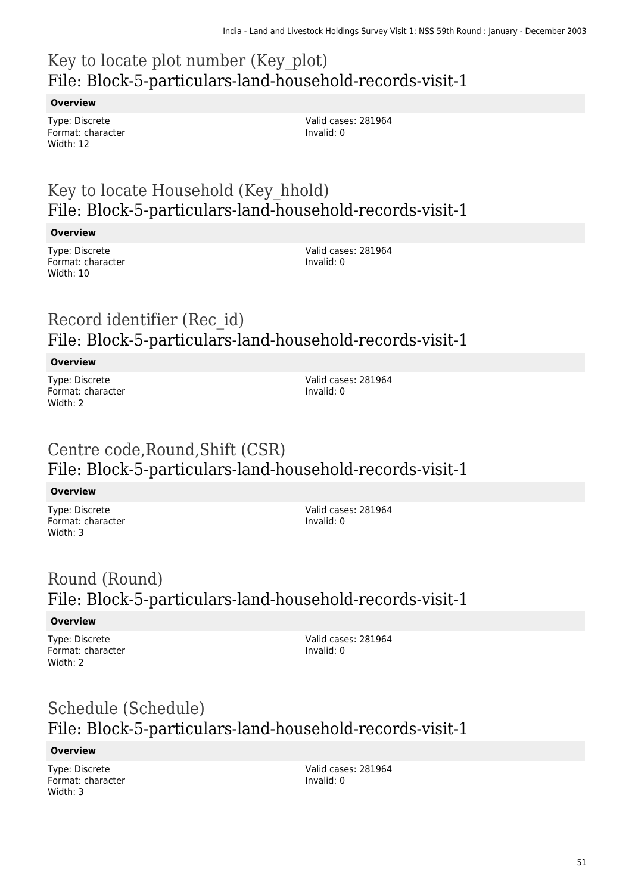## Key to locate plot number (Key_plot)
## File: Block-5-particulars-land-household-records-visit-1

**Overview**

Type: Discrete
Format: character
Width: 12

Valid cases: 281964
Invalid: 0

## Key to locate Household (Key_hhold)
## File: Block-5-particulars-land-household-records-visit-1

**Overview**

Type: Discrete
Format: character
Width: 10

Valid cases: 281964
Invalid: 0

## Record identifier (Rec_id)
## File: Block-5-particulars-land-household-records-visit-1

**Overview**

Type: Discrete
Format: character
Width: 2

Valid cases: 281964
Invalid: 0

## Centre code,Round,Shift (CSR)
## File: Block-5-particulars-land-household-records-visit-1

**Overview**

Type: Discrete
Format: character
Width: 3

Valid cases: 281964
Invalid: 0

## Round (Round)
## File: Block-5-particulars-land-household-records-visit-1

**Overview**

Type: Discrete
Format: character
Width: 2

Valid cases: 281964
Invalid: 0

## Schedule (Schedule)
## File: Block-5-particulars-land-household-records-visit-1

**Overview**

Type: Discrete
Format: character
Width: 3

Valid cases: 281964
Invalid: 0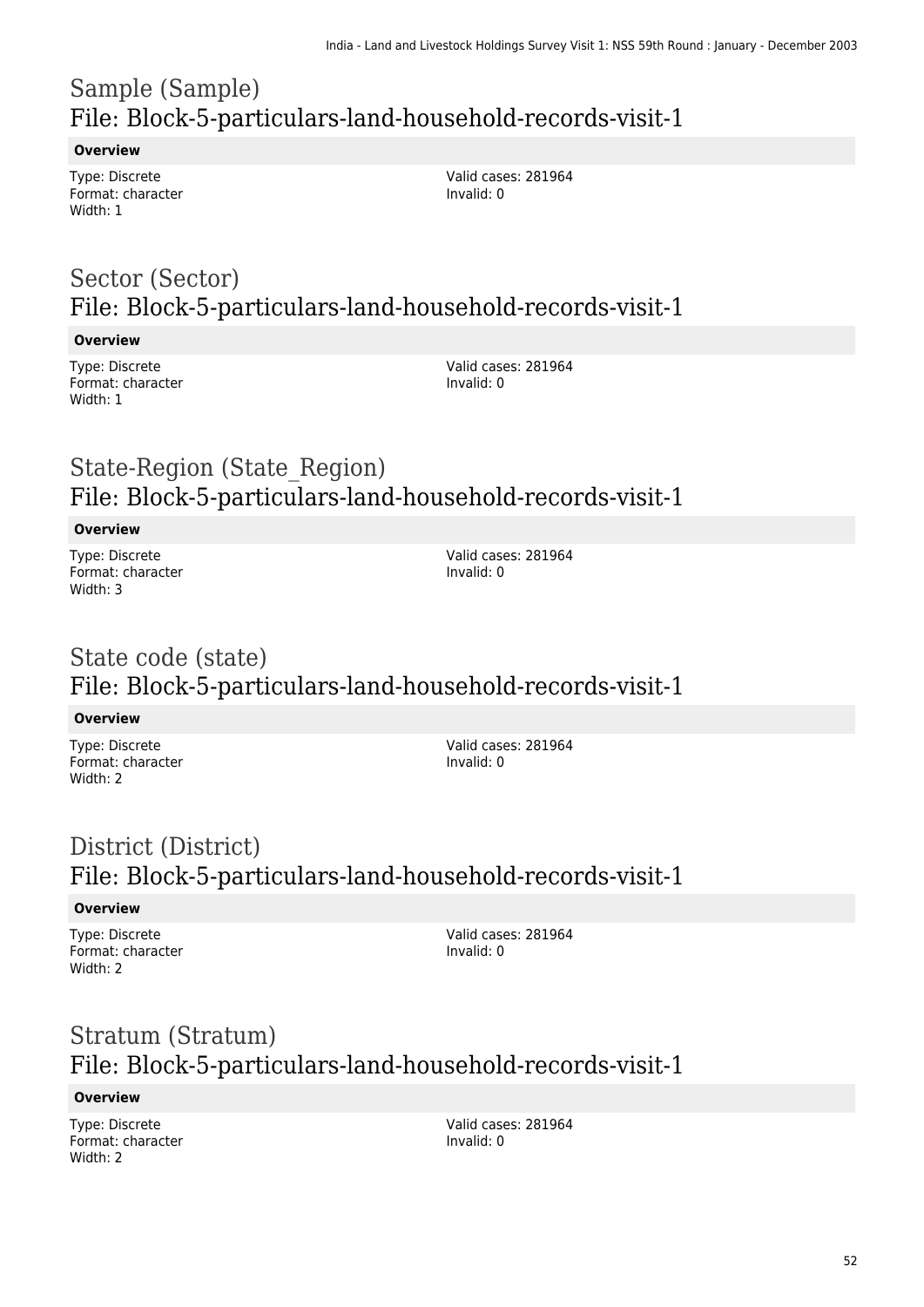## Sample (Sample)
## File: Block-5-particulars-land-household-records-visit-1

**Overview**

Type: Discrete
Format: character
Width: 1

Valid cases: 281964
Invalid: 0

## Sector (Sector)
## File: Block-5-particulars-land-household-records-visit-1

**Overview**

Type: Discrete
Format: character
Width: 1

Valid cases: 281964
Invalid: 0

## State-Region (State_Region)
## File: Block-5-particulars-land-household-records-visit-1

**Overview**

Type: Discrete
Format: character
Width: 3

Valid cases: 281964
Invalid: 0

## State code (state)
## File: Block-5-particulars-land-household-records-visit-1

**Overview**

Type: Discrete
Format: character
Width: 2

Valid cases: 281964
Invalid: 0

## District (District)
## File: Block-5-particulars-land-household-records-visit-1

**Overview**

Type: Discrete
Format: character
Width: 2

Valid cases: 281964
Invalid: 0

## Stratum (Stratum)
## File: Block-5-particulars-land-household-records-visit-1

**Overview**

Type: Discrete
Format: character
Width: 2

Valid cases: 281964
Invalid: 0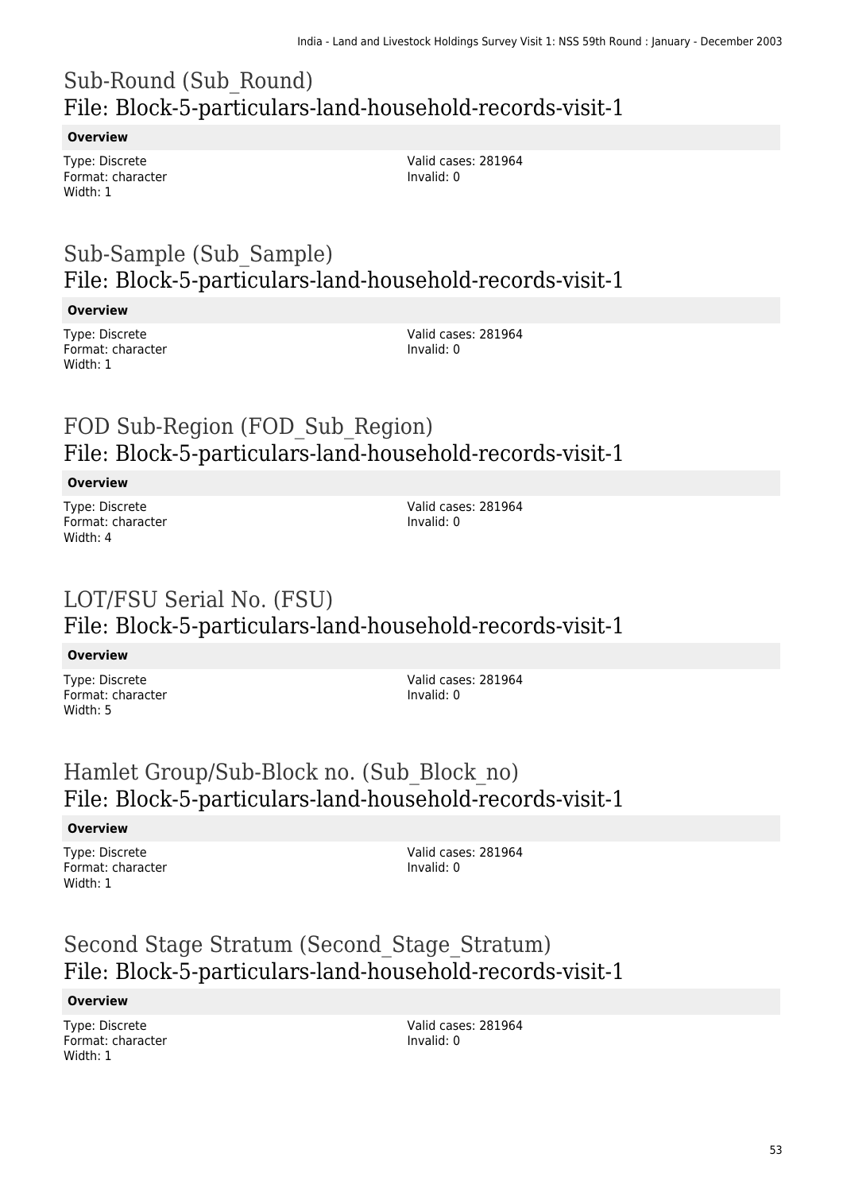## Sub-Round (Sub_Round)
## File: Block-5-particulars-land-household-records-visit-1

**Overview**

Type: Discrete
Format: character
Width: 1

Valid cases: 281964
Invalid: 0

## Sub-Sample (Sub_Sample)
## File: Block-5-particulars-land-household-records-visit-1

**Overview**

Type: Discrete
Format: character
Width: 1

Valid cases: 281964
Invalid: 0

## FOD Sub-Region (FOD_Sub_Region)
## File: Block-5-particulars-land-household-records-visit-1

**Overview**

Type: Discrete
Format: character
Width: 4

Valid cases: 281964
Invalid: 0

## LOT/FSU Serial No. (FSU)
## File: Block-5-particulars-land-household-records-visit-1

**Overview**

Type: Discrete
Format: character
Width: 5

Valid cases: 281964
Invalid: 0

## Hamlet Group/Sub-Block no. (Sub_Block_no)
## File: Block-5-particulars-land-household-records-visit-1

**Overview**

Type: Discrete
Format: character
Width: 1

Valid cases: 281964
Invalid: 0

## Second Stage Stratum (Second_Stage_Stratum)
## File: Block-5-particulars-land-household-records-visit-1

**Overview**

Type: Discrete
Format: character
Width: 1

Valid cases: 281964
Invalid: 0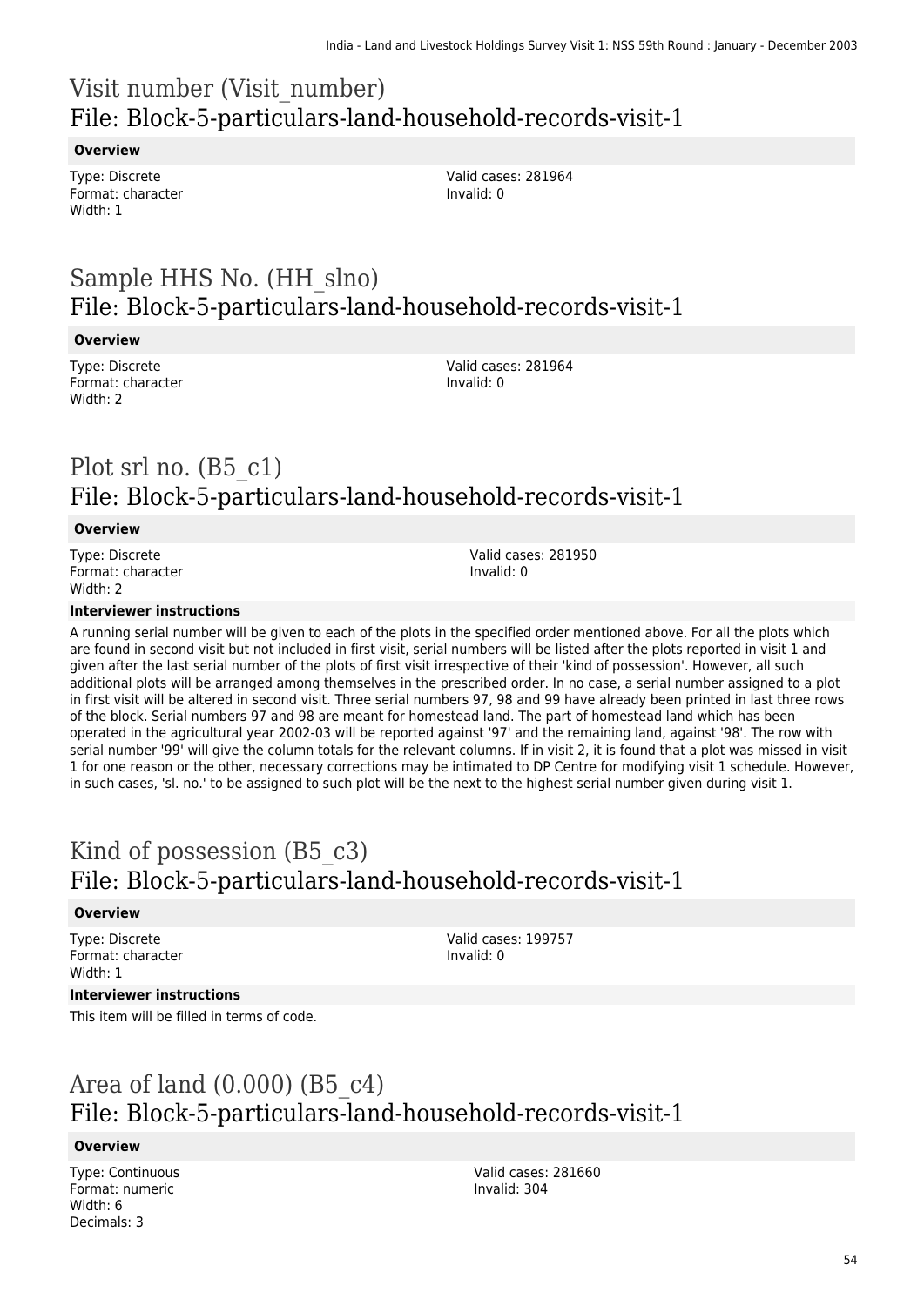# Visit number (Visit_number)
## File: Block-5-particulars-land-household-records-visit-1

**Overview**

Type: Discrete
Format: character
Width: 1

Valid cases: 281964
Invalid: 0

# Sample HHS No. (HH_slno)
## File: Block-5-particulars-land-household-records-visit-1

**Overview**

Type: Discrete
Format: character
Width: 2

Valid cases: 281964
Invalid: 0

# Plot srl no. (B5_c1)
## File: Block-5-particulars-land-household-records-visit-1

**Overview**

Type: Discrete
Format: character
Width: 2

Valid cases: 281950
Invalid: 0

**Interviewer instructions**

A running serial number will be given to each of the plots in the specified order mentioned above. For all the plots which are found in second visit but not included in first visit, serial numbers will be listed after the plots reported in visit 1 and given after the last serial number of the plots of first visit irrespective of their 'kind of possession'. However, all such additional plots will be arranged among themselves in the prescribed order. In no case, a serial number assigned to a plot in first visit will be altered in second visit. Three serial numbers 97, 98 and 99 have already been printed in last three rows of the block. Serial numbers 97 and 98 are meant for homestead land. The part of homestead land which has been operated in the agricultural year 2002-03 will be reported against '97' and the remaining land, against '98'. The row with serial number '99' will give the column totals for the relevant columns. If in visit 2, it is found that a plot was missed in visit 1 for one reason or the other, necessary corrections may be intimated to DP Centre for modifying visit 1 schedule. However, in such cases, 'sl. no.' to be assigned to such plot will be the next to the highest serial number given during visit 1.

# Kind of possession (B5_c3)
## File: Block-5-particulars-land-household-records-visit-1

**Overview**

Type: Discrete
Format: character
Width: 1

Valid cases: 199757
Invalid: 0

**Interviewer instructions**

This item will be filled in terms of code.

# Area of land (0.000) (B5_c4)
## File: Block-5-particulars-land-household-records-visit-1

**Overview**

Type: Continuous
Format: numeric
Width: 6
Decimals: 3

Valid cases: 281660
Invalid: 304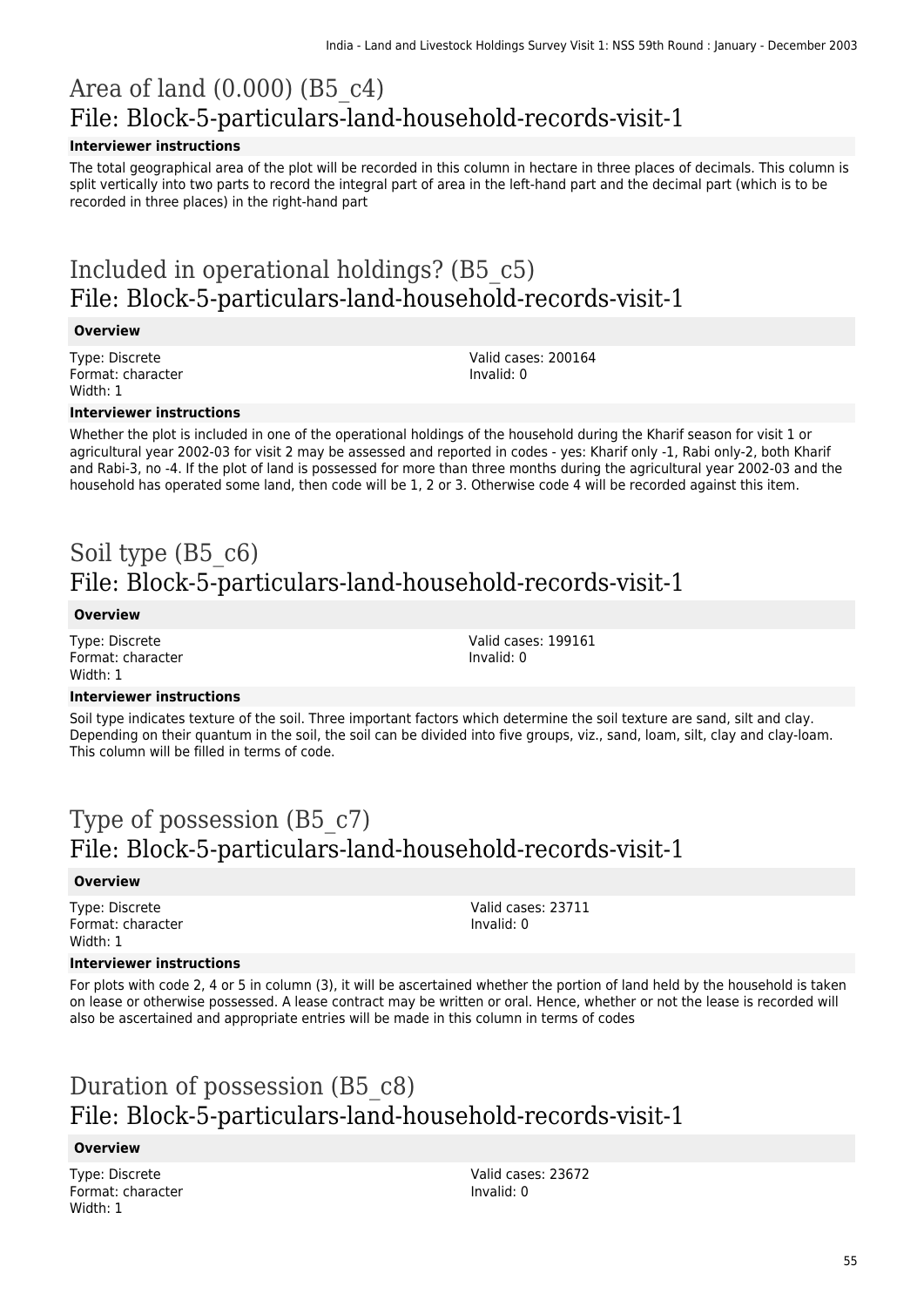# Area of land (0.000) (B5_c4)
## File: Block-5-particulars-land-household-records-visit-1

**Interviewer instructions**

The total geographical area of the plot will be recorded in this column in hectare in three places of decimals. This column is split vertically into two parts to record the integral part of area in the left-hand part and the decimal part (which is to be recorded in three places) in the right-hand part

# Included in operational holdings? (B5_c5)
## File: Block-5-particulars-land-household-records-visit-1

**Overview**

Type: Discrete
Format: character
Width: 1

Valid cases: 200164
Invalid: 0

**Interviewer instructions**

Whether the plot is included in one of the operational holdings of the household during the Kharif season for visit 1 or agricultural year 2002-03 for visit 2 may be assessed and reported in codes - yes: Kharif only -1, Rabi only-2, both Kharif and Rabi-3, no -4. If the plot of land is possessed for more than three months during the agricultural year 2002-03 and the household has operated some land, then code will be 1, 2 or 3. Otherwise code 4 will be recorded against this item.

# Soil type (B5_c6)
## File: Block-5-particulars-land-household-records-visit-1

**Overview**

Type: Discrete
Format: character
Width: 1

Valid cases: 199161
Invalid: 0

**Interviewer instructions**

Soil type indicates texture of the soil. Three important factors which determine the soil texture are sand, silt and clay. Depending on their quantum in the soil, the soil can be divided into five groups, viz., sand, loam, silt, clay and clay-loam. This column will be filled in terms of code.

# Type of possession (B5_c7)
## File: Block-5-particulars-land-household-records-visit-1

**Overview**

Type: Discrete
Format: character
Width: 1

Valid cases: 23711
Invalid: 0

**Interviewer instructions**

For plots with code 2, 4 or 5 in column (3), it will be ascertained whether the portion of land held by the household is taken on lease or otherwise possessed. A lease contract may be written or oral. Hence, whether or not the lease is recorded will also be ascertained and appropriate entries will be made in this column in terms of codes

# Duration of possession (B5_c8)
## File: Block-5-particulars-land-household-records-visit-1

**Overview**

Type: Discrete
Format: character
Width: 1

Valid cases: 23672
Invalid: 0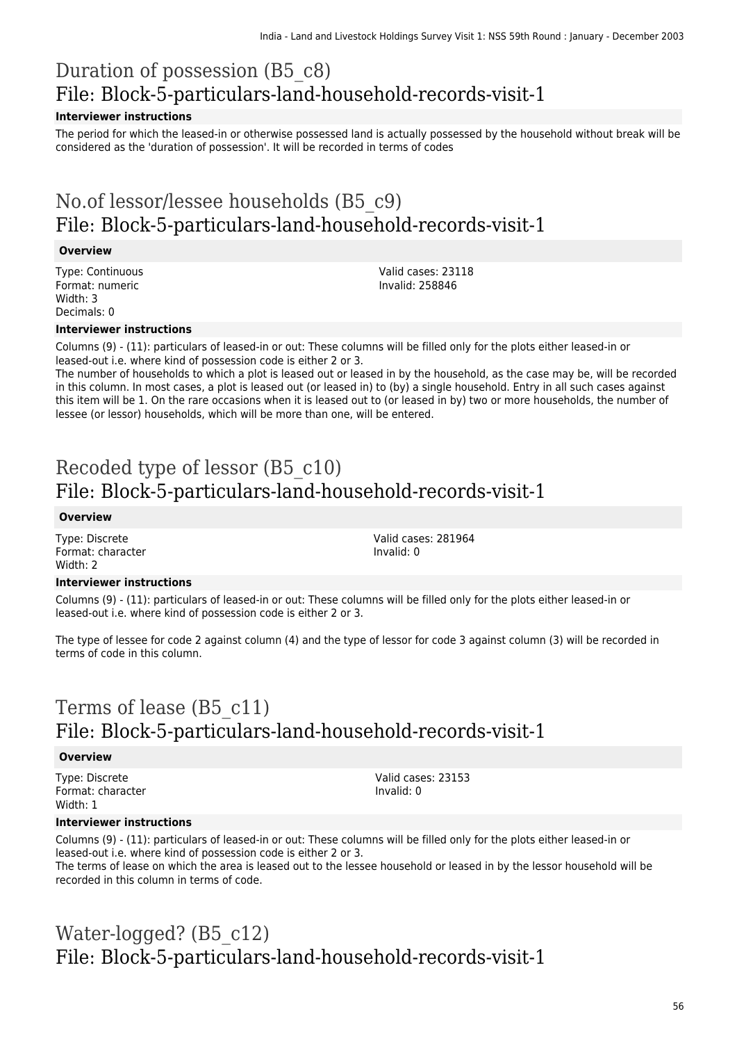# Duration of possession (B5_c8)
## File: Block-5-particulars-land-household-records-visit-1

#### Interviewer instructions

The period for which the leased-in or otherwise possessed land is actually possessed by the household without break will be considered as the 'duration of possession'. It will be recorded in terms of codes

# No.of lessor/lessee households (B5_c9)
## File: Block-5-particulars-land-household-records-visit-1

#### Overview

Type: Continuous
Format: numeric
Width: 3
Decimals: 0

Valid cases: 23118
Invalid: 258846

#### Interviewer instructions

Columns (9) - (11): particulars of leased-in or out: These columns will be filled only for the plots either leased-in or leased-out i.e. where kind of possession code is either 2 or 3.
The number of households to which a plot is leased out or leased in by the household, as the case may be, will be recorded in this column. In most cases, a plot is leased out (or leased in) to (by) a single household. Entry in all such cases against this item will be 1. On the rare occasions when it is leased out to (or leased in by) two or more households, the number of lessee (or lessor) households, which will be more than one, will be entered.

# Recoded type of lessor (B5_c10)
## File: Block-5-particulars-land-household-records-visit-1

#### Overview

Type: Discrete
Format: character
Width: 2

Valid cases: 281964
Invalid: 0

#### Interviewer instructions

Columns (9) - (11): particulars of leased-in or out: These columns will be filled only for the plots either leased-in or leased-out i.e. where kind of possession code is either 2 or 3.

The type of lessee for code 2 against column (4) and the type of lessor for code 3 against column (3) will be recorded in terms of code in this column.

# Terms of lease (B5_c11)
## File: Block-5-particulars-land-household-records-visit-1

#### Overview

Type: Discrete
Format: character
Width: 1

Valid cases: 23153
Invalid: 0

#### Interviewer instructions

Columns (9) - (11): particulars of leased-in or out: These columns will be filled only for the plots either leased-in or leased-out i.e. where kind of possession code is either 2 or 3.
The terms of lease on which the area is leased out to the lessee household or leased in by the lessor household will be recorded in this column in terms of code.

# Water-logged? (B5_c12)
## File: Block-5-particulars-land-household-records-visit-1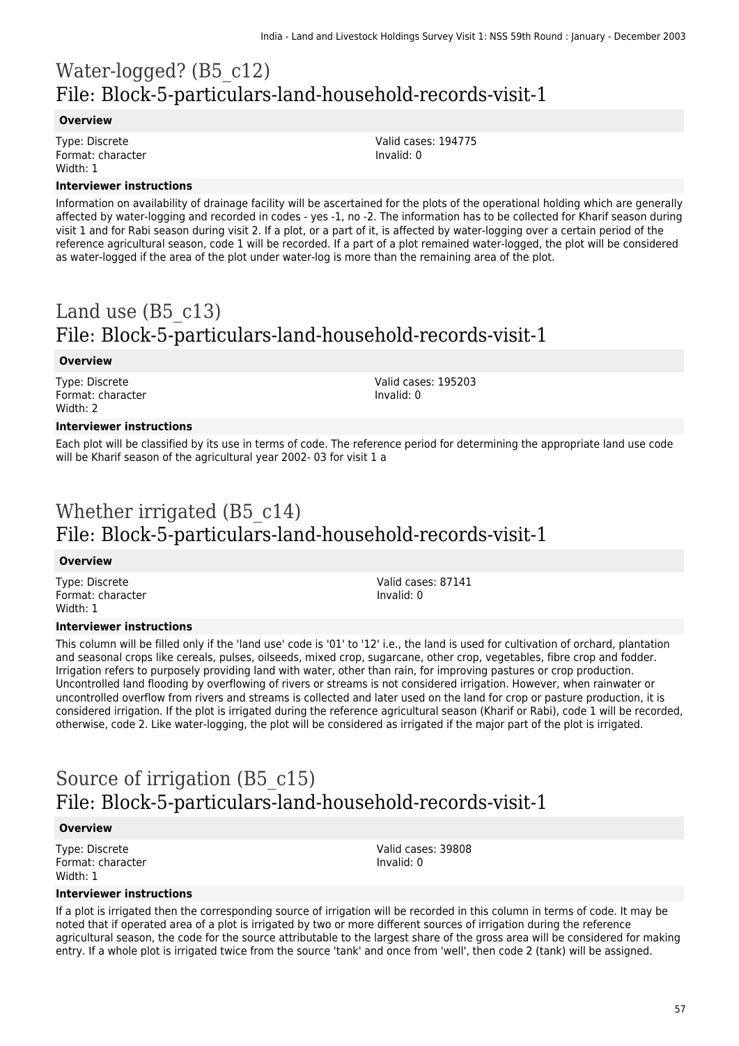# Water-logged? (B5_c12)
## File: Block-5-particulars-land-household-records-visit-1

**Overview**

Type: Discrete
Format: character
Width: 1

Valid cases: 194775
Invalid: 0

**Interviewer instructions**

Information on availability of drainage facility will be ascertained for the plots of the operational holding which are generally affected by water-logging and recorded in codes - yes -1, no -2. The information has to be collected for Kharif season during visit 1 and for Rabi season during visit 2. If a plot, or a part of it, is affected by water-logging over a certain period of the reference agricultural season, code 1 will be recorded. If a part of a plot remained water-logged, the plot will be considered as water-logged if the area of the plot under water-log is more than the remaining area of the plot.

# Land use (B5_c13)
## File: Block-5-particulars-land-household-records-visit-1

**Overview**

Type: Discrete
Format: character
Width: 2

Valid cases: 195203
Invalid: 0

**Interviewer instructions**

Each plot will be classified by its use in terms of code. The reference period for determining the appropriate land use code will be Kharif season of the agricultural year 2002- 03 for visit 1 a

# Whether irrigated (B5_c14)
## File: Block-5-particulars-land-household-records-visit-1

**Overview**

Type: Discrete
Format: character
Width: 1

Valid cases: 87141
Invalid: 0

**Interviewer instructions**

This column will be filled only if the 'land use' code is '01' to '12' i.e., the land is used for cultivation of orchard, plantation and seasonal crops like cereals, pulses, oilseeds, mixed crop, sugarcane, other crop, vegetables, fibre crop and fodder. Irrigation refers to purposely providing land with water, other than rain, for improving pastures or crop production. Uncontrolled land flooding by overflowing of rivers or streams is not considered irrigation. However, when rainwater or uncontrolled overflow from rivers and streams is collected and later used on the land for crop or pasture production, it is considered irrigation. If the plot is irrigated during the reference agricultural season (Kharif or Rabi), code 1 will be recorded, otherwise, code 2. Like water-logging, the plot will be considered as irrigated if the major part of the plot is irrigated.

# Source of irrigation (B5_c15)
## File: Block-5-particulars-land-household-records-visit-1

**Overview**

Type: Discrete
Format: character
Width: 1

Valid cases: 39808
Invalid: 0

**Interviewer instructions**

If a plot is irrigated then the corresponding source of irrigation will be recorded in this column in terms of code. It may be noted that if operated area of a plot is irrigated by two or more different sources of irrigation during the reference agricultural season, the code for the source attributable to the largest share of the gross area will be considered for making entry. If a whole plot is irrigated twice from the source 'tank' and once from 'well', then code 2 (tank) will be assigned.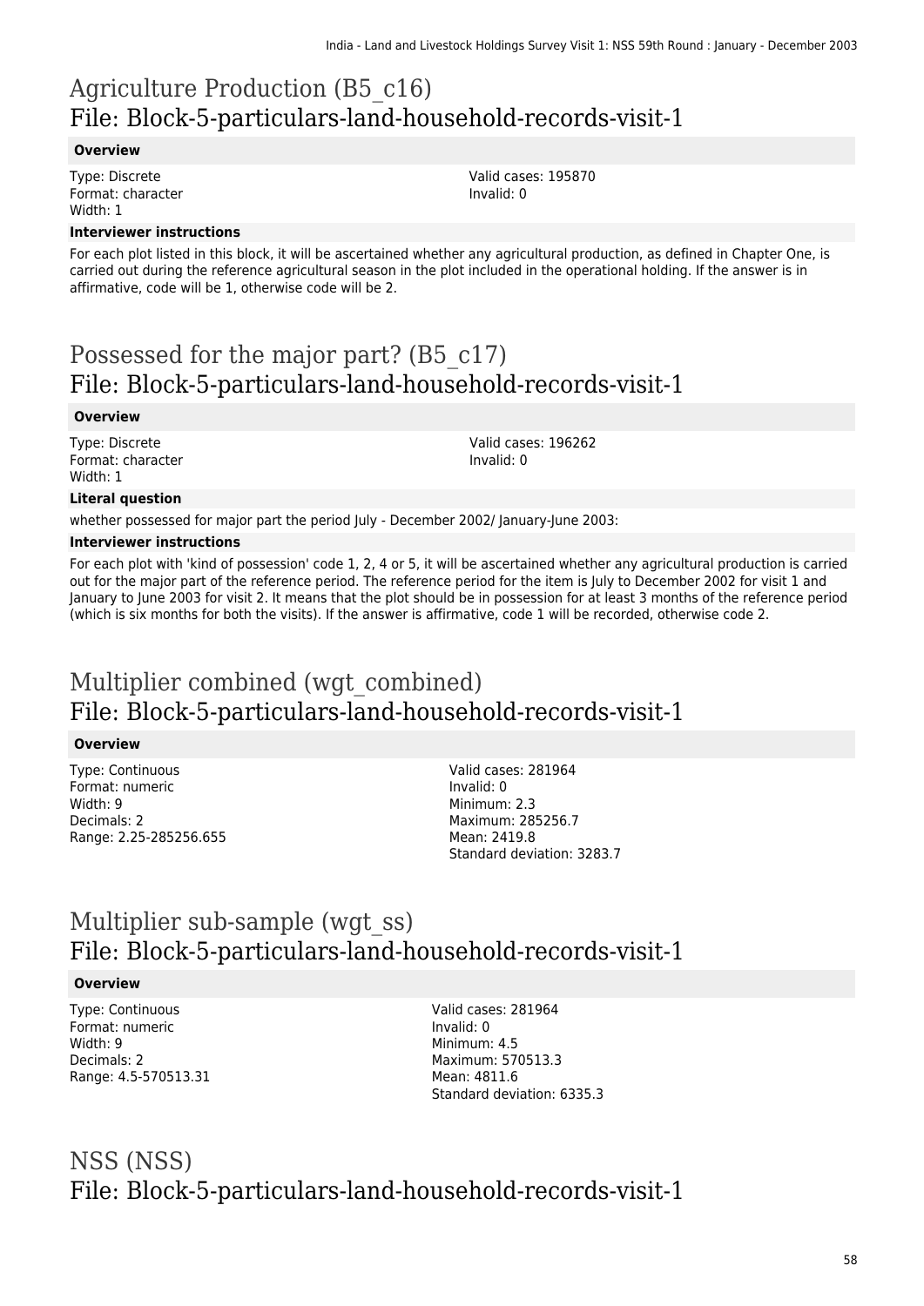# Agriculture Production (B5_c16)
# File: Block-5-particulars-land-household-records-visit-1

### Overview

Type: Discrete
Format: character
Width: 1

Valid cases: 195870
Invalid: 0

### Interviewer instructions

For each plot listed in this block, it will be ascertained whether any agricultural production, as defined in Chapter One, is carried out during the reference agricultural season in the plot included in the operational holding. If the answer is in affirmative, code will be 1, otherwise code will be 2.

# Possessed for the major part? (B5_c17)
# File: Block-5-particulars-land-household-records-visit-1

### Overview

Type: Discrete
Format: character
Width: 1

Valid cases: 196262
Invalid: 0

### Literal question

whether possessed for major part the period July - December 2002/ January-June 2003:

### Interviewer instructions

For each plot with 'kind of possession' code 1, 2, 4 or 5, it will be ascertained whether any agricultural production is carried out for the major part of the reference period. The reference period for the item is July to December 2002 for visit 1 and January to June 2003 for visit 2. It means that the plot should be in possession for at least 3 months of the reference period (which is six months for both the visits). If the answer is affirmative, code 1 will be recorded, otherwise code 2.

# Multiplier combined (wgt_combined)
# File: Block-5-particulars-land-household-records-visit-1

### Overview

Type: Continuous
Format: numeric
Width: 9
Decimals: 2
Range: 2.25-285256.655

Valid cases: 281964
Invalid: 0
Minimum: 2.3
Maximum: 285256.7
Mean: 2419.8
Standard deviation: 3283.7

# Multiplier sub-sample (wgt_ss)
# File: Block-5-particulars-land-household-records-visit-1

### Overview

Type: Continuous
Format: numeric
Width: 9
Decimals: 2
Range: 4.5-570513.31

Valid cases: 281964
Invalid: 0
Minimum: 4.5
Maximum: 570513.3
Mean: 4811.6
Standard deviation: 6335.3

# NSS (NSS)
# File: Block-5-particulars-land-household-records-visit-1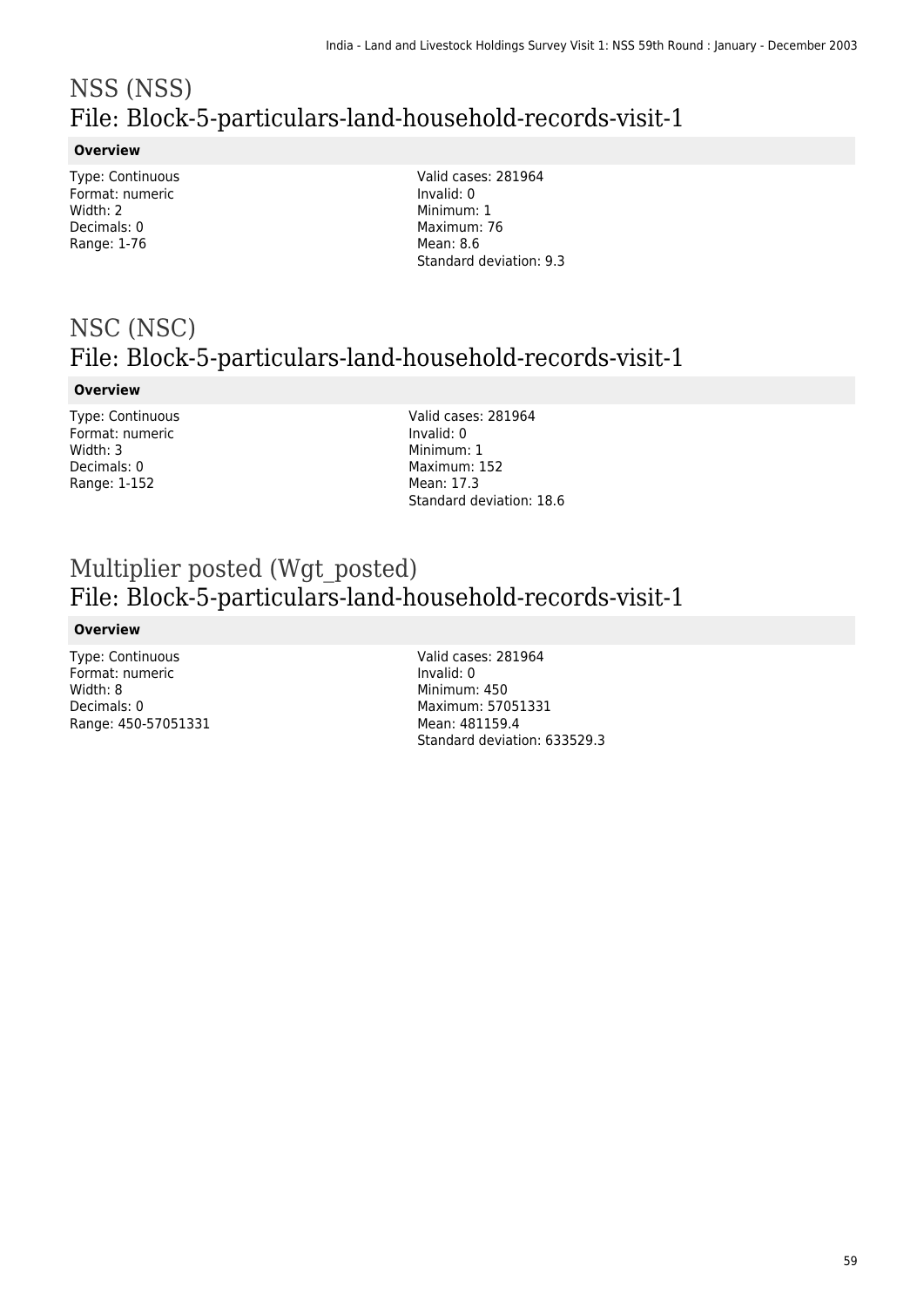# NSS (NSS)
## File: Block-5-particulars-land-household-records-visit-1

**Overview**

Type: Continuous
Format: numeric
Width: 2
Decimals: 0
Range: 1-76

Valid cases: 281964
Invalid: 0
Minimum: 1
Maximum: 76
Mean: 8.6
Standard deviation: 9.3

# NSC (NSC)
## File: Block-5-particulars-land-household-records-visit-1

**Overview**

Type: Continuous
Format: numeric
Width: 3
Decimals: 0
Range: 1-152

Valid cases: 281964
Invalid: 0
Minimum: 1
Maximum: 152
Mean: 17.3
Standard deviation: 18.6

# Multiplier posted (Wgt_posted)
## File: Block-5-particulars-land-household-records-visit-1

**Overview**

Type: Continuous
Format: numeric
Width: 8
Decimals: 0
Range: 450-57051331

Valid cases: 281964
Invalid: 0
Minimum: 450
Maximum: 57051331
Mean: 481159.4
Standard deviation: 633529.3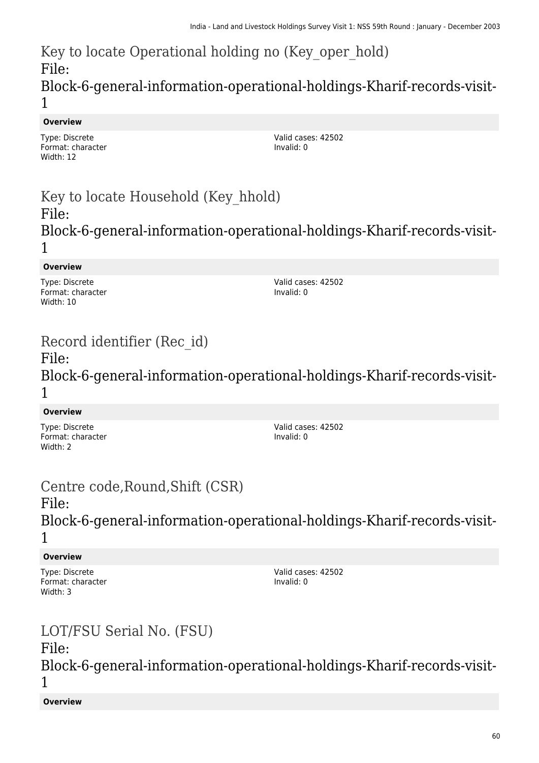## Key to locate Operational holding no (Key_oper_hold)
File: Block-6-general-information-operational-holdings-Kharif-records-visit-1

**Overview**

Type: Discrete
Format: character
Width: 12

Valid cases: 42502
Invalid: 0

## Key to locate Household (Key_hhold)
File: Block-6-general-information-operational-holdings-Kharif-records-visit-1

**Overview**

Type: Discrete
Format: character
Width: 10

Valid cases: 42502
Invalid: 0

## Record identifier (Rec_id)
File: Block-6-general-information-operational-holdings-Kharif-records-visit-1

**Overview**

Type: Discrete
Format: character
Width: 2

Valid cases: 42502
Invalid: 0

## Centre code,Round,Shift (CSR)
File: Block-6-general-information-operational-holdings-Kharif-records-visit-1

**Overview**

Type: Discrete
Format: character
Width: 3

Valid cases: 42502
Invalid: 0

## LOT/FSU Serial No. (FSU)
File: Block-6-general-information-operational-holdings-Kharif-records-visit-1

**Overview**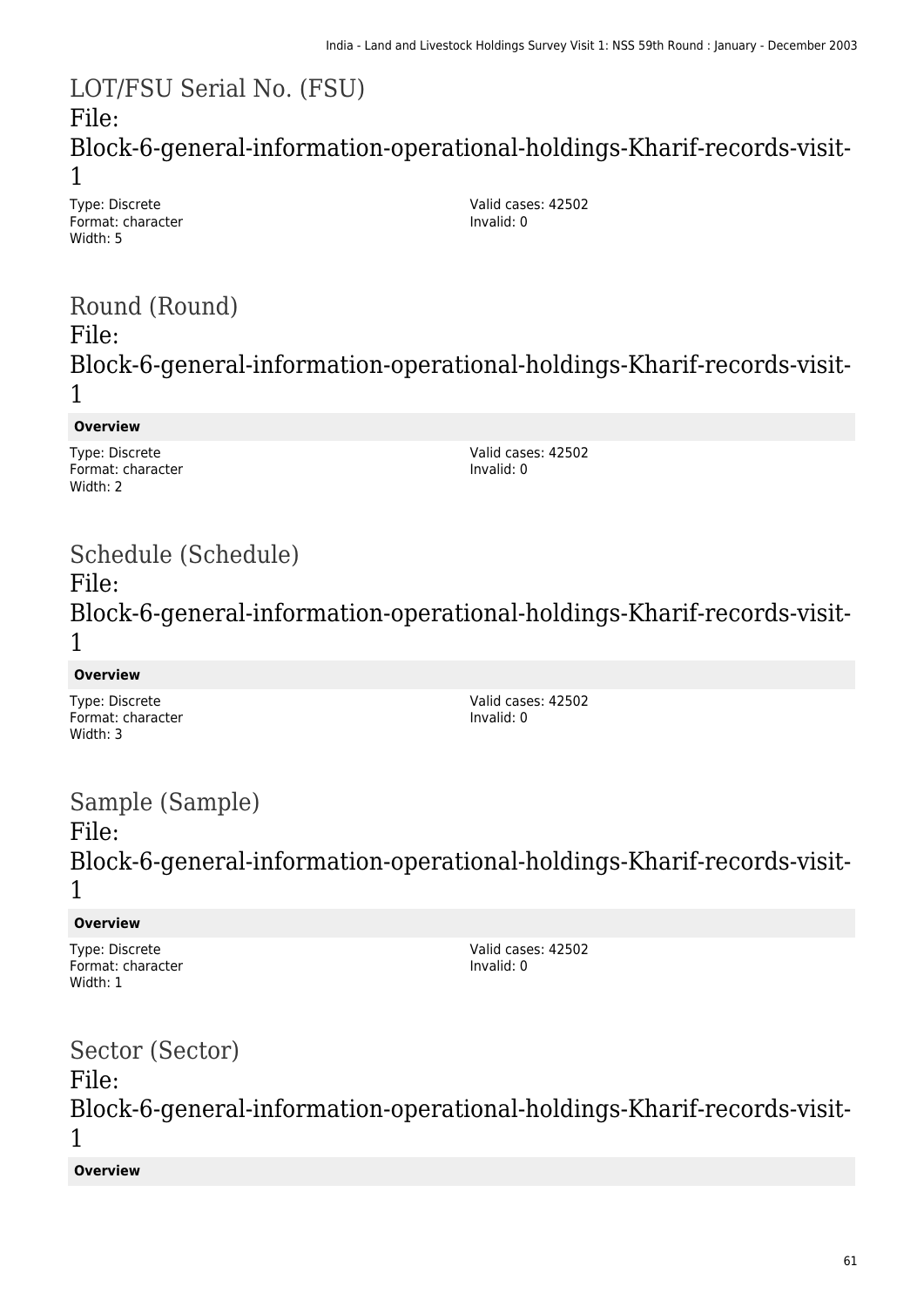## LOT/FSU Serial No. (FSU)

File: Block-6-general-information-operational-holdings-Kharif-records-visit-1

Type: Discrete
Format: character
Width: 5

Valid cases: 42502
Invalid: 0

## Round (Round)

File: Block-6-general-information-operational-holdings-Kharif-records-visit-1

**Overview**

Type: Discrete
Format: character
Width: 2

Valid cases: 42502
Invalid: 0

## Schedule (Schedule)

File: Block-6-general-information-operational-holdings-Kharif-records-visit-1

**Overview**

Type: Discrete
Format: character
Width: 3

Valid cases: 42502
Invalid: 0

## Sample (Sample)

File: Block-6-general-information-operational-holdings-Kharif-records-visit-1

**Overview**

Type: Discrete
Format: character
Width: 1

Valid cases: 42502
Invalid: 0

## Sector (Sector)

File: Block-6-general-information-operational-holdings-Kharif-records-visit-1

**Overview**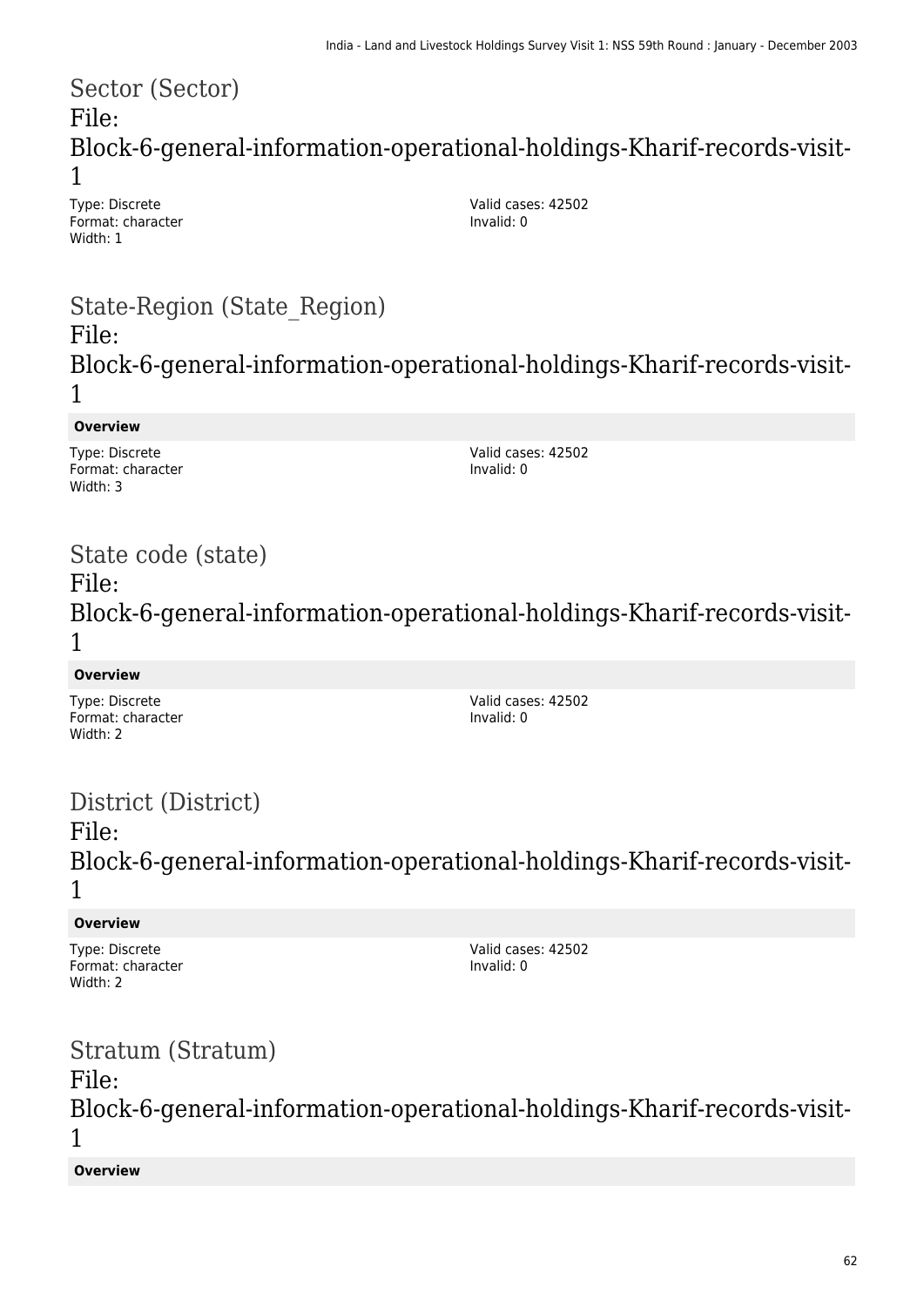## Sector (Sector)
## File: Block-6-general-information-operational-holdings-Kharif-records-visit-1

Type: Discrete
Format: character
Width: 1

Valid cases: 42502
Invalid: 0

## State-Region (State_Region)
## File: Block-6-general-information-operational-holdings-Kharif-records-visit-1

**Overview**

Type: Discrete
Format: character
Width: 3

Valid cases: 42502
Invalid: 0

## State code (state)
## File: Block-6-general-information-operational-holdings-Kharif-records-visit-1

**Overview**

Type: Discrete
Format: character
Width: 2

Valid cases: 42502
Invalid: 0

## District (District)
## File: Block-6-general-information-operational-holdings-Kharif-records-visit-1

**Overview**

Type: Discrete
Format: character
Width: 2

Valid cases: 42502
Invalid: 0

## Stratum (Stratum)
## File: Block-6-general-information-operational-holdings-Kharif-records-visit-1

**Overview**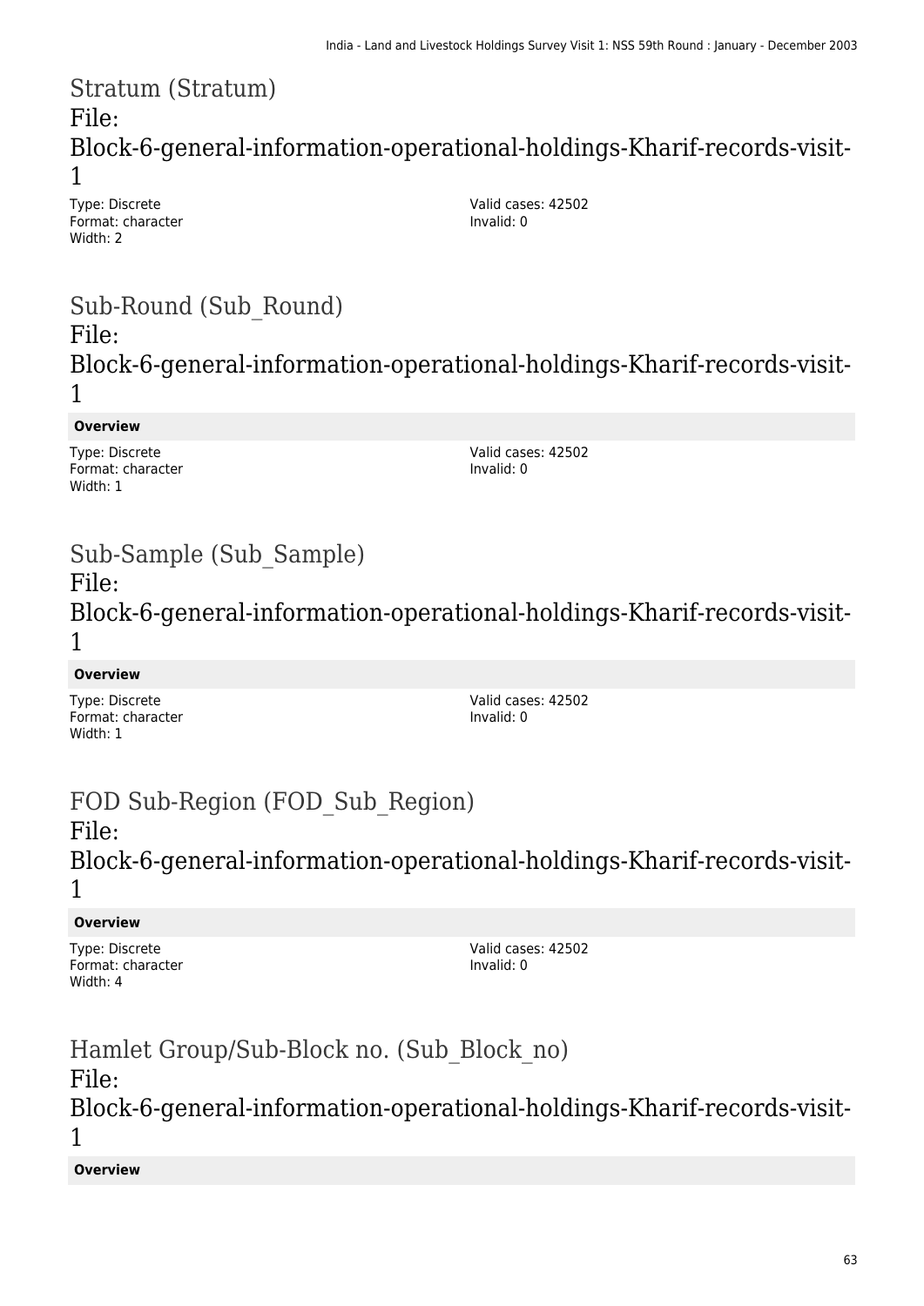## Stratum (Stratum)

File: Block-6-general-information-operational-holdings-Kharif-records-visit-1

Type: Discrete
Format: character
Width: 2

Valid cases: 42502
Invalid: 0

## Sub-Round (Sub_Round)

File: Block-6-general-information-operational-holdings-Kharif-records-visit-1

**Overview**

Type: Discrete
Format: character
Width: 1

Valid cases: 42502
Invalid: 0

## Sub-Sample (Sub_Sample)

File: Block-6-general-information-operational-holdings-Kharif-records-visit-1

**Overview**

Type: Discrete
Format: character
Width: 1

Valid cases: 42502
Invalid: 0

## FOD Sub-Region (FOD_Sub_Region)

File: Block-6-general-information-operational-holdings-Kharif-records-visit-1

**Overview**

Type: Discrete
Format: character
Width: 4

Valid cases: 42502
Invalid: 0

## Hamlet Group/Sub-Block no. (Sub_Block_no)

File: Block-6-general-information-operational-holdings-Kharif-records-visit-1

**Overview**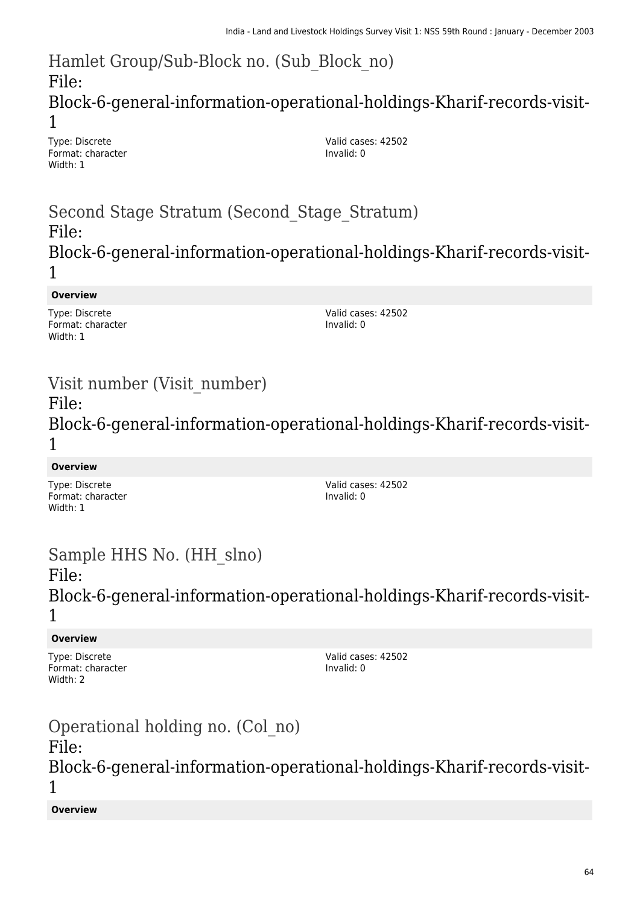## Hamlet Group/Sub-Block no. (Sub_Block_no)
## File: Block-6-general-information-operational-holdings-Kharif-records-visit-1

Type: Discrete
Format: character
Width: 1

Valid cases: 42502
Invalid: 0

## Second Stage Stratum (Second_Stage_Stratum)
## File: Block-6-general-information-operational-holdings-Kharif-records-visit-1

**Overview**

Type: Discrete
Format: character
Width: 1

Valid cases: 42502
Invalid: 0

## Visit number (Visit_number)
## File: Block-6-general-information-operational-holdings-Kharif-records-visit-1

**Overview**

Type: Discrete
Format: character
Width: 1

Valid cases: 42502
Invalid: 0

## Sample HHS No. (HH_slno)
## File: Block-6-general-information-operational-holdings-Kharif-records-visit-1

**Overview**

Type: Discrete
Format: character
Width: 2

Valid cases: 42502
Invalid: 0

## Operational holding no. (Col_no)
## File: Block-6-general-information-operational-holdings-Kharif-records-visit-1

**Overview**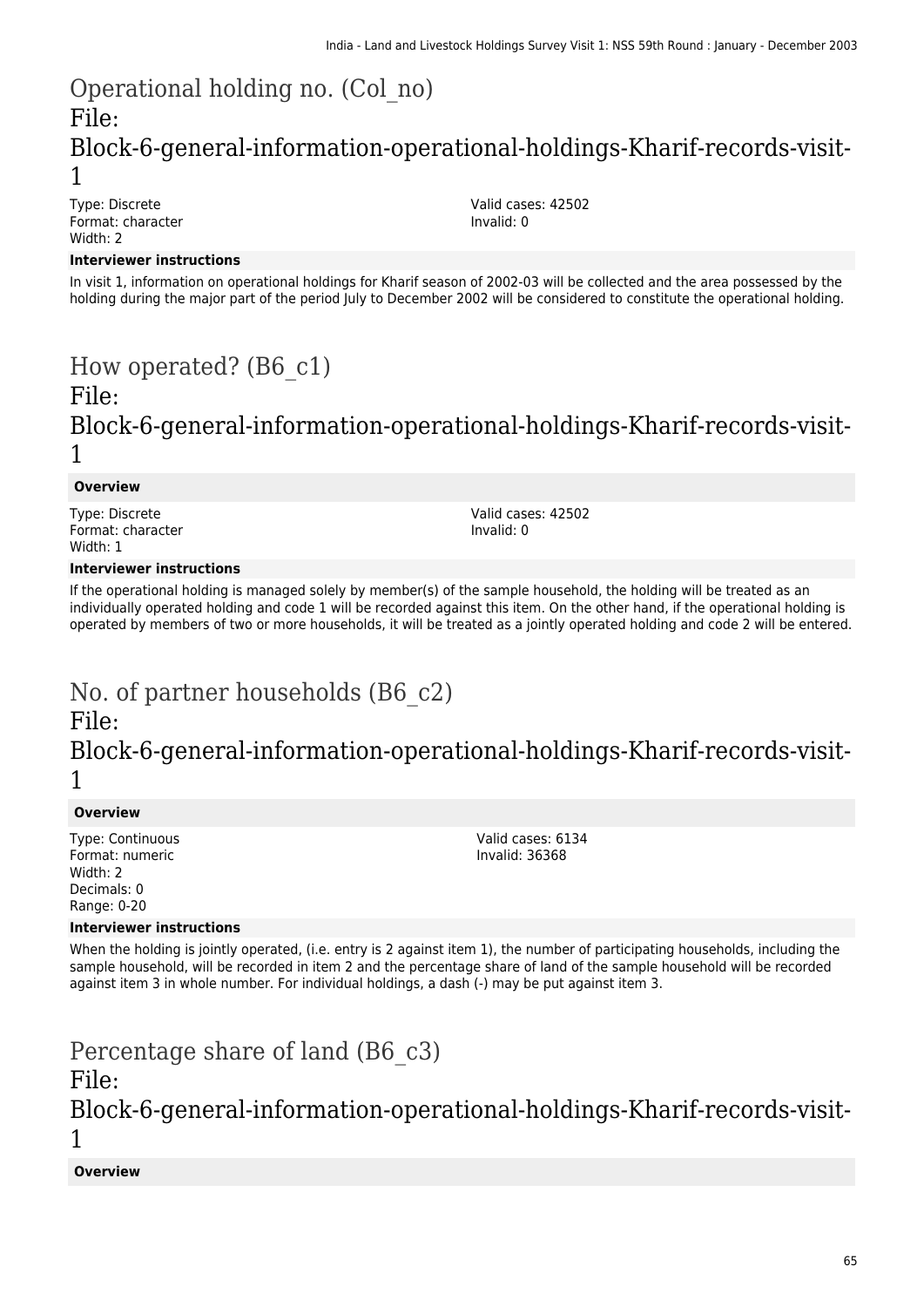## Operational holding no. (Col_no)
## File: Block-6-general-information-operational-holdings-Kharif-records-visit-1

Type: Discrete
Format: character
Width: 2

Valid cases: 42502
Invalid: 0

**Interviewer instructions**

In visit 1, information on operational holdings for Kharif season of 2002-03 will be collected and the area possessed by the holding during the major part of the period July to December 2002 will be considered to constitute the operational holding.

## How operated? (B6_c1)
## File: Block-6-general-information-operational-holdings-Kharif-records-visit-1

**Overview**

Type: Discrete
Format: character
Width: 1

Valid cases: 42502
Invalid: 0

**Interviewer instructions**

If the operational holding is managed solely by member(s) of the sample household, the holding will be treated as an individually operated holding and code 1 will be recorded against this item. On the other hand, if the operational holding is operated by members of two or more households, it will be treated as a jointly operated holding and code 2 will be entered.

## No. of partner households (B6_c2)
## File: Block-6-general-information-operational-holdings-Kharif-records-visit-1

**Overview**

Type: Continuous
Format: numeric
Width: 2
Decimals: 0
Range: 0-20

Valid cases: 6134
Invalid: 36368

**Interviewer instructions**

When the holding is jointly operated, (i.e. entry is 2 against item 1), the number of participating households, including the sample household, will be recorded in item 2 and the percentage share of land of the sample household will be recorded against item 3 in whole number. For individual holdings, a dash (-) may be put against item 3.

## Percentage share of land (B6_c3)
## File: Block-6-general-information-operational-holdings-Kharif-records-visit-1

**Overview**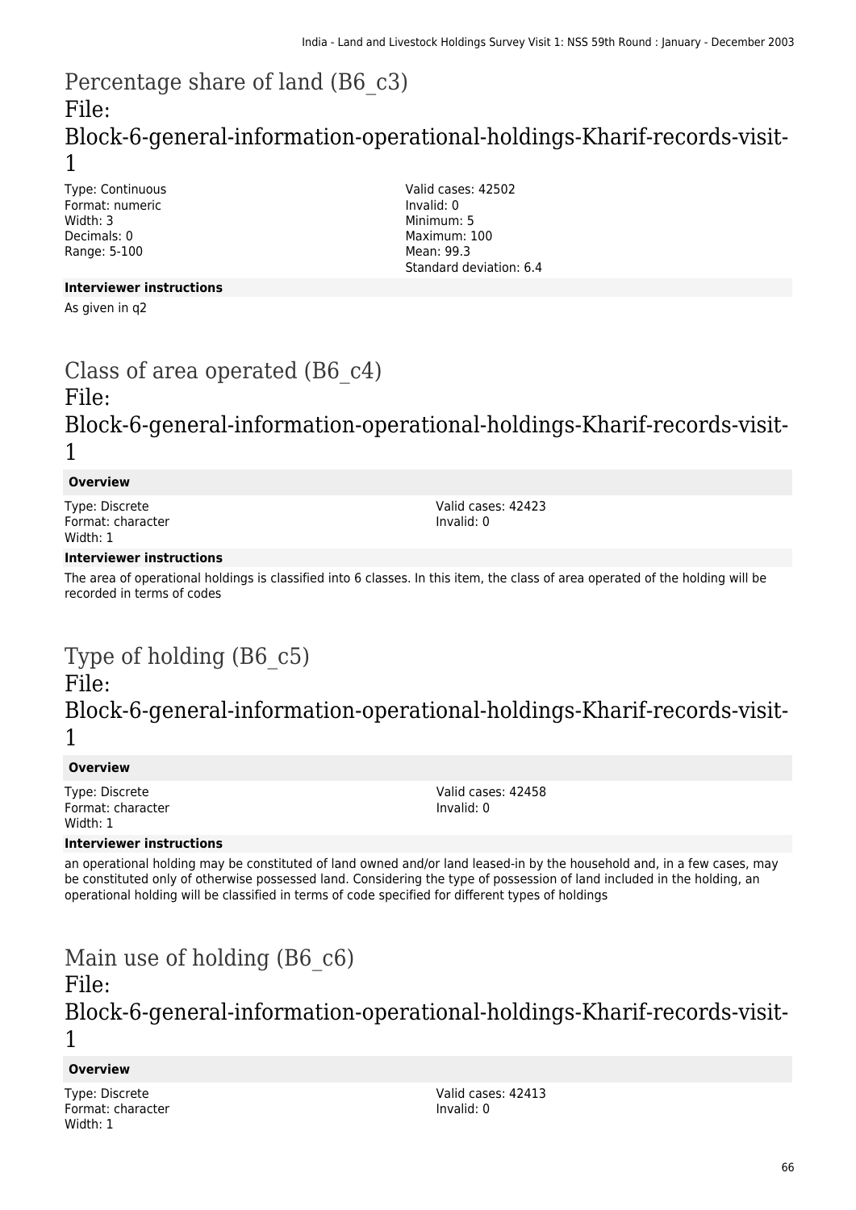# Percentage share of land (B6_c3)
## File: Block-6-general-information-operational-holdings-Kharif-records-visit-1

Type: Continuous
Format: numeric
Width: 3
Decimals: 0
Range: 5-100

Valid cases: 42502
Invalid: 0
Minimum: 5
Maximum: 100
Mean: 99.3
Standard deviation: 6.4

**Interviewer instructions**

As given in q2

# Class of area operated (B6_c4)
## File: Block-6-general-information-operational-holdings-Kharif-records-visit-1

**Overview**

Type: Discrete
Format: character
Width: 1

Valid cases: 42423
Invalid: 0

**Interviewer instructions**

The area of operational holdings is classified into 6 classes. In this item, the class of area operated of the holding will be recorded in terms of codes

# Type of holding (B6_c5)
## File: Block-6-general-information-operational-holdings-Kharif-records-visit-1

**Overview**

Type: Discrete
Format: character
Width: 1

Valid cases: 42458
Invalid: 0

**Interviewer instructions**

an operational holding may be constituted of land owned and/or land leased-in by the household and, in a few cases, may be constituted only of otherwise possessed land. Considering the type of possession of land included in the holding, an operational holding will be classified in terms of code specified for different types of holdings

# Main use of holding (B6_c6)
## File: Block-6-general-information-operational-holdings-Kharif-records-visit-1

**Overview**

Type: Discrete
Format: character
Width: 1

Valid cases: 42413
Invalid: 0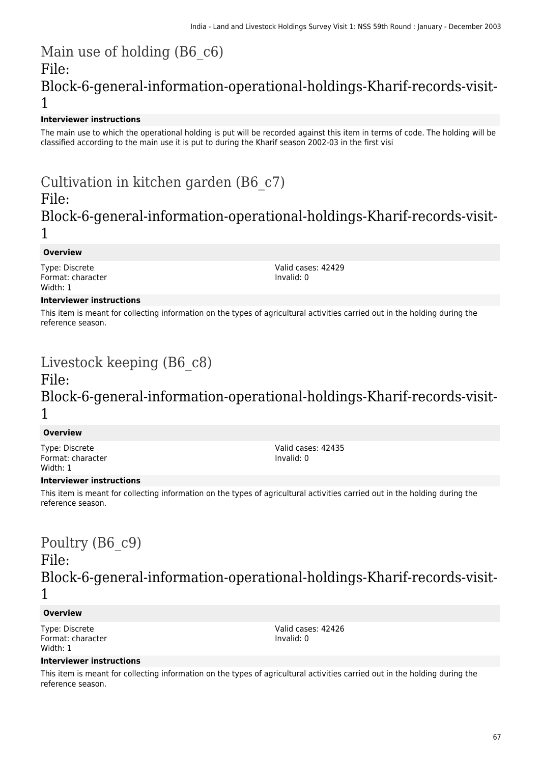# Main use of holding (B6_c6)

## File: Block-6-general-information-operational-holdings-Kharif-records-visit-1

**Interviewer instructions**

The main use to which the operational holding is put will be recorded against this item in terms of code. The holding will be classified according to the main use it is put to during the Kharif season 2002-03 in the first visi

# Cultivation in kitchen garden (B6_c7)

## File: Block-6-general-information-operational-holdings-Kharif-records-visit-1

**Overview**

Type: Discrete
Format: character
Width: 1

Valid cases: 42429
Invalid: 0

**Interviewer instructions**

This item is meant for collecting information on the types of agricultural activities carried out in the holding during the reference season.

# Livestock keeping (B6_c8)

## File: Block-6-general-information-operational-holdings-Kharif-records-visit-1

**Overview**

Type: Discrete
Format: character
Width: 1

Valid cases: 42435
Invalid: 0

**Interviewer instructions**

This item is meant for collecting information on the types of agricultural activities carried out in the holding during the reference season.

# Poultry (B6_c9)

## File: Block-6-general-information-operational-holdings-Kharif-records-visit-1

**Overview**

Type: Discrete
Format: character
Width: 1

Valid cases: 42426
Invalid: 0

**Interviewer instructions**

This item is meant for collecting information on the types of agricultural activities carried out in the holding during the reference season.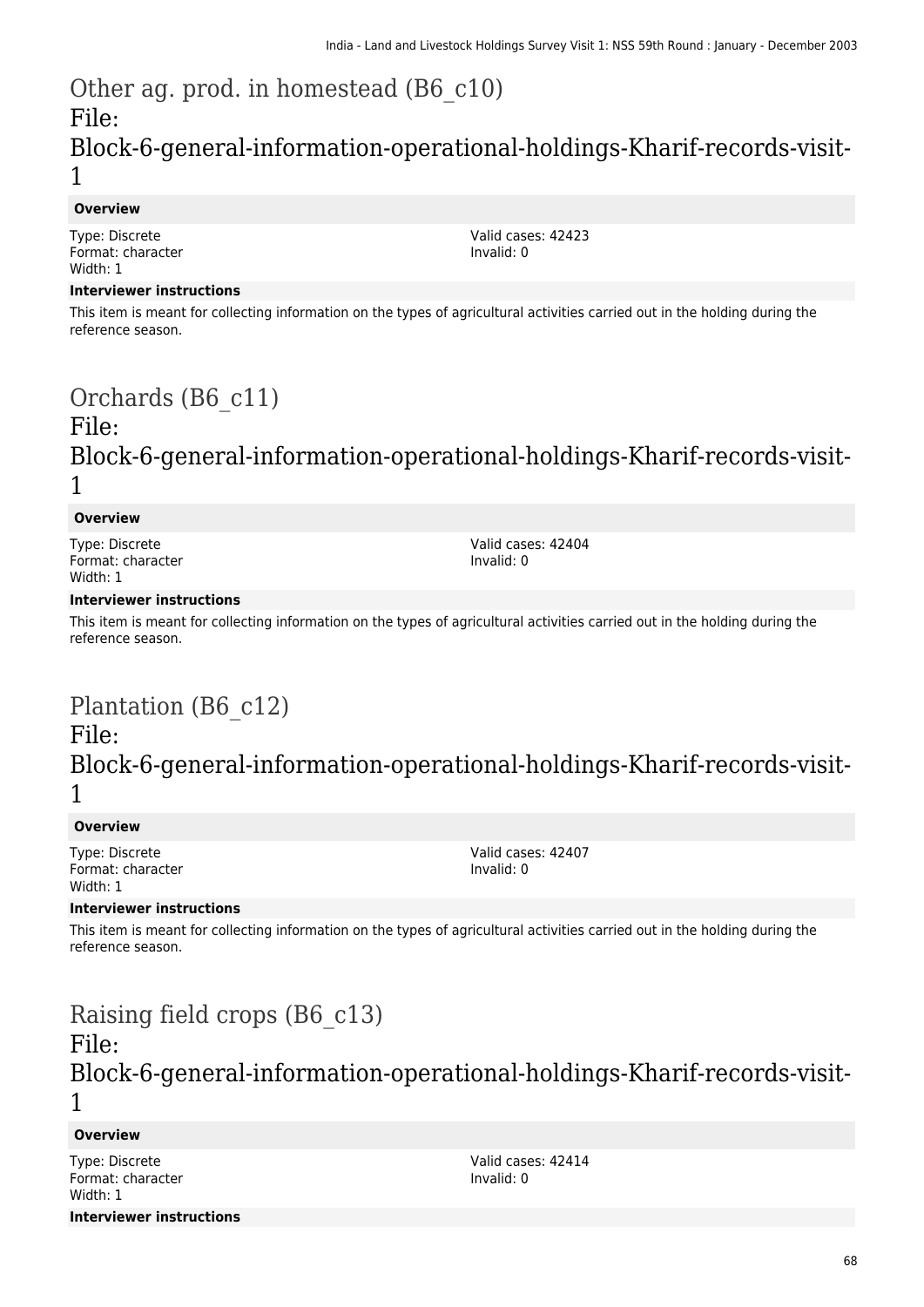# Other ag. prod. in homestead (B6_c10)
# File: Block-6-general-information-operational-holdings-Kharif-records-visit-1

**Overview**

Type: Discrete
Format: character
Width: 1

Valid cases: 42423
Invalid: 0

**Interviewer instructions**

This item is meant for collecting information on the types of agricultural activities carried out in the holding during the reference season.

# Orchards (B6_c11)
# File: Block-6-general-information-operational-holdings-Kharif-records-visit-1

**Overview**

Type: Discrete
Format: character
Width: 1

Valid cases: 42404
Invalid: 0

**Interviewer instructions**

This item is meant for collecting information on the types of agricultural activities carried out in the holding during the reference season.

# Plantation (B6_c12)
# File: Block-6-general-information-operational-holdings-Kharif-records-visit-1

**Overview**

Type: Discrete
Format: character
Width: 1

Valid cases: 42407
Invalid: 0

**Interviewer instructions**

This item is meant for collecting information on the types of agricultural activities carried out in the holding during the reference season.

# Raising field crops (B6_c13)
# File: Block-6-general-information-operational-holdings-Kharif-records-visit-1

**Overview**

Type: Discrete
Format: character
Width: 1

Valid cases: 42414
Invalid: 0

**Interviewer instructions**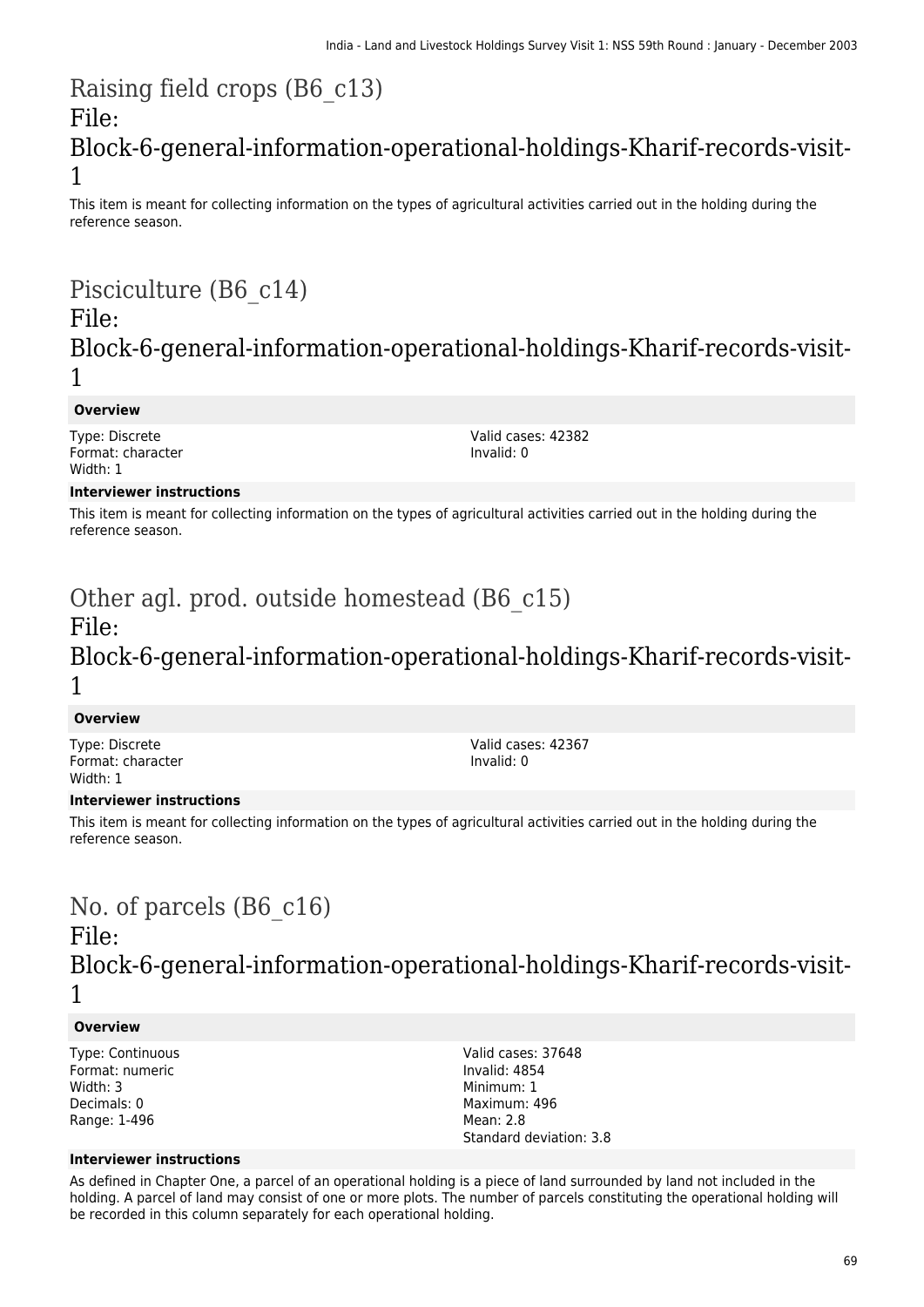# Raising field crops (B6_c13)

## File: Block-6-general-information-operational-holdings-Kharif-records-visit-1

This item is meant for collecting information on the types of agricultural activities carried out in the holding during the reference season.

# Pisciculture (B6_c14)

## File: Block-6-general-information-operational-holdings-Kharif-records-visit-1

**Overview**

Type: Discrete
Format: character
Width: 1

Valid cases: 42382
Invalid: 0

**Interviewer instructions**

This item is meant for collecting information on the types of agricultural activities carried out in the holding during the reference season.

# Other agl. prod. outside homestead (B6_c15)

## File: Block-6-general-information-operational-holdings-Kharif-records-visit-1

**Overview**

Type: Discrete
Format: character
Width: 1

Valid cases: 42367
Invalid: 0

**Interviewer instructions**

This item is meant for collecting information on the types of agricultural activities carried out in the holding during the reference season.

# No. of parcels (B6_c16)

## File: Block-6-general-information-operational-holdings-Kharif-records-visit-1

**Overview**

Type: Continuous
Format: numeric
Width: 3
Decimals: 0
Range: 1-496

Valid cases: 37648
Invalid: 4854
Minimum: 1
Maximum: 496
Mean: 2.8
Standard deviation: 3.8

**Interviewer instructions**

As defined in Chapter One, a parcel of an operational holding is a piece of land surrounded by land not included in the holding. A parcel of land may consist of one or more plots. The number of parcels constituting the operational holding will be recorded in this column separately for each operational holding.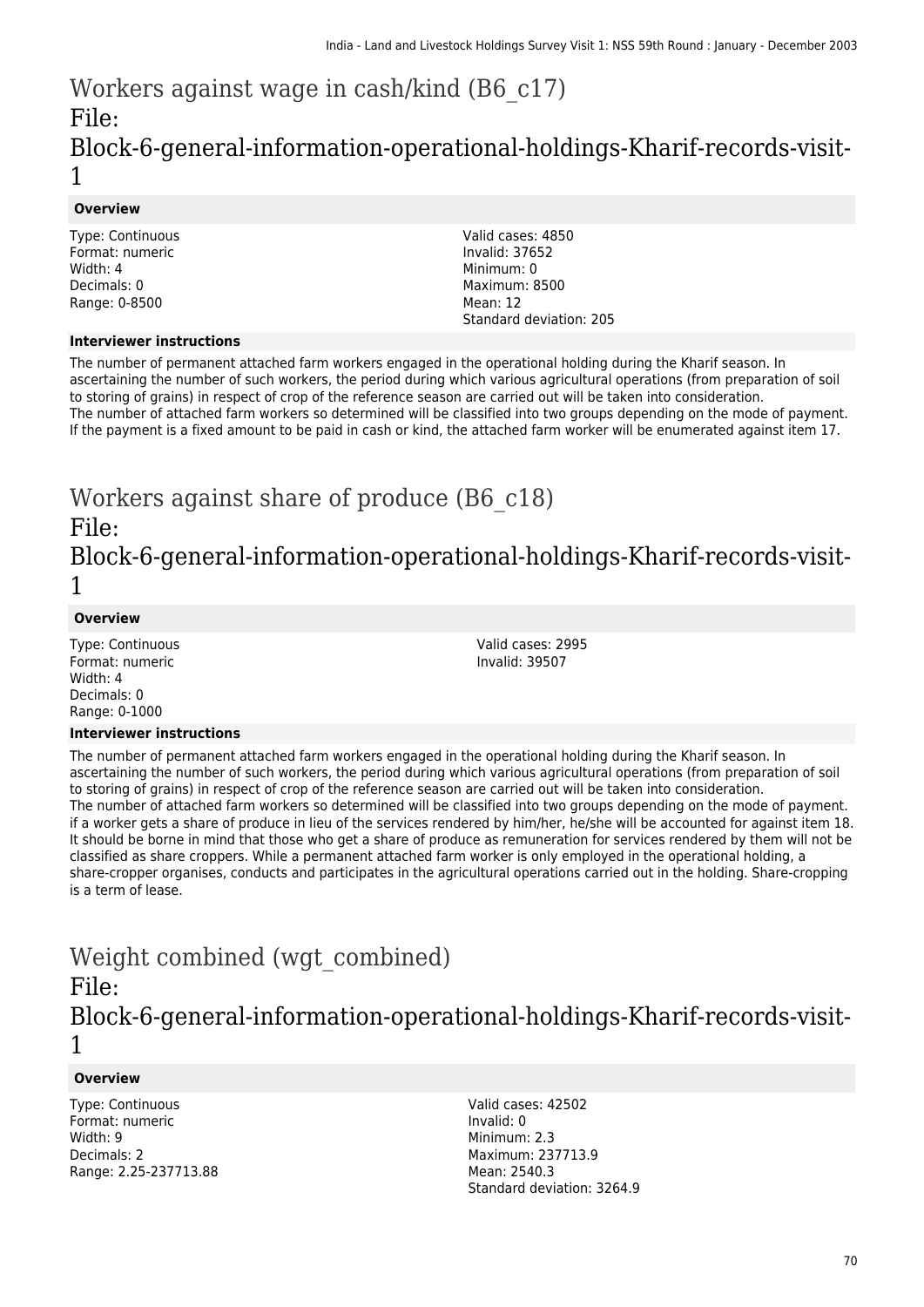# Workers against wage in cash/kind (B6_c17)

File: Block-6-general-information-operational-holdings-Kharif-records-visit-1

### Overview

Type: Continuous
Format: numeric
Width: 4
Decimals: 0
Range: 0-8500

Valid cases: 4850
Invalid: 37652
Minimum: 0
Maximum: 8500
Mean: 12
Standard deviation: 205

### Interviewer instructions

The number of permanent attached farm workers engaged in the operational holding during the Kharif season. In ascertaining the number of such workers, the period during which various agricultural operations (from preparation of soil to storing of grains) in respect of crop of the reference season are carried out will be taken into consideration.
The number of attached farm workers so determined will be classified into two groups depending on the mode of payment. If the payment is a fixed amount to be paid in cash or kind, the attached farm worker will be enumerated against item 17.

# Workers against share of produce (B6_c18)

File: Block-6-general-information-operational-holdings-Kharif-records-visit-1

### Overview

Type: Continuous
Format: numeric
Width: 4
Decimals: 0
Range: 0-1000

Valid cases: 2995
Invalid: 39507

### Interviewer instructions

The number of permanent attached farm workers engaged in the operational holding during the Kharif season. In ascertaining the number of such workers, the period during which various agricultural operations (from preparation of soil to storing of grains) in respect of crop of the reference season are carried out will be taken into consideration.
The number of attached farm workers so determined will be classified into two groups depending on the mode of payment. if a worker gets a share of produce in lieu of the services rendered by him/her, he/she will be accounted for against item 18. It should be borne in mind that those who get a share of produce as remuneration for services rendered by them will not be classified as share croppers. While a permanent attached farm worker is only employed in the operational holding, a share-cropper organises, conducts and participates in the agricultural operations carried out in the holding. Share-cropping is a term of lease.

# Weight combined (wgt_combined)

File: Block-6-general-information-operational-holdings-Kharif-records-visit-1

### Overview

Type: Continuous
Format: numeric
Width: 9
Decimals: 2
Range: 2.25-237713.88

Valid cases: 42502
Invalid: 0
Minimum: 2.3
Maximum: 237713.9
Mean: 2540.3
Standard deviation: 3264.9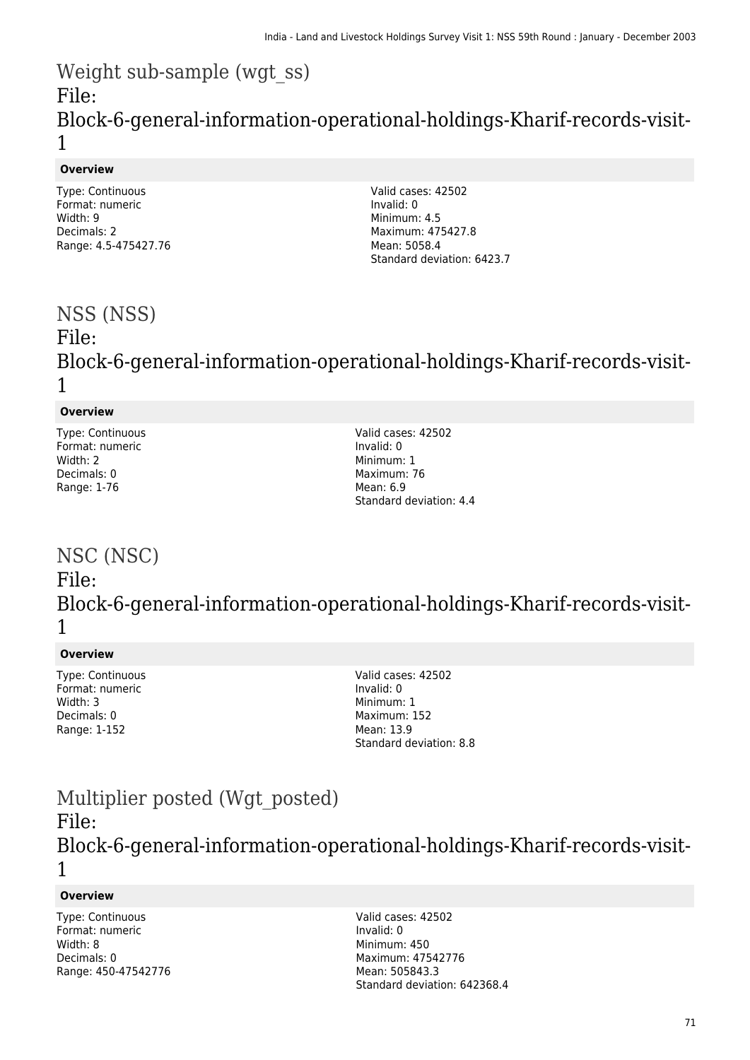# Weight sub-sample (wgt_ss)
File:
Block-6-general-information-operational-holdings-Kharif-records-visit-1

**Overview**

Type: Continuous
Format: numeric
Width: 9
Decimals: 2
Range: 4.5-475427.76

Valid cases: 42502
Invalid: 0
Minimum: 4.5
Maximum: 475427.8
Mean: 5058.4
Standard deviation: 6423.7

# NSS (NSS)
File:
Block-6-general-information-operational-holdings-Kharif-records-visit-1

**Overview**

Type: Continuous
Format: numeric
Width: 2
Decimals: 0
Range: 1-76

Valid cases: 42502
Invalid: 0
Minimum: 1
Maximum: 76
Mean: 6.9
Standard deviation: 4.4

# NSC (NSC)
File:
Block-6-general-information-operational-holdings-Kharif-records-visit-1

**Overview**

Type: Continuous
Format: numeric
Width: 3
Decimals: 0
Range: 1-152

Valid cases: 42502
Invalid: 0
Minimum: 1
Maximum: 152
Mean: 13.9
Standard deviation: 8.8

# Multiplier posted (Wgt_posted)
File:
Block-6-general-information-operational-holdings-Kharif-records-visit-1

**Overview**

Type: Continuous
Format: numeric
Width: 8
Decimals: 0
Range: 450-47542776

Valid cases: 42502
Invalid: 0
Minimum: 450
Maximum: 47542776
Mean: 505843.3
Standard deviation: 642368.4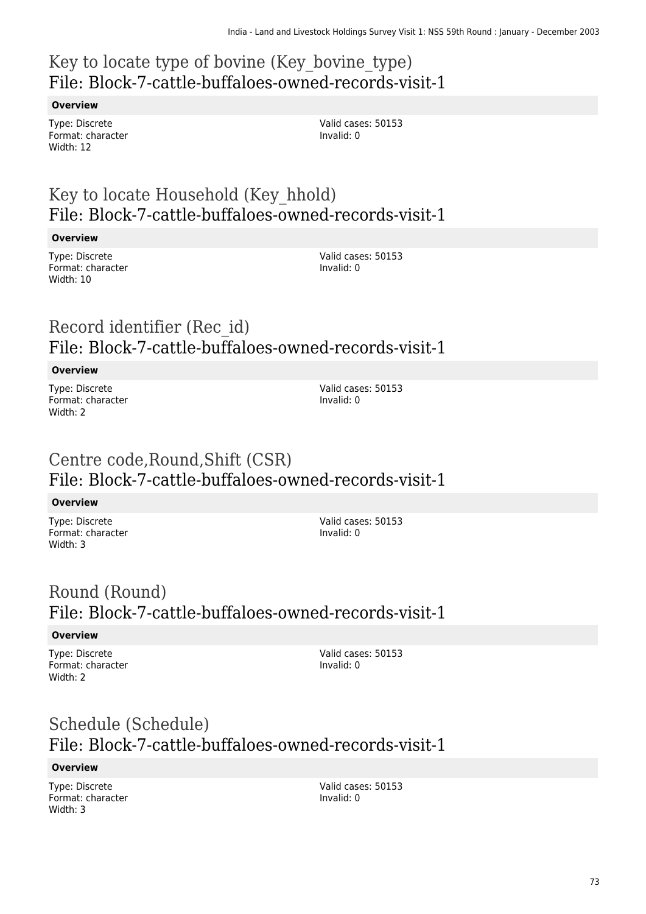## Key to locate type of bovine (Key_bovine_type)
## File: Block-7-cattle-buffaloes-owned-records-visit-1

**Overview**

Type: Discrete
Format: character
Width: 12

Valid cases: 50153
Invalid: 0

## Key to locate Household (Key_hhold)
## File: Block-7-cattle-buffaloes-owned-records-visit-1

**Overview**

Type: Discrete
Format: character
Width: 10

Valid cases: 50153
Invalid: 0

## Record identifier (Rec_id)
## File: Block-7-cattle-buffaloes-owned-records-visit-1

**Overview**

Type: Discrete
Format: character
Width: 2

Valid cases: 50153
Invalid: 0

## Centre code,Round,Shift (CSR)
## File: Block-7-cattle-buffaloes-owned-records-visit-1

**Overview**

Type: Discrete
Format: character
Width: 3

Valid cases: 50153
Invalid: 0

## Round (Round)
## File: Block-7-cattle-buffaloes-owned-records-visit-1

**Overview**

Type: Discrete
Format: character
Width: 2

Valid cases: 50153
Invalid: 0

## Schedule (Schedule)
## File: Block-7-cattle-buffaloes-owned-records-visit-1

**Overview**

Type: Discrete
Format: character
Width: 3

Valid cases: 50153
Invalid: 0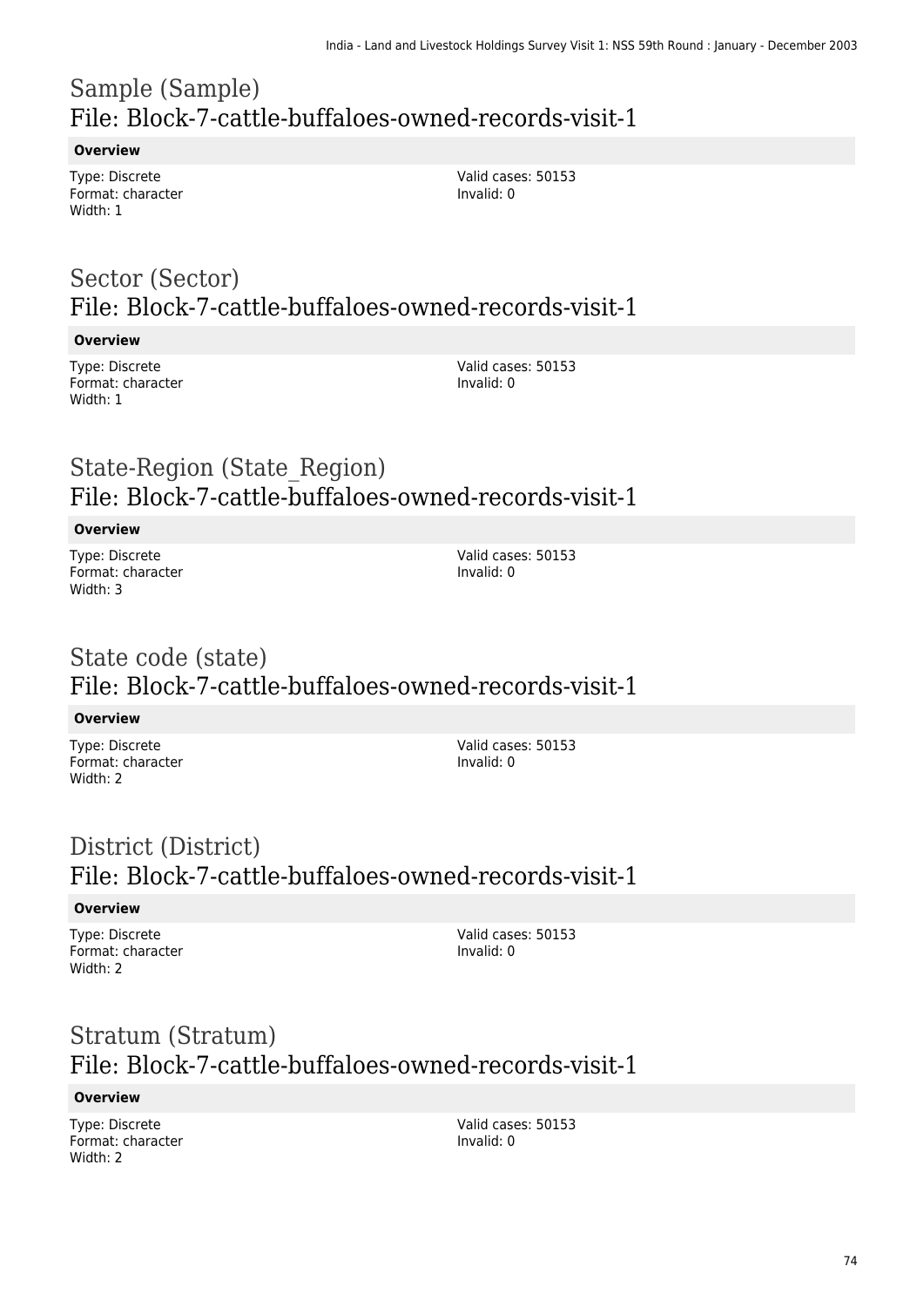## Sample (Sample)
## File: Block-7-cattle-buffaloes-owned-records-visit-1

**Overview**

Type: Discrete
Format: character
Width: 1

Valid cases: 50153
Invalid: 0

## Sector (Sector)
## File: Block-7-cattle-buffaloes-owned-records-visit-1

**Overview**

Type: Discrete
Format: character
Width: 1

Valid cases: 50153
Invalid: 0

## State-Region (State_Region)
## File: Block-7-cattle-buffaloes-owned-records-visit-1

**Overview**

Type: Discrete
Format: character
Width: 3

Valid cases: 50153
Invalid: 0

## State code (state)
## File: Block-7-cattle-buffaloes-owned-records-visit-1

**Overview**

Type: Discrete
Format: character
Width: 2

Valid cases: 50153
Invalid: 0

## District (District)
## File: Block-7-cattle-buffaloes-owned-records-visit-1

**Overview**

Type: Discrete
Format: character
Width: 2

Valid cases: 50153
Invalid: 0

## Stratum (Stratum)
## File: Block-7-cattle-buffaloes-owned-records-visit-1

**Overview**

Type: Discrete
Format: character
Width: 2

Valid cases: 50153
Invalid: 0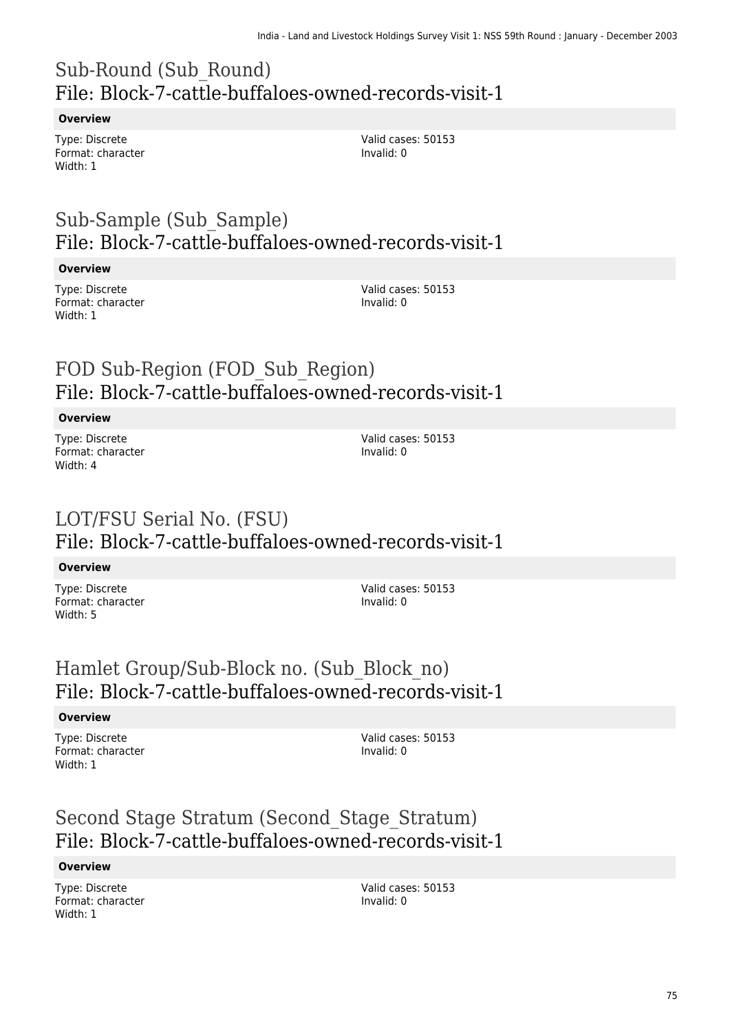## Sub-Round (Sub_Round)
## File: Block-7-cattle-buffaloes-owned-records-visit-1

**Overview**

Type: Discrete
Format: character
Width: 1

Valid cases: 50153
Invalid: 0

## Sub-Sample (Sub_Sample)
## File: Block-7-cattle-buffaloes-owned-records-visit-1

**Overview**

Type: Discrete
Format: character
Width: 1

Valid cases: 50153
Invalid: 0

## FOD Sub-Region (FOD_Sub_Region)
## File: Block-7-cattle-buffaloes-owned-records-visit-1

**Overview**

Type: Discrete
Format: character
Width: 4

Valid cases: 50153
Invalid: 0

## LOT/FSU Serial No. (FSU)
## File: Block-7-cattle-buffaloes-owned-records-visit-1

**Overview**

Type: Discrete
Format: character
Width: 5

Valid cases: 50153
Invalid: 0

## Hamlet Group/Sub-Block no. (Sub_Block_no)
## File: Block-7-cattle-buffaloes-owned-records-visit-1

**Overview**

Type: Discrete
Format: character
Width: 1

Valid cases: 50153
Invalid: 0

## Second Stage Stratum (Second_Stage_Stratum)
## File: Block-7-cattle-buffaloes-owned-records-visit-1

**Overview**

Type: Discrete
Format: character
Width: 1

Valid cases: 50153
Invalid: 0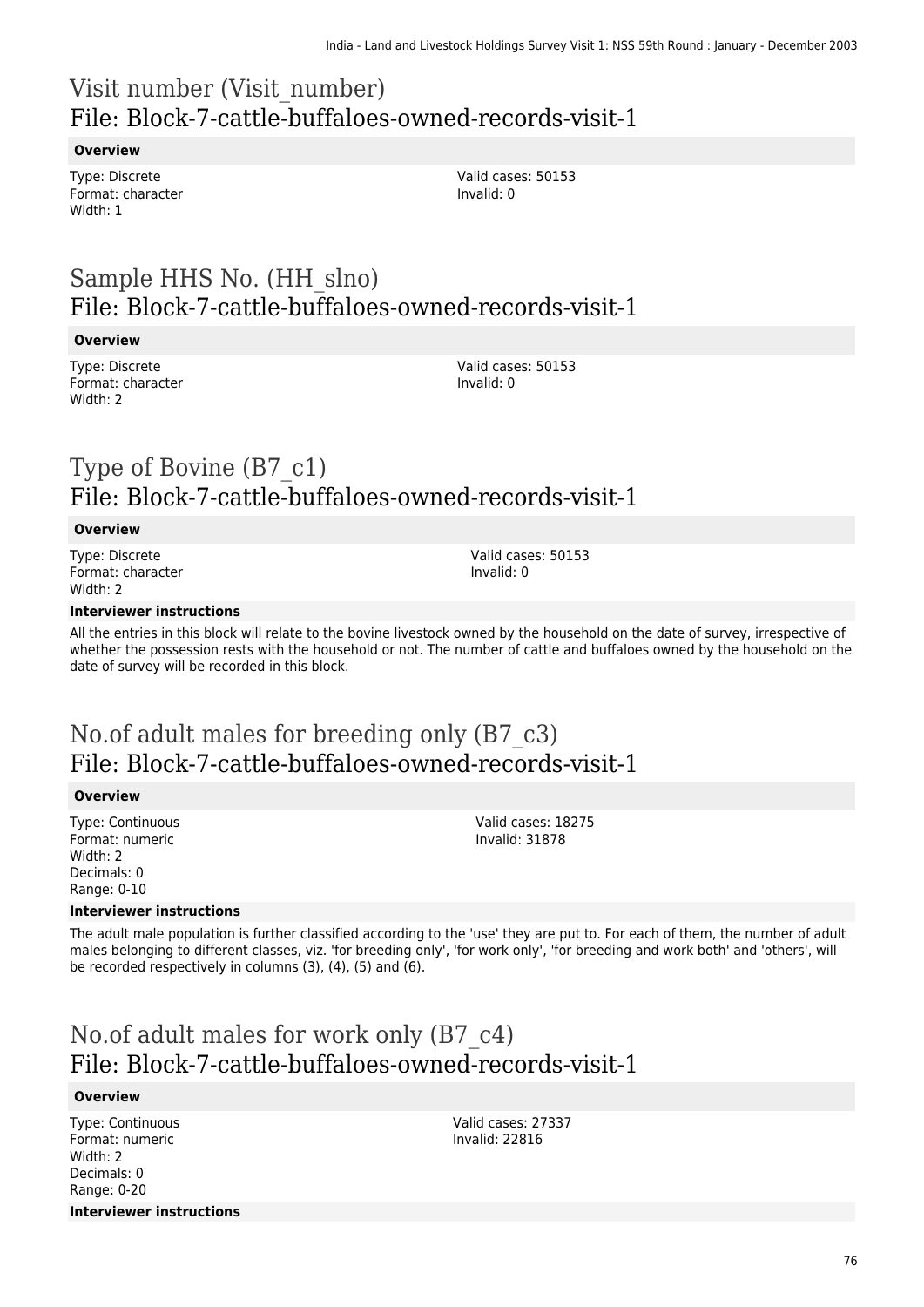## Visit number (Visit_number)
## File: Block-7-cattle-buffaloes-owned-records-visit-1

**Overview**

Type: Discrete
Format: character
Width: 1

Valid cases: 50153
Invalid: 0

## Sample HHS No. (HH_slno)
## File: Block-7-cattle-buffaloes-owned-records-visit-1

**Overview**

Type: Discrete
Format: character
Width: 2

Valid cases: 50153
Invalid: 0

## Type of Bovine (B7_c1)
## File: Block-7-cattle-buffaloes-owned-records-visit-1

**Overview**

Type: Discrete
Format: character
Width: 2

Valid cases: 50153
Invalid: 0

**Interviewer instructions**

All the entries in this block will relate to the bovine livestock owned by the household on the date of survey, irrespective of whether the possession rests with the household or not. The number of cattle and buffaloes owned by the household on the date of survey will be recorded in this block.

## No.of adult males for breeding only (B7_c3)
## File: Block-7-cattle-buffaloes-owned-records-visit-1

**Overview**

Type: Continuous
Format: numeric
Width: 2
Decimals: 0
Range: 0-10

Valid cases: 18275
Invalid: 31878

**Interviewer instructions**

The adult male population is further classified according to the 'use' they are put to. For each of them, the number of adult males belonging to different classes, viz. 'for breeding only', 'for work only', 'for breeding and work both' and 'others', will be recorded respectively in columns (3), (4), (5) and (6).

## No.of adult males for work only (B7_c4)
## File: Block-7-cattle-buffaloes-owned-records-visit-1

**Overview**

Type: Continuous
Format: numeric
Width: 2
Decimals: 0
Range: 0-20

Valid cases: 27337
Invalid: 22816

**Interviewer instructions**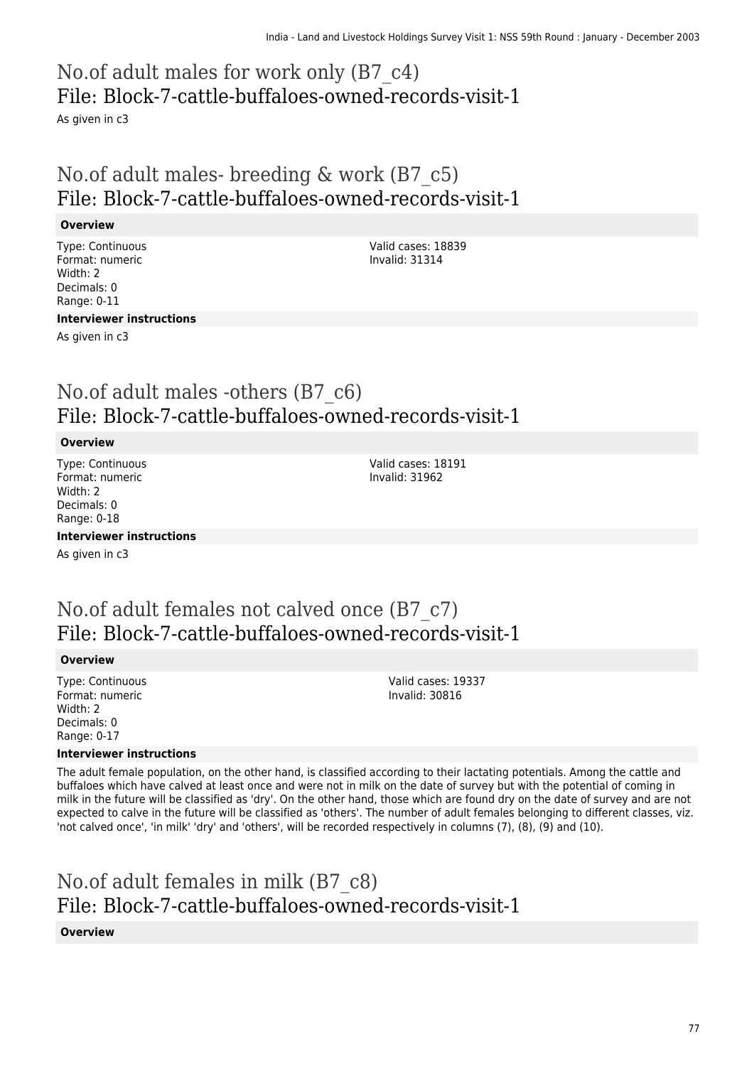# No.of adult males for work only (B7_c4)
## File: Block-7-cattle-buffaloes-owned-records-visit-1

As given in c3

# No.of adult males- breeding & work (B7_c5)
## File: Block-7-cattle-buffaloes-owned-records-visit-1

### Overview

Type: Continuous
Format: numeric
Width: 2
Decimals: 0
Range: 0-11

Valid cases: 18839
Invalid: 31314

### Interviewer instructions

As given in c3

# No.of adult males -others (B7_c6)
## File: Block-7-cattle-buffaloes-owned-records-visit-1

### Overview

Type: Continuous
Format: numeric
Width: 2
Decimals: 0
Range: 0-18

Valid cases: 18191
Invalid: 31962

### Interviewer instructions

As given in c3

# No.of adult females not calved once (B7_c7)
## File: Block-7-cattle-buffaloes-owned-records-visit-1

### Overview

Type: Continuous
Format: numeric
Width: 2
Decimals: 0
Range: 0-17

Valid cases: 19337
Invalid: 30816

### Interviewer instructions

The adult female population, on the other hand, is classified according to their lactating potentials. Among the cattle and buffaloes which have calved at least once and were not in milk on the date of survey but with the potential of coming in milk in the future will be classified as 'dry'. On the other hand, those which are found dry on the date of survey and are not expected to calve in the future will be classified as 'others'. The number of adult females belonging to different classes, viz. 'not calved once', 'in milk' 'dry' and 'others', will be recorded respectively in columns (7), (8), (9) and (10).

# No.of adult females in milk (B7_c8)
## File: Block-7-cattle-buffaloes-owned-records-visit-1

### Overview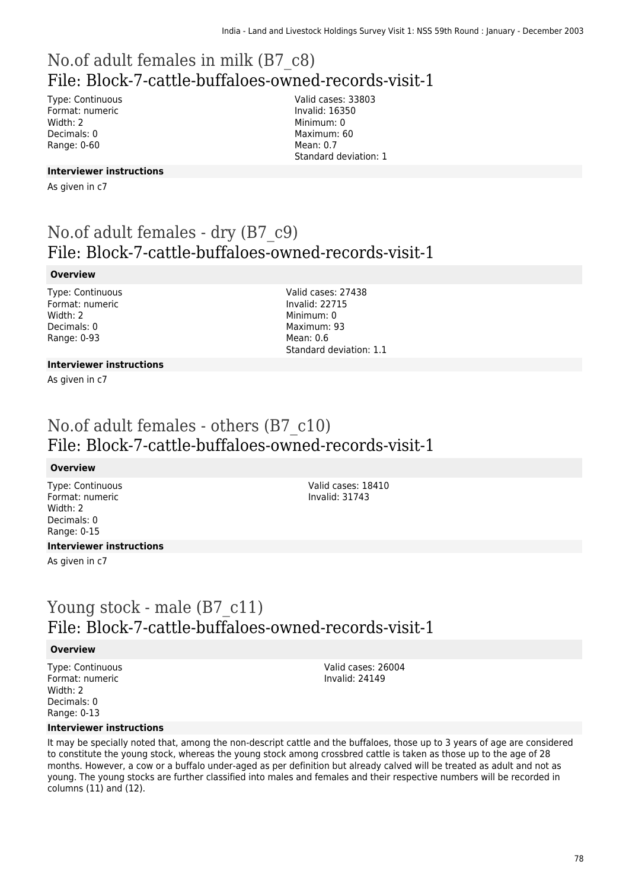# No.of adult females in milk (B7_c8)
# File: Block-7-cattle-buffaloes-owned-records-visit-1

Type: Continuous
Format: numeric
Width: 2
Decimals: 0
Range: 0-60

Valid cases: 33803
Invalid: 16350
Minimum: 0
Maximum: 60
Mean: 0.7
Standard deviation: 1

**Interviewer instructions**

As given in c7

# No.of adult females - dry (B7_c9)
# File: Block-7-cattle-buffaloes-owned-records-visit-1

**Overview**

Type: Continuous
Format: numeric
Width: 2
Decimals: 0
Range: 0-93

Valid cases: 27438
Invalid: 22715
Minimum: 0
Maximum: 93
Mean: 0.6
Standard deviation: 1.1

**Interviewer instructions**

As given in c7

# No.of adult females - others (B7_c10)
# File: Block-7-cattle-buffaloes-owned-records-visit-1

**Overview**

Type: Continuous
Format: numeric
Width: 2
Decimals: 0
Range: 0-15

Valid cases: 18410
Invalid: 31743

**Interviewer instructions**

As given in c7

# Young stock - male (B7_c11)
# File: Block-7-cattle-buffaloes-owned-records-visit-1

**Overview**

Type: Continuous
Format: numeric
Width: 2
Decimals: 0
Range: 0-13

Valid cases: 26004
Invalid: 24149

**Interviewer instructions**

It may be specially noted that, among the non-descript cattle and the buffaloes, those up to 3 years of age are considered to constitute the young stock, whereas the young stock among crossbred cattle is taken as those up to the age of 28 months. However, a cow or a buffalo under-aged as per definition but already calved will be treated as adult and not as young. The young stocks are further classified into males and females and their respective numbers will be recorded in columns (11) and (12).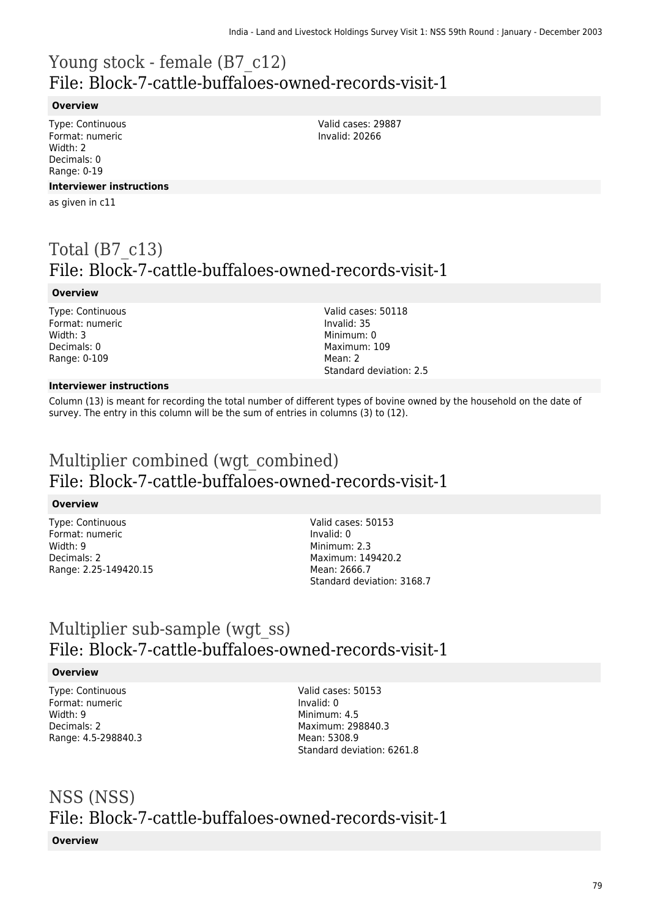# Young stock - female (B7_c12)
## File: Block-7-cattle-buffaloes-owned-records-visit-1

**Overview**

Type: Continuous
Format: numeric
Width: 2
Decimals: 0
Range: 0-19

Valid cases: 29887
Invalid: 20266

**Interviewer instructions**

as given in c11

# Total (B7_c13)
## File: Block-7-cattle-buffaloes-owned-records-visit-1

**Overview**

Type: Continuous
Format: numeric
Width: 3
Decimals: 0
Range: 0-109

Valid cases: 50118
Invalid: 35
Minimum: 0
Maximum: 109
Mean: 2
Standard deviation: 2.5

**Interviewer instructions**

Column (13) is meant for recording the total number of different types of bovine owned by the household on the date of survey. The entry in this column will be the sum of entries in columns (3) to (12).

# Multiplier combined (wgt_combined)
## File: Block-7-cattle-buffaloes-owned-records-visit-1

**Overview**

Type: Continuous
Format: numeric
Width: 9
Decimals: 2
Range: 2.25-149420.15

Valid cases: 50153
Invalid: 0
Minimum: 2.3
Maximum: 149420.2
Mean: 2666.7
Standard deviation: 3168.7

# Multiplier sub-sample (wgt_ss)
## File: Block-7-cattle-buffaloes-owned-records-visit-1

**Overview**

Type: Continuous
Format: numeric
Width: 9
Decimals: 2
Range: 4.5-298840.3

Valid cases: 50153
Invalid: 0
Minimum: 4.5
Maximum: 298840.3
Mean: 5308.9
Standard deviation: 6261.8

# NSS (NSS)
## File: Block-7-cattle-buffaloes-owned-records-visit-1

**Overview**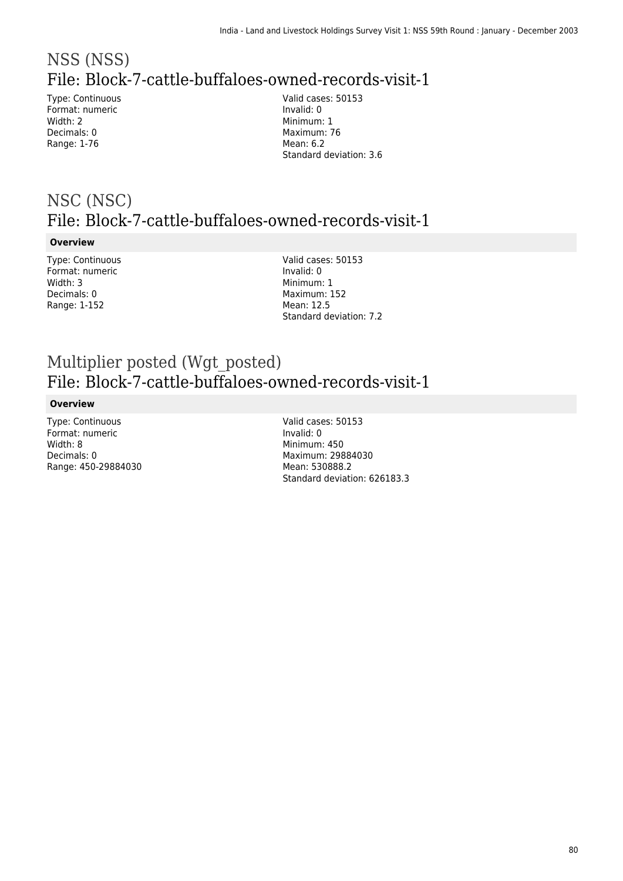# NSS (NSS)

## File: Block-7-cattle-buffaloes-owned-records-visit-1

Type: Continuous
Format: numeric
Width: 2
Decimals: 0
Range: 1-76

Valid cases: 50153
Invalid: 0
Minimum: 1
Maximum: 76
Mean: 6.2
Standard deviation: 3.6

# NSC (NSC)

## File: Block-7-cattle-buffaloes-owned-records-visit-1

**Overview**

Type: Continuous
Format: numeric
Width: 3
Decimals: 0
Range: 1-152

Valid cases: 50153
Invalid: 0
Minimum: 1
Maximum: 152
Mean: 12.5
Standard deviation: 7.2

# Multiplier posted (Wgt_posted)

## File: Block-7-cattle-buffaloes-owned-records-visit-1

**Overview**

Type: Continuous
Format: numeric
Width: 8
Decimals: 0
Range: 450-29884030

Valid cases: 50153
Invalid: 0
Minimum: 450
Maximum: 29884030
Mean: 530888.2
Standard deviation: 626183.3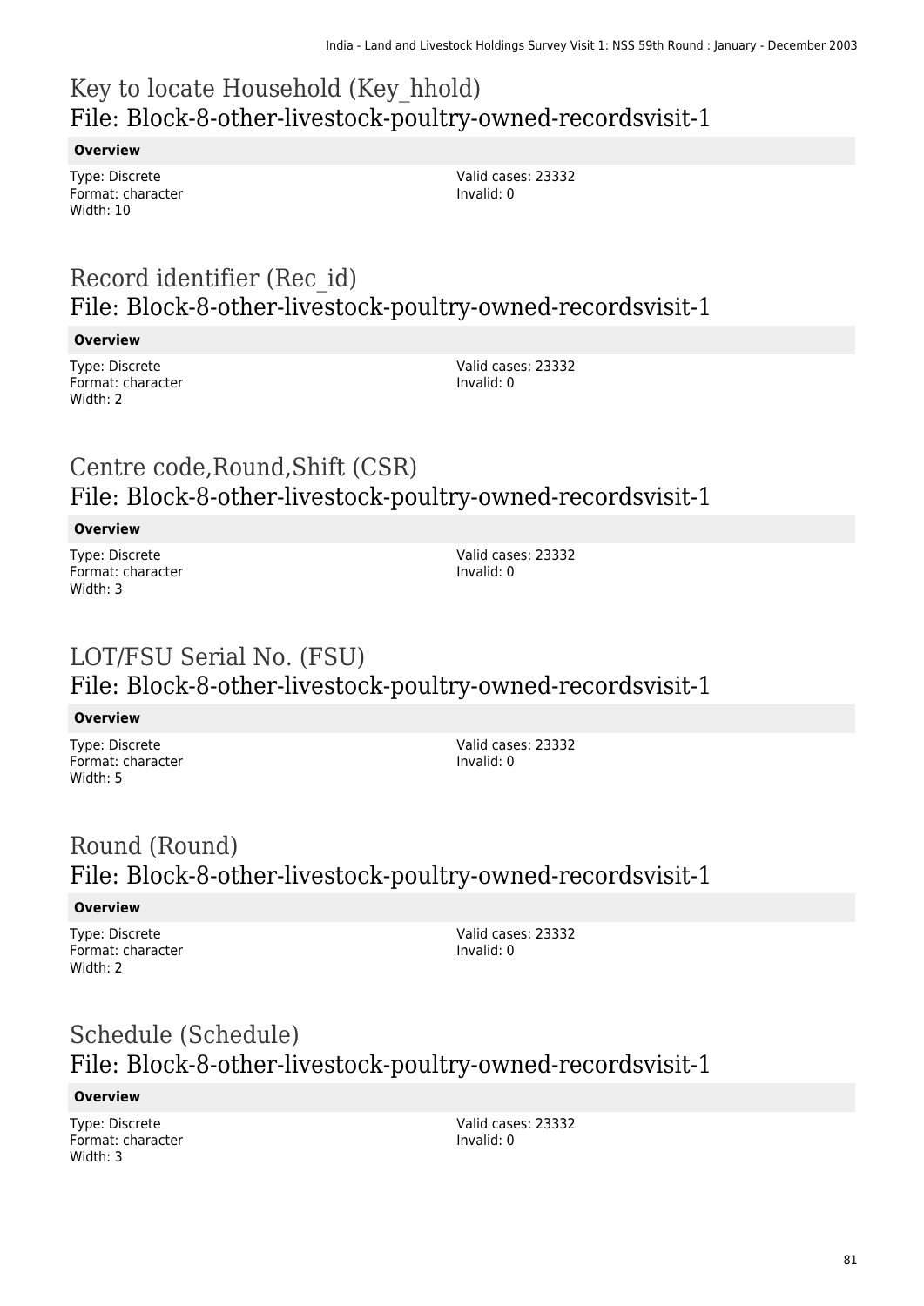## Key to locate Household (Key_hhold)
## File: Block-8-other-livestock-poultry-owned-recordsvisit-1

**Overview**

Type: Discrete
Format: character
Width: 10

Valid cases: 23332
Invalid: 0

## Record identifier (Rec_id)
## File: Block-8-other-livestock-poultry-owned-recordsvisit-1

**Overview**

Type: Discrete
Format: character
Width: 2

Valid cases: 23332
Invalid: 0

## Centre code,Round,Shift (CSR)
## File: Block-8-other-livestock-poultry-owned-recordsvisit-1

**Overview**

Type: Discrete
Format: character
Width: 3

Valid cases: 23332
Invalid: 0

## LOT/FSU Serial No. (FSU)
## File: Block-8-other-livestock-poultry-owned-recordsvisit-1

**Overview**

Type: Discrete
Format: character
Width: 5

Valid cases: 23332
Invalid: 0

## Round (Round)
## File: Block-8-other-livestock-poultry-owned-recordsvisit-1

**Overview**

Type: Discrete
Format: character
Width: 2

Valid cases: 23332
Invalid: 0

## Schedule (Schedule)
## File: Block-8-other-livestock-poultry-owned-recordsvisit-1

**Overview**

Type: Discrete
Format: character
Width: 3

Valid cases: 23332
Invalid: 0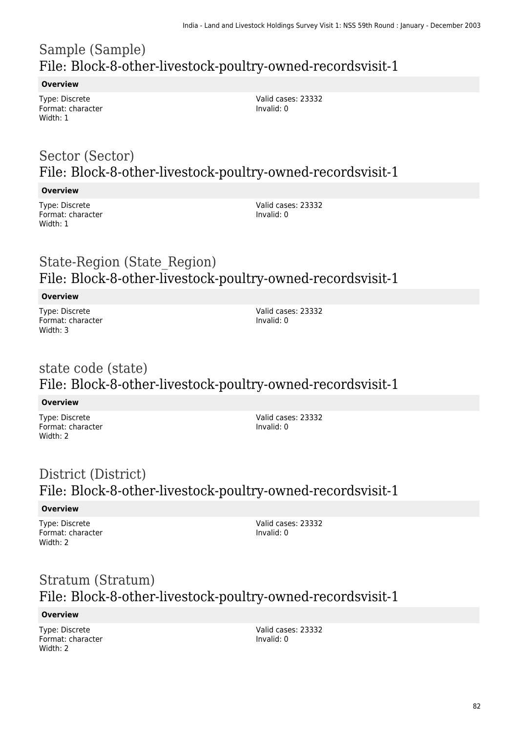## Sample (Sample)
## File: Block-8-other-livestock-poultry-owned-recordsvisit-1

**Overview**

Type: Discrete
Format: character
Width: 1

Valid cases: 23332
Invalid: 0

## Sector (Sector)
## File: Block-8-other-livestock-poultry-owned-recordsvisit-1

**Overview**

Type: Discrete
Format: character
Width: 1

Valid cases: 23332
Invalid: 0

## State-Region (State_Region)
## File: Block-8-other-livestock-poultry-owned-recordsvisit-1

**Overview**

Type: Discrete
Format: character
Width: 3

Valid cases: 23332
Invalid: 0

## state code (state)
## File: Block-8-other-livestock-poultry-owned-recordsvisit-1

**Overview**

Type: Discrete
Format: character
Width: 2

Valid cases: 23332
Invalid: 0

## District (District)
## File: Block-8-other-livestock-poultry-owned-recordsvisit-1

**Overview**

Type: Discrete
Format: character
Width: 2

Valid cases: 23332
Invalid: 0

## Stratum (Stratum)
## File: Block-8-other-livestock-poultry-owned-recordsvisit-1

**Overview**

Type: Discrete
Format: character
Width: 2

Valid cases: 23332
Invalid: 0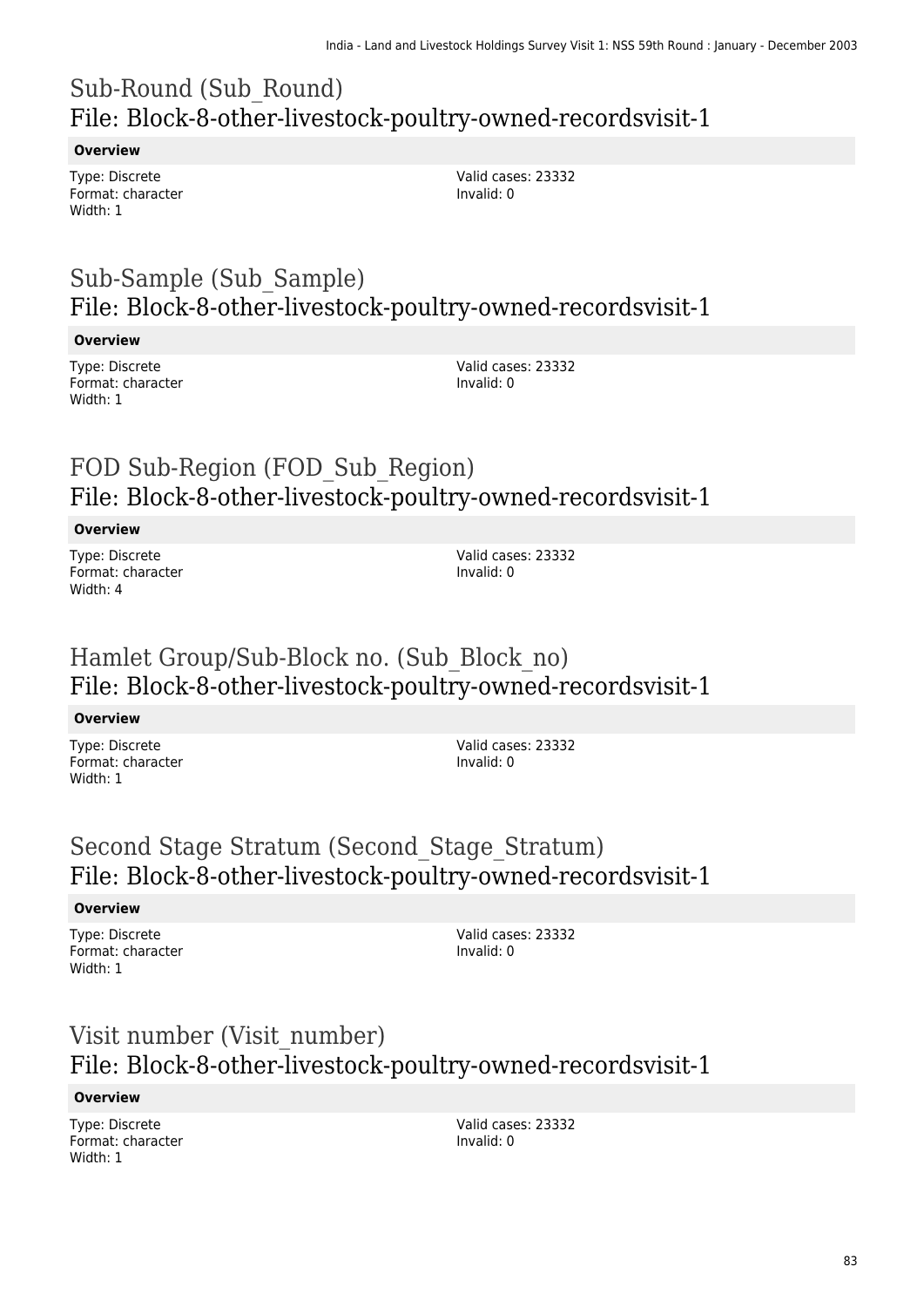## Sub-Round (Sub_Round)
## File: Block-8-other-livestock-poultry-owned-recordsvisit-1

**Overview**

Type: Discrete
Format: character
Width: 1

Valid cases: 23332
Invalid: 0

## Sub-Sample (Sub_Sample)
## File: Block-8-other-livestock-poultry-owned-recordsvisit-1

**Overview**

Type: Discrete
Format: character
Width: 1

Valid cases: 23332
Invalid: 0

## FOD Sub-Region (FOD_Sub_Region)
## File: Block-8-other-livestock-poultry-owned-recordsvisit-1

**Overview**

Type: Discrete
Format: character
Width: 4

Valid cases: 23332
Invalid: 0

## Hamlet Group/Sub-Block no. (Sub_Block_no)
## File: Block-8-other-livestock-poultry-owned-recordsvisit-1

**Overview**

Type: Discrete
Format: character
Width: 1

Valid cases: 23332
Invalid: 0

## Second Stage Stratum (Second_Stage_Stratum)
## File: Block-8-other-livestock-poultry-owned-recordsvisit-1

**Overview**

Type: Discrete
Format: character
Width: 1

Valid cases: 23332
Invalid: 0

## Visit number (Visit_number)
## File: Block-8-other-livestock-poultry-owned-recordsvisit-1

**Overview**

Type: Discrete
Format: character
Width: 1

Valid cases: 23332
Invalid: 0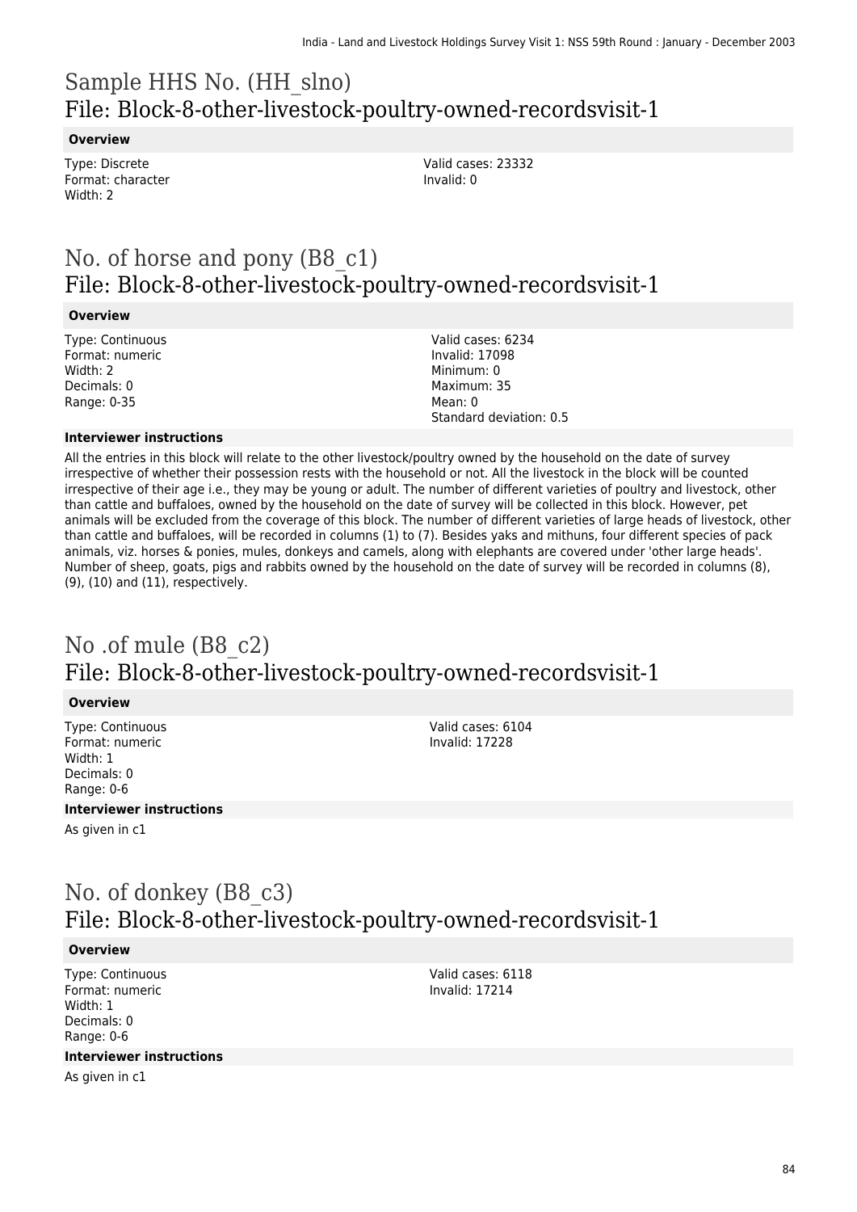# Sample HHS No. (HH_slno)
## File: Block-8-other-livestock-poultry-owned-recordsvisit-1

### Overview

Type: Discrete
Format: character
Width: 2

Valid cases: 23332
Invalid: 0

# No. of horse and pony (B8_c1)
## File: Block-8-other-livestock-poultry-owned-recordsvisit-1

### Overview

Type: Continuous
Format: numeric
Width: 2
Decimals: 0
Range: 0-35

Valid cases: 6234
Invalid: 17098
Minimum: 0
Maximum: 35
Mean: 0
Standard deviation: 0.5

### Interviewer instructions

All the entries in this block will relate to the other livestock/poultry owned by the household on the date of survey irrespective of whether their possession rests with the household or not. All the livestock in the block will be counted irrespective of their age i.e., they may be young or adult. The number of different varieties of poultry and livestock, other than cattle and buffaloes, owned by the household on the date of survey will be collected in this block. However, pet animals will be excluded from the coverage of this block. The number of different varieties of large heads of livestock, other than cattle and buffaloes, will be recorded in columns (1) to (7). Besides yaks and mithuns, four different species of pack animals, viz. horses & ponies, mules, donkeys and camels, along with elephants are covered under 'other large heads'. Number of sheep, goats, pigs and rabbits owned by the household on the date of survey will be recorded in columns (8), (9), (10) and (11), respectively.

# No .of mule (B8_c2)
## File: Block-8-other-livestock-poultry-owned-recordsvisit-1

### Overview

Type: Continuous
Format: numeric
Width: 1
Decimals: 0
Range: 0-6

Valid cases: 6104
Invalid: 17228

### Interviewer instructions

As given in c1

# No. of donkey (B8_c3)
## File: Block-8-other-livestock-poultry-owned-recordsvisit-1

### Overview

Type: Continuous
Format: numeric
Width: 1
Decimals: 0
Range: 0-6

Valid cases: 6118
Invalid: 17214

### Interviewer instructions

As given in c1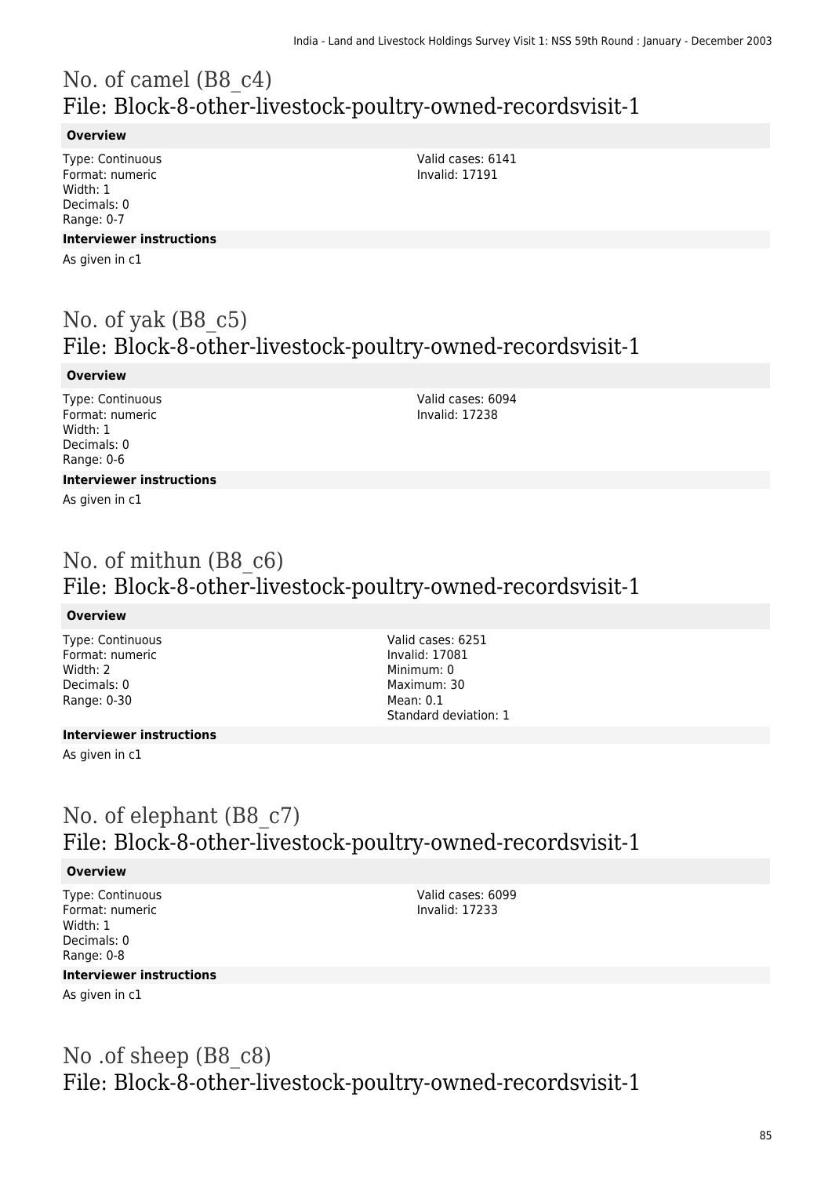# No. of camel (B8_c4)
## File: Block-8-other-livestock-poultry-owned-recordsvisit-1

**Overview**

Type: Continuous
Format: numeric
Width: 1
Decimals: 0
Range: 0-7

Valid cases: 6141
Invalid: 17191

**Interviewer instructions**

As given in c1

# No. of yak (B8_c5)
## File: Block-8-other-livestock-poultry-owned-recordsvisit-1

**Overview**

Type: Continuous
Format: numeric
Width: 1
Decimals: 0
Range: 0-6

Valid cases: 6094
Invalid: 17238

**Interviewer instructions**

As given in c1

# No. of mithun (B8_c6)
## File: Block-8-other-livestock-poultry-owned-recordsvisit-1

**Overview**

Type: Continuous
Format: numeric
Width: 2
Decimals: 0
Range: 0-30

Valid cases: 6251
Invalid: 17081
Minimum: 0
Maximum: 30
Mean: 0.1
Standard deviation: 1

**Interviewer instructions**

As given in c1

# No. of elephant (B8_c7)
## File: Block-8-other-livestock-poultry-owned-recordsvisit-1

**Overview**

Type: Continuous
Format: numeric
Width: 1
Decimals: 0
Range: 0-8

Valid cases: 6099
Invalid: 17233

**Interviewer instructions**

As given in c1

# No .of sheep (B8_c8)
## File: Block-8-other-livestock-poultry-owned-recordsvisit-1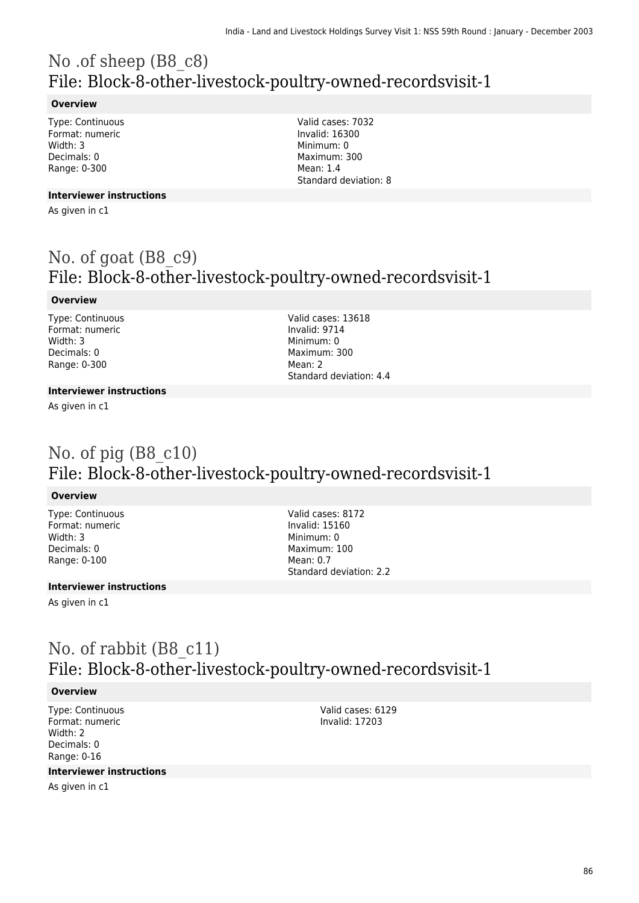# No .of sheep (B8_c8)
## File: Block-8-other-livestock-poultry-owned-recordsvisit-1

### Overview

Type: Continuous
Format: numeric
Width: 3
Decimals: 0
Range: 0-300

Valid cases: 7032
Invalid: 16300
Minimum: 0
Maximum: 300
Mean: 1.4
Standard deviation: 8

### Interviewer instructions

As given in c1

# No. of goat (B8_c9)
## File: Block-8-other-livestock-poultry-owned-recordsvisit-1

### Overview

Type: Continuous
Format: numeric
Width: 3
Decimals: 0
Range: 0-300

Valid cases: 13618
Invalid: 9714
Minimum: 0
Maximum: 300
Mean: 2
Standard deviation: 4.4

### Interviewer instructions

As given in c1

# No. of pig (B8_c10)
## File: Block-8-other-livestock-poultry-owned-recordsvisit-1

### Overview

Type: Continuous
Format: numeric
Width: 3
Decimals: 0
Range: 0-100

Valid cases: 8172
Invalid: 15160
Minimum: 0
Maximum: 100
Mean: 0.7
Standard deviation: 2.2

### Interviewer instructions

As given in c1

# No. of rabbit (B8_c11)
## File: Block-8-other-livestock-poultry-owned-recordsvisit-1

### Overview

Type: Continuous
Format: numeric
Width: 2
Decimals: 0
Range: 0-16

Valid cases: 6129
Invalid: 17203

### Interviewer instructions

As given in c1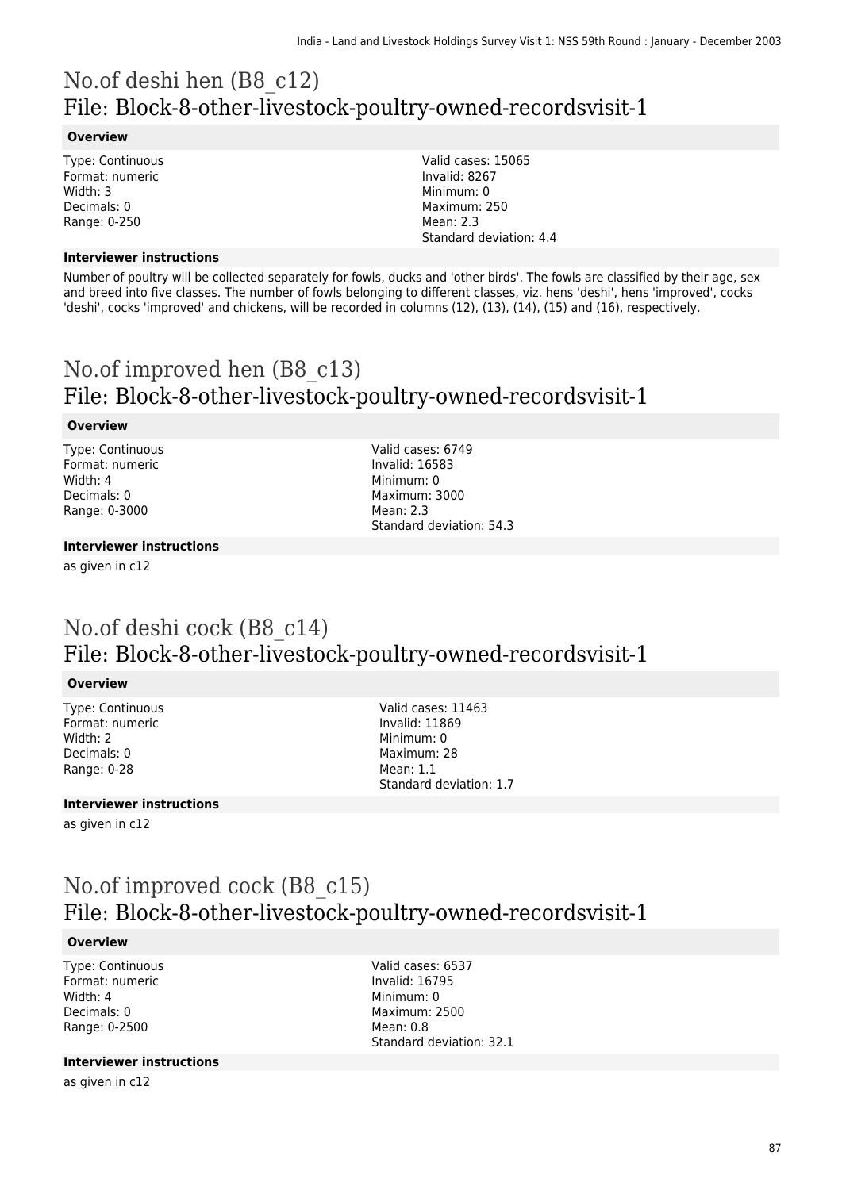# No.of deshi hen (B8_c12)
## File: Block-8-other-livestock-poultry-owned-recordsvisit-1

### Overview

Type: Continuous
Format: numeric
Width: 3
Decimals: 0
Range: 0-250

Valid cases: 15065
Invalid: 8267
Minimum: 0
Maximum: 250
Mean: 2.3
Standard deviation: 4.4

### Interviewer instructions

Number of poultry will be collected separately for fowls, ducks and 'other birds'. The fowls are classified by their age, sex and breed into five classes. The number of fowls belonging to different classes, viz. hens 'deshi', hens 'improved', cocks 'deshi', cocks 'improved' and chickens, will be recorded in columns (12), (13), (14), (15) and (16), respectively.

# No.of improved hen (B8_c13)
## File: Block-8-other-livestock-poultry-owned-recordsvisit-1

### Overview

Type: Continuous
Format: numeric
Width: 4
Decimals: 0
Range: 0-3000

Valid cases: 6749
Invalid: 16583
Minimum: 0
Maximum: 3000
Mean: 2.3
Standard deviation: 54.3

### Interviewer instructions

as given in c12

# No.of deshi cock (B8_c14)
## File: Block-8-other-livestock-poultry-owned-recordsvisit-1

### Overview

Type: Continuous
Format: numeric
Width: 2
Decimals: 0
Range: 0-28

Valid cases: 11463
Invalid: 11869
Minimum: 0
Maximum: 28
Mean: 1.1
Standard deviation: 1.7

### Interviewer instructions

as given in c12

# No.of improved cock (B8_c15)
## File: Block-8-other-livestock-poultry-owned-recordsvisit-1

### Overview

Type: Continuous
Format: numeric
Width: 4
Decimals: 0
Range: 0-2500

Valid cases: 6537
Invalid: 16795
Minimum: 0
Maximum: 2500
Mean: 0.8
Standard deviation: 32.1

### Interviewer instructions

as given in c12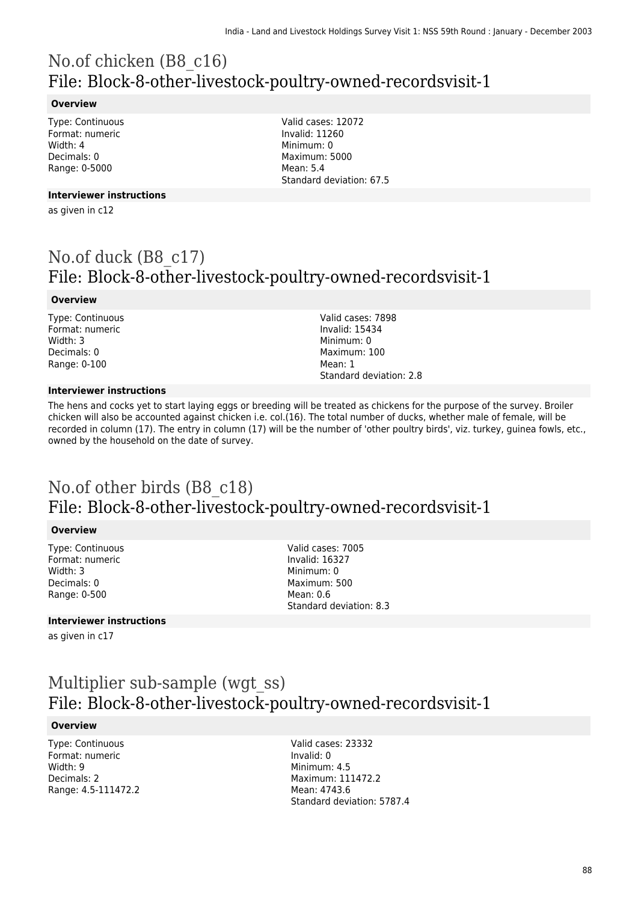# No.of chicken (B8_c16)
## File: Block-8-other-livestock-poultry-owned-recordsvisit-1

### Overview

Type: Continuous
Format: numeric
Width: 4
Decimals: 0
Range: 0-5000

Valid cases: 12072
Invalid: 11260
Minimum: 0
Maximum: 5000
Mean: 5.4
Standard deviation: 67.5

### Interviewer instructions

as given in c12

# No.of duck (B8_c17)
## File: Block-8-other-livestock-poultry-owned-recordsvisit-1

### Overview

Type: Continuous
Format: numeric
Width: 3
Decimals: 0
Range: 0-100

Valid cases: 7898
Invalid: 15434
Minimum: 0
Maximum: 100
Mean: 1
Standard deviation: 2.8

### Interviewer instructions

The hens and cocks yet to start laying eggs or breeding will be treated as chickens for the purpose of the survey. Broiler chicken will also be accounted against chicken i.e. col.(16). The total number of ducks, whether male of female, will be recorded in column (17). The entry in column (17) will be the number of 'other poultry birds', viz. turkey, guinea fowls, etc., owned by the household on the date of survey.

# No.of other birds (B8_c18)
## File: Block-8-other-livestock-poultry-owned-recordsvisit-1

### Overview

Type: Continuous
Format: numeric
Width: 3
Decimals: 0
Range: 0-500

Valid cases: 7005
Invalid: 16327
Minimum: 0
Maximum: 500
Mean: 0.6
Standard deviation: 8.3

### Interviewer instructions

as given in c17

# Multiplier sub-sample (wgt_ss)
## File: Block-8-other-livestock-poultry-owned-recordsvisit-1

### Overview

Type: Continuous
Format: numeric
Width: 9
Decimals: 2
Range: 4.5-111472.2

Valid cases: 23332
Invalid: 0
Minimum: 4.5
Maximum: 111472.2
Mean: 4743.6
Standard deviation: 5787.4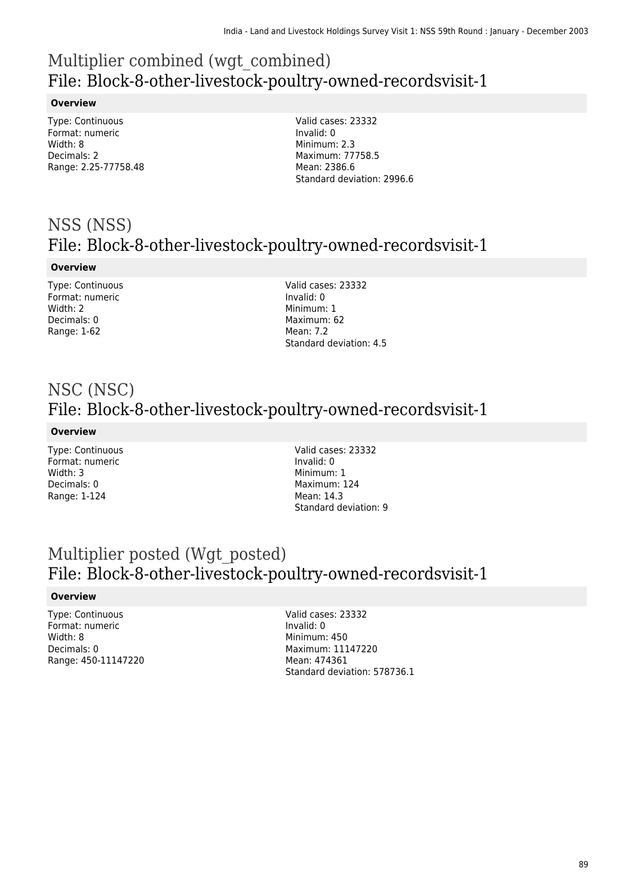# Multiplier combined (wgt_combined)
## File: Block-8-other-livestock-poultry-owned-recordsvisit-1

**Overview**

Type: Continuous
Format: numeric
Width: 8
Decimals: 2
Range: 2.25-77758.48

Valid cases: 23332
Invalid: 0
Minimum: 2.3
Maximum: 77758.5
Mean: 2386.6
Standard deviation: 2996.6

# NSS (NSS)
## File: Block-8-other-livestock-poultry-owned-recordsvisit-1

**Overview**

Type: Continuous
Format: numeric
Width: 2
Decimals: 0
Range: 1-62

Valid cases: 23332
Invalid: 0
Minimum: 1
Maximum: 62
Mean: 7.2
Standard deviation: 4.5

# NSC (NSC)
## File: Block-8-other-livestock-poultry-owned-recordsvisit-1

**Overview**

Type: Continuous
Format: numeric
Width: 3
Decimals: 0
Range: 1-124

Valid cases: 23332
Invalid: 0
Minimum: 1
Maximum: 124
Mean: 14.3
Standard deviation: 9

# Multiplier posted (Wgt_posted)
## File: Block-8-other-livestock-poultry-owned-recordsvisit-1

**Overview**

Type: Continuous
Format: numeric
Width: 8
Decimals: 0
Range: 450-11147220

Valid cases: 23332
Invalid: 0
Minimum: 450
Maximum: 11147220
Mean: 474361
Standard deviation: 578736.1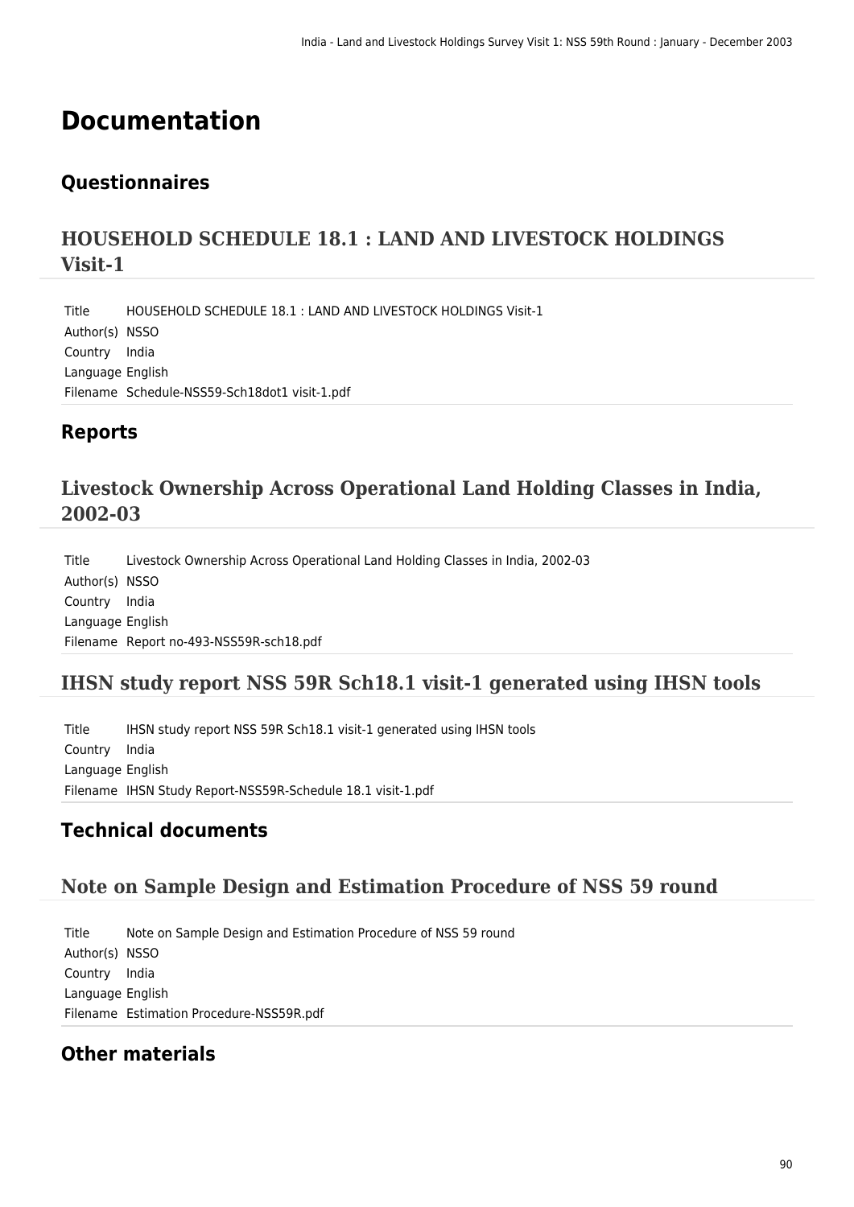# Documentation

## Questionnaires

### HOUSEHOLD SCHEDULE 18.1 : LAND AND LIVESTOCK HOLDINGS Visit-1

| | |
|---|---|
| Title | HOUSEHOLD SCHEDULE 18.1 : LAND AND LIVESTOCK HOLDINGS Visit-1 |
| Author(s) | NSSO |
| Country | India |
| Language | English |
| Filename | Schedule-NSS59-Sch18dot1 visit-1.pdf |

## Reports

### Livestock Ownership Across Operational Land Holding Classes in India, 2002-03

| | |
|---|---|
| Title | Livestock Ownership Across Operational Land Holding Classes in India, 2002-03 |
| Author(s) | NSSO |
| Country | India |
| Language | English |
| Filename | Report no-493-NSS59R-sch18.pdf |

### IHSN study report NSS 59R Sch18.1 visit-1 generated using IHSN tools

| | |
|---|---|
| Title | IHSN study report NSS 59R Sch18.1 visit-1 generated using IHSN tools |
| Country | India |
| Language | English |
| Filename | IHSN Study Report-NSS59R-Schedule 18.1 visit-1.pdf |

## Technical documents

### Note on Sample Design and Estimation Procedure of NSS 59 round

| | |
|---|---|
| Title | Note on Sample Design and Estimation Procedure of NSS 59 round |
| Author(s) | NSSO |
| Country | India |
| Language | English |
| Filename | Estimation Procedure-NSS59R.pdf |

## Other materials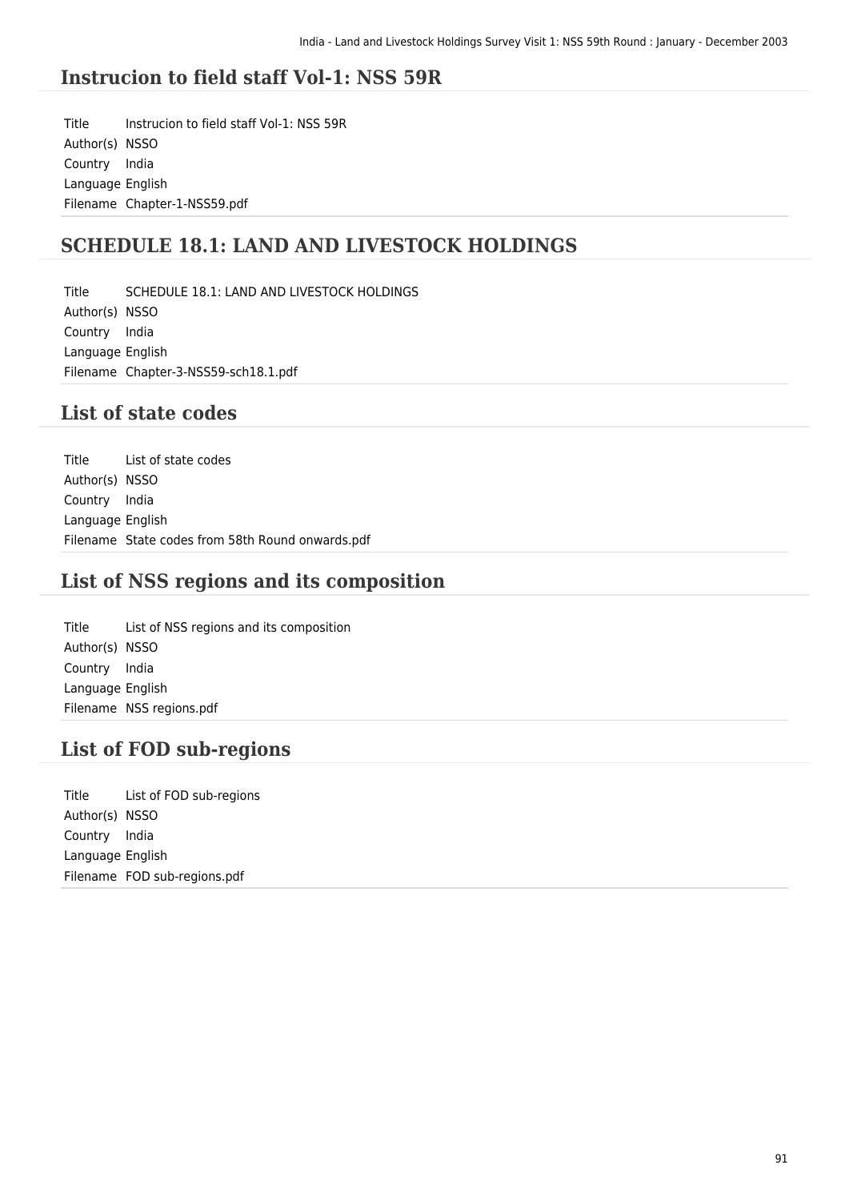## Instrucion to field staff Vol-1: NSS 59R

| | |
|---|---|
| Title | Instrucion to field staff Vol-1: NSS 59R |
| Author(s) | NSSO |
| Country | India |
| Language | English |
| Filename | Chapter-1-NSS59.pdf |

## SCHEDULE 18.1: LAND AND LIVESTOCK HOLDINGS

| | |
|---|---|
| Title | SCHEDULE 18.1: LAND AND LIVESTOCK HOLDINGS |
| Author(s) | NSSO |
| Country | India |
| Language | English |
| Filename | Chapter-3-NSS59-sch18.1.pdf |

## List of state codes

| | |
|---|---|
| Title | List of state codes |
| Author(s) | NSSO |
| Country | India |
| Language | English |
| Filename | State codes from 58th Round onwards.pdf |

## List of NSS regions and its composition

| | |
|---|---|
| Title | List of NSS regions and its composition |
| Author(s) | NSSO |
| Country | India |
| Language | English |
| Filename | NSS regions.pdf |

## List of FOD sub-regions

| | |
|---|---|
| Title | List of FOD sub-regions |
| Author(s) | NSSO |
| Country | India |
| Language | English |
| Filename | FOD sub-regions.pdf |